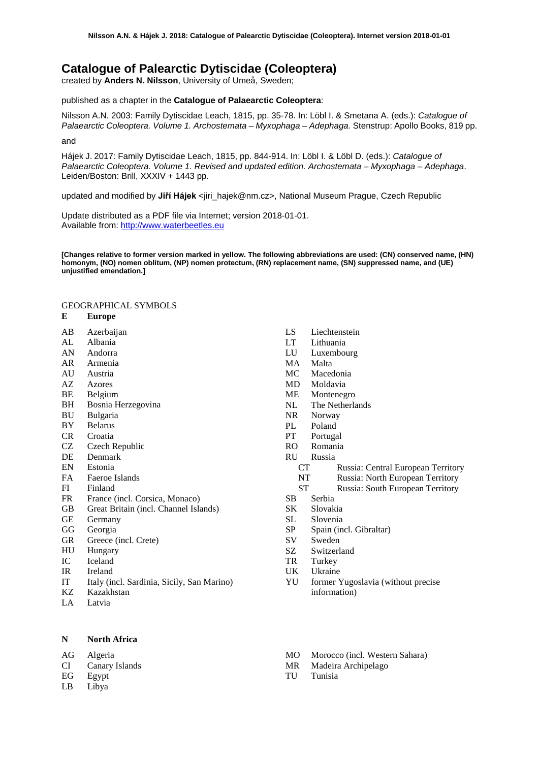# Catalogue of Palearctic Dytiscidae (Coleoptera)

created by **Anders N. Nilsson**, University of Umeå, Sweden;

published as a chapter in the **Catalogue of Palaearctic Coleoptera**:

Nilsson A.N. 2003: Family Dytiscidae Leach, 1815, pp. 35-78. In: Löbl I. & Smetana A. (eds.): *Catalogue of Palaearctic Coleoptera. Volume 1. Archostemata – Myxophaga – Adephaga.* Stenstrup: Apollo Books, 819 pp.

and

Hájek J. 2017: Family Dytiscidae Leach, 1815, pp. 844-914. In: Löbl I. & Löbl D. (eds.): *Catalogue of Palaearctic Coleoptera. Volume 1. Revised and updated edition. Archostemata – Myxophaga – Adephaga*. Leiden/Boston: Brill, XXXIV + 1443 pp.

updated and modified by **Jiří Hájek** <jiri_hajek@nm.cz>, National Museum Prague, Czech Republic

Update distributed as a PDF file via Internet; version 2018-01-01.
Available from: http://www.waterbeetles.eu

**[Changes relative to former version marked in yellow. The following abbreviations are used: (CN) conserved name, (HN) homonym, (NO) nomen oblitum, (NP) nomen protectum, (RN) replacement name, (SN) suppressed name, and (UE) unjustified emendation.]**

GEOGRAPHICAL SYMBOLS

**E Europe**

AB Azerbaijan
AL Albania
AN Andorra
AR Armenia
AU Austria
AZ Azores
BE Belgium
BH Bosnia Herzegovina
BU Bulgaria
BY Belarus
CR Croatia
CZ Czech Republic
DE Denmark
EN Estonia
FA Faeroe Islands
FI Finland
FR France (incl. Corsica, Monaco)
GB Great Britain (incl. Channel Islands)
GE Germany
GG Georgia
GR Greece (incl. Crete)
HU Hungary
IC Iceland
IR Ireland
IT Italy (incl. Sardinia, Sicily, San Marino)
KZ Kazakhstan
LA Latvia
LS Liechtenstein
LT Lithuania
LU Luxembourg
MA Malta
MC Macedonia
MD Moldavia
ME Montenegro
NL The Netherlands
NR Norway
PL Poland
PT Portugal
RO Romania
RU Russia
  CT Russia: Central European Territory
  NT Russia: North European Territory
  ST Russia: South European Territory
SB Serbia
SK Slovakia
SL Slovenia
SP Spain (incl. Gibraltar)
SV Sweden
SZ Switzerland
TR Turkey
UK Ukraine
YU former Yugoslavia (without precise information)

**N North Africa**

AG Algeria
CI Canary Islands
EG Egypt
LB Libya
MO Morocco (incl. Western Sahara)
MR Madeira Archipelago
TU Tunisia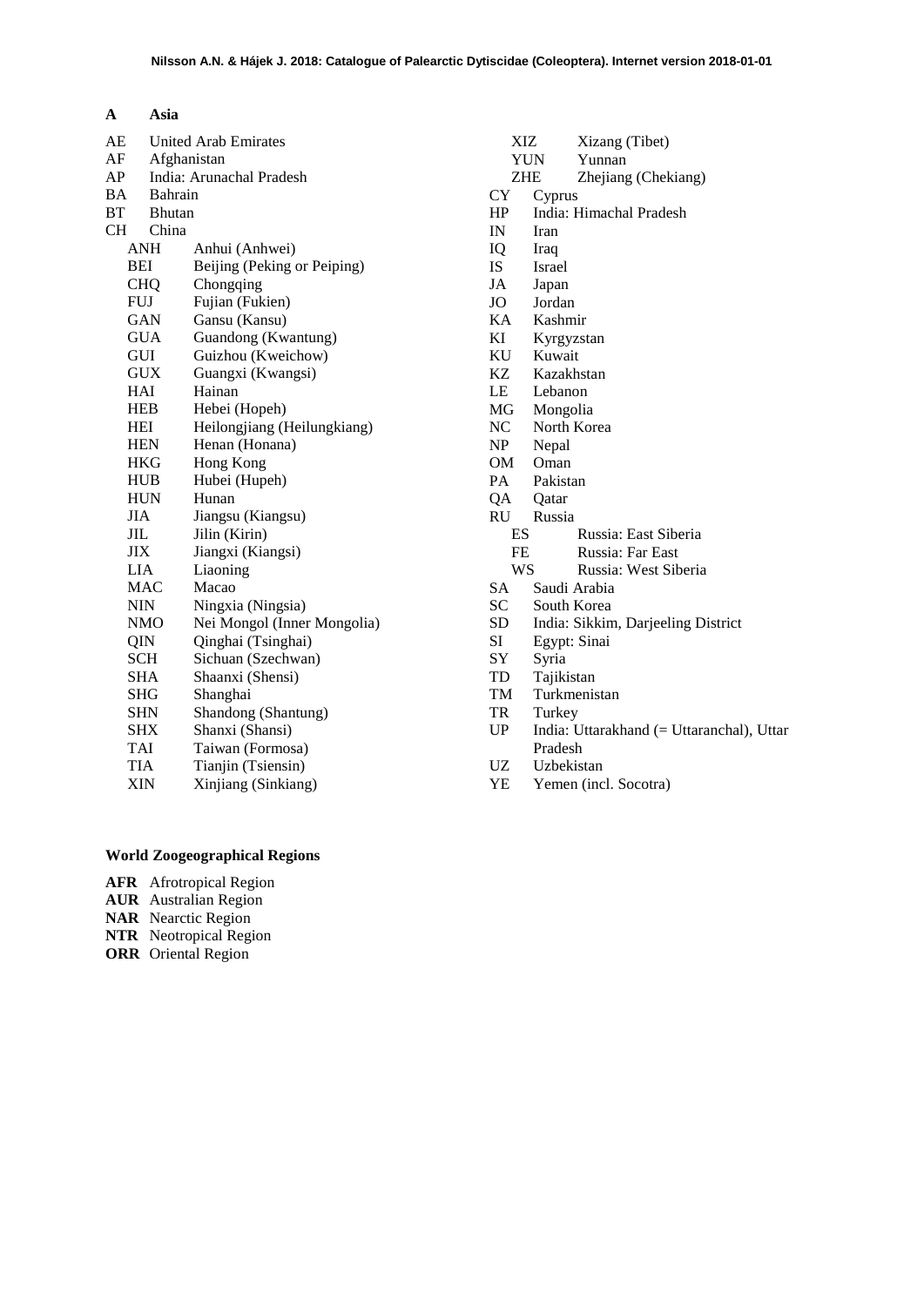**A Asia**

AE United Arab Emirates
AF Afghanistan
AP India: Arunachal Pradesh
BA Bahrain
BT Bhutan
CH China
- ANH Anhui (Anhwei)
- BEI Beijing (Peking or Peiping)
- CHQ Chongqing
- FUJ Fujian (Fukien)
- GAN Gansu (Kansu)
- GUA Guandong (Kwantung)
- GUI Guizhou (Kweichow)
- GUX Guangxi (Kwangsi)
- HAI Hainan
- HEB Hebei (Hopeh)
- HEI Heilongjiang (Heilungkiang)
- HEN Henan (Honana)
- HKG Hong Kong
- HUB Hubei (Hupeh)
- HUN Hunan
- JIA Jiangsu (Kiangsu)
- JIL Jilin (Kirin)
- JIX Jiangxi (Kiangsi)
- LIA Liaoning
- MAC Macao
- NIN Ningxia (Ningsia)
- NMO Nei Mongol (Inner Mongolia)
- QIN Qinghai (Tsinghai)
- SCH Sichuan (Szechwan)
- SHA Shaanxi (Shensi)
- SHG Shanghai
- SHN Shandong (Shantung)
- SHX Shanxi (Shansi)
- TAI Taiwan (Formosa)
- TIA Tianjin (Tsiensin)
- XIN Xinjiang (Sinkiang)
- XIZ Xizang (Tibet)
- YUN Yunnan
- ZHE Zhejiang (Chekiang)

CY Cyprus
HP India: Himachal Pradesh
IN Iran
IQ Iraq
IS Israel
JA Japan
JO Jordan
KA Kashmir
KI Kyrgyzstan
KU Kuwait
KZ Kazakhstan
LE Lebanon
MG Mongolia
NC North Korea
NP Nepal
OM Oman
PA Pakistan
QA Qatar
RU Russia
- ES Russia: East Siberia
- FE Russia: Far East
- WS Russia: West Siberia

SA Saudi Arabia
SC South Korea
SD India: Sikkim, Darjeeling District
SI Egypt: Sinai
SY Syria
TD Tajikistan
TM Turkmenistan
TR Turkey
UP India: Uttarakhand (= Uttaranchal), Uttar Pradesh
UZ Uzbekistan
YE Yemen (incl. Socotra)

**World Zoogeographical Regions**

**AFR** Afrotropical Region
**AUR** Australian Region
**NAR** Nearctic Region
**NTR** Neotropical Region
**ORR** Oriental Region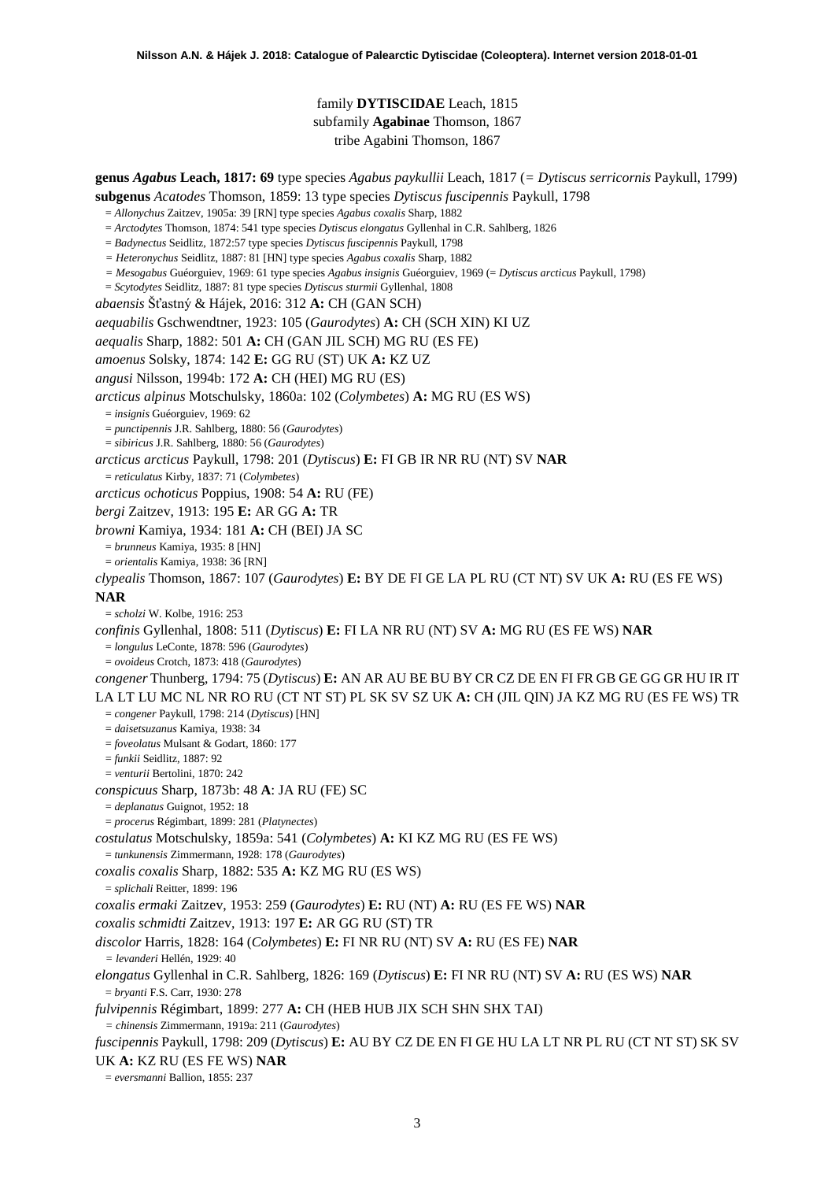family **DYTISCIDAE** Leach, 1815
subfamily **Agabinae** Thomson, 1867
tribe Agabini Thomson, 1867

**genus *Agabus* Leach, 1817: 69** type species *Agabus paykullii* Leach, 1817 (= *Dytiscus serricornis* Paykull, 1799)

**subgenus *Acatodes*** Thomson, 1859: 13 type species *Dytiscus fuscipennis* Paykull, 1798

= *Allonychus* Zaitzev, 1905a: 39 [RN] type species *Agabus coxalis* Sharp, 1882
= *Arctodytes* Thomson, 1874: 541 type species *Dytiscus elongatus* Gyllenhal in C.R. Sahlberg, 1826
= *Badynectus* Seidlitz, 1872:57 type species *Dytiscus fuscipennis* Paykull, 1798
= *Heteronychus* Seidlitz, 1887: 81 [HN] type species *Agabus coxalis* Sharp, 1882
= *Mesogabus* Guéorguiev, 1969: 61 type species *Agabus insignis* Guéorguiev, 1969 (= *Dytiscus arcticus* Paykull, 1798)
= *Scytodytes* Seidlitz, 1887: 81 type species *Dytiscus sturmii* Gyllenhal, 1808

*abaensis* Šťastný & Hájek, 2016: 312 **A:** CH (GAN SCH)

*aequabilis* Gschwendtner, 1923: 105 (*Gaurodytes*) **A:** CH (SCH XIN) KI UZ

*aequalis* Sharp, 1882: 501 **A:** CH (GAN JIL SCH) MG RU (ES FE)

*amoenus* Solsky, 1874: 142 **E:** GG RU (ST) UK **A:** KZ UZ

*angusi* Nilsson, 1994b: 172 **A:** CH (HEI) MG RU (ES)

*arcticus alpinus* Motschulsky, 1860a: 102 (*Colymbetes*) **A:** MG RU (ES WS)
= *insignis* Guéorguiev, 1969: 62
= *punctipennis* J.R. Sahlberg, 1880: 56 (*Gaurodytes*)
= *sibiricus* J.R. Sahlberg, 1880: 56 (*Gaurodytes*)

*arcticus arcticus* Paykull, 1798: 201 (*Dytiscus*) **E:** FI GB IR NR RU (NT) SV **NAR**
= *reticulatus* Kirby, 1837: 71 (*Colymbetes*)

*arcticus ochoticus* Poppius, 1908: 54 **A:** RU (FE)

*bergi* Zaitzev, 1913: 195 **E:** AR GG **A:** TR

*browni* Kamiya, 1934: 181 **A:** CH (BEI) JA SC
= *brunneus* Kamiya, 1935: 8 [HN]
= *orientalis* Kamiya, 1938: 36 [RN]

*clypealis* Thomson, 1867: 107 (*Gaurodytes*) **E:** BY DE FI GE LA PL RU (CT NT) SV UK **A:** RU (ES FE WS) **NAR**
= *scholzi* W. Kolbe, 1916: 253

*confinis* Gyllenhal, 1808: 511 (*Dytiscus*) **E:** FI LA NR RU (NT) SV **A:** MG RU (ES FE WS) **NAR**
= *longulus* LeConte, 1878: 596 (*Gaurodytes*)
= *ovoideus* Crotch, 1873: 418 (*Gaurodytes*)

*congener* Thunberg, 1794: 75 (*Dytiscus*) **E:** AN AR AU BE BU BY CR CZ DE EN FI FR GB GE GG GR HU IR IT LA LT LU MC NL NR RO RU (CT NT ST) PL SK SV SZ UK **A:** CH (JIL QIN) JA KZ MG RU (ES FE WS) TR
= *congener* Paykull, 1798: 214 (*Dytiscus*) [HN]
= *daisetsuzanus* Kamiya, 1938: 34
= *foveolatus* Mulsant & Godart, 1860: 177
= *funkii* Seidlitz, 1887: 92
= *venturii* Bertolini, 1870: 242

*conspicuus* Sharp, 1873b: 48 **A**: JA RU (FE) SC
= *deplanatus* Guignot, 1952: 18
= *procerus* Régimbart, 1899: 281 (*Platynectes*)

*costulatus* Motschulsky, 1859a: 541 (*Colymbetes*) **A:** KI KZ MG RU (ES FE WS)
= *tunkunensis* Zimmermann, 1928: 178 (*Gaurodytes*)

*coxalis coxalis* Sharp, 1882: 535 **A:** KZ MG RU (ES WS)
= *splichali* Reitter, 1899: 196

*coxalis ermaki* Zaitzev, 1953: 259 (*Gaurodytes*) **E:** RU (NT) **A:** RU (ES FE WS) **NAR**

*coxalis schmidti* Zaitzev, 1913: 197 **E:** AR GG RU (ST) TR

*discolor* Harris, 1828: 164 (*Colymbetes*) **E:** FI NR RU (NT) SV **A:** RU (ES FE) **NAR**
= *levanderi* Hellén, 1929: 40

*elongatus* Gyllenhal in C.R. Sahlberg, 1826: 169 (*Dytiscus*) **E:** FI NR RU (NT) SV **A:** RU (ES WS) **NAR**
= *bryanti* F.S. Carr, 1930: 278

*fulvipennis* Régimbart, 1899: 277 **A:** CH (HEB HUB JIX SCH SHN SHX TAI)
= *chinensis* Zimmermann, 1919a: 211 (*Gaurodytes*)

*fuscipennis* Paykull, 1798: 209 (*Dytiscus*) **E:** AU BY CZ DE EN FI GE HU LA LT NR PL RU (CT NT ST) SK SV UK **A:** KZ RU (ES FE WS) **NAR**
= *eversmanni* Ballion, 1855: 237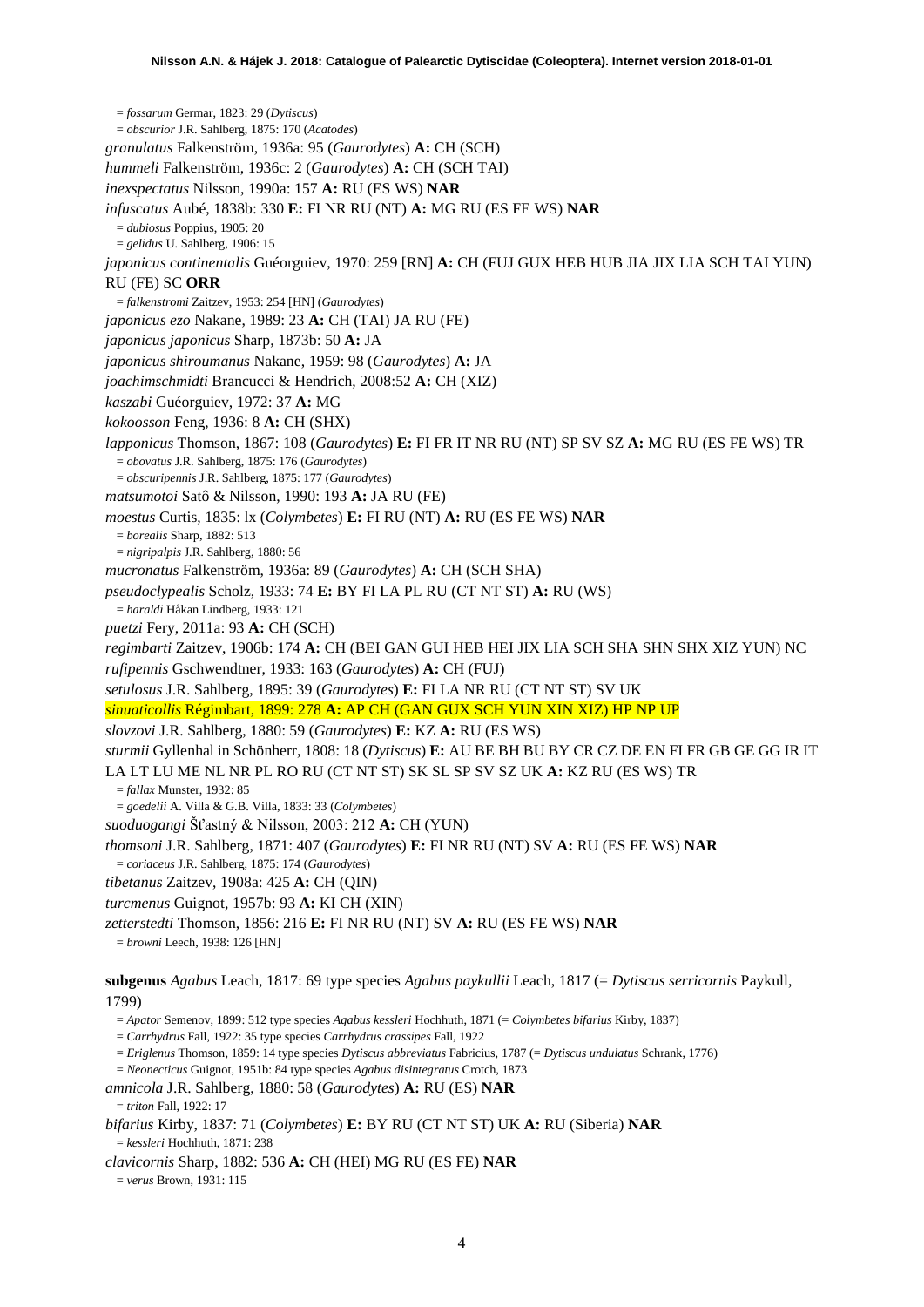= *fossarum* Germar, 1823: 29 (*Dytiscus*)
= *obscurior* J.R. Sahlberg, 1875: 170 (*Acatodes*)

*granulatus* Falkenström, 1936a: 95 (*Gaurodytes*) **A:** CH (SCH)

*hummeli* Falkenström, 1936c: 2 (*Gaurodytes*) **A:** CH (SCH TAI)

*inexspectatus* Nilsson, 1990a: 157 **A:** RU (ES WS) **NAR**

*infuscatus* Aubé, 1838b: 330 **E:** FI NR RU (NT) **A:** MG RU (ES FE WS) **NAR**
= *dubiosus* Poppius, 1905: 20
= *gelidus* U. Sahlberg, 1906: 15

*japonicus continentalis* Guéorguiev, 1970: 259 [RN] **A:** CH (FUJ GUX HEB HUB JIA JIX LIA SCH TAI YUN) RU (FE) SC **ORR**
= *falkenstromi* Zaitzev, 1953: 254 [HN] (*Gaurodytes*)

*japonicus ezo* Nakane, 1989: 23 **A:** CH (TAI) JA RU (FE)

*japonicus japonicus* Sharp, 1873b: 50 **A:** JA

*japonicus shiroumanus* Nakane, 1959: 98 (*Gaurodytes*) **A:** JA

*joachimschmidti* Brancucci & Hendrich, 2008:52 **A:** CH (XIZ)

*kaszabi* Guéorguiev, 1972: 37 **A:** MG

*kokoosson* Feng, 1936: 8 **A:** CH (SHX)

*lapponicus* Thomson, 1867: 108 (*Gaurodytes*) **E:** FI FR IT NR RU (NT) SP SV SZ **A:** MG RU (ES FE WS) TR
= *obovatus* J.R. Sahlberg, 1875: 176 (*Gaurodytes*)
= *obscuripennis* J.R. Sahlberg, 1875: 177 (*Gaurodytes*)

*matsumotoi* Satô & Nilsson, 1990: 193 **A:** JA RU (FE)

*moestus* Curtis, 1835: lx (*Colymbetes*) **E:** FI RU (NT) **A:** RU (ES FE WS) **NAR**
= *borealis* Sharp, 1882: 513
= *nigripalpis* J.R. Sahlberg, 1880: 56

*mucronatus* Falkenström, 1936a: 89 (*Gaurodytes*) **A:** CH (SCH SHA)

*pseudoclypealis* Scholz, 1933: 74 **E:** BY FI LA PL RU (CT NT ST) **A:** RU (WS)
= *haraldi* Håkan Lindberg, 1933: 121

*puetzi* Fery, 2011a: 93 **A:** CH (SCH)

*regimbarti* Zaitzev, 1906b: 174 **A:** CH (BEI GAN GUI HEB HEI JIX LIA SCH SHA SHN SHX XIZ YUN) NC

*rufipennis* Gschwendtner, 1933: 163 (*Gaurodytes*) **A:** CH (FUJ)

*setulosus* J.R. Sahlberg, 1895: 39 (*Gaurodytes*) **E:** FI LA NR RU (CT NT ST) SV UK

*sinuaticollis* Régimbart, 1899: 278 **A:** AP CH (GAN GUX SCH YUN XIN XIZ) HP NP UP

*slovzovi* J.R. Sahlberg, 1880: 59 (*Gaurodytes*) **E:** KZ **A:** RU (ES WS)

*sturmii* Gyllenhal in Schönherr, 1808: 18 (*Dytiscus*) **E:** AU BE BH BU BY CR CZ DE EN FI FR GB GE GG IR IT LA LT LU ME NL NR PL RO RU (CT NT ST) SK SL SP SV SZ UK **A:** KZ RU (ES WS) TR
= *fallax* Munster, 1932: 85
= *goedelii* A. Villa & G.B. Villa, 1833: 33 (*Colymbetes*)

*suoduogangi* Šťastný & Nilsson, 2003: 212 **A:** CH (YUN)

*thomsoni* J.R. Sahlberg, 1871: 407 (*Gaurodytes*) **E:** FI NR RU (NT) SV **A:** RU (ES FE WS) **NAR**
= *coriaceus* J.R. Sahlberg, 1875: 174 (*Gaurodytes*)

*tibetanus* Zaitzev, 1908a: 425 **A:** CH (QIN)

*turcmenus* Guignot, 1957b: 93 **A:** KI CH (XIN)

*zetterstedti* Thomson, 1856: 216 **E:** FI NR RU (NT) SV **A:** RU (ES FE WS) **NAR**
= *browni* Leech, 1938: 126 [HN]

**subgenus** *Agabus* Leach, 1817: 69 type species *Agabus paykullii* Leach, 1817 (= *Dytiscus serricornis* Paykull, 1799)
= *Apator* Semenov, 1899: 512 type species *Agabus kessleri* Hochhuth, 1871 (= *Colymbetes bifarius* Kirby, 1837)
= *Carrhydrus* Fall, 1922: 35 type species *Carrhydrus crassipes* Fall, 1922
= *Eriglenus* Thomson, 1859: 14 type species *Dytiscus abbreviatus* Fabricius, 1787 (= *Dytiscus undulatus* Schrank, 1776)
= *Neonecticus* Guignot, 1951b: 84 type species *Agabus disintegratus* Crotch, 1873

*amnicola* J.R. Sahlberg, 1880: 58 (*Gaurodytes*) **A:** RU (ES) **NAR**
= *triton* Fall, 1922: 17

*bifarius* Kirby, 1837: 71 (*Colymbetes*) **E:** BY RU (CT NT ST) UK **A:** RU (Siberia) **NAR**
= *kessleri* Hochhuth, 1871: 238

*clavicornis* Sharp, 1882: 536 **A:** CH (HEI) MG RU (ES FE) **NAR**
= *verus* Brown, 1931: 115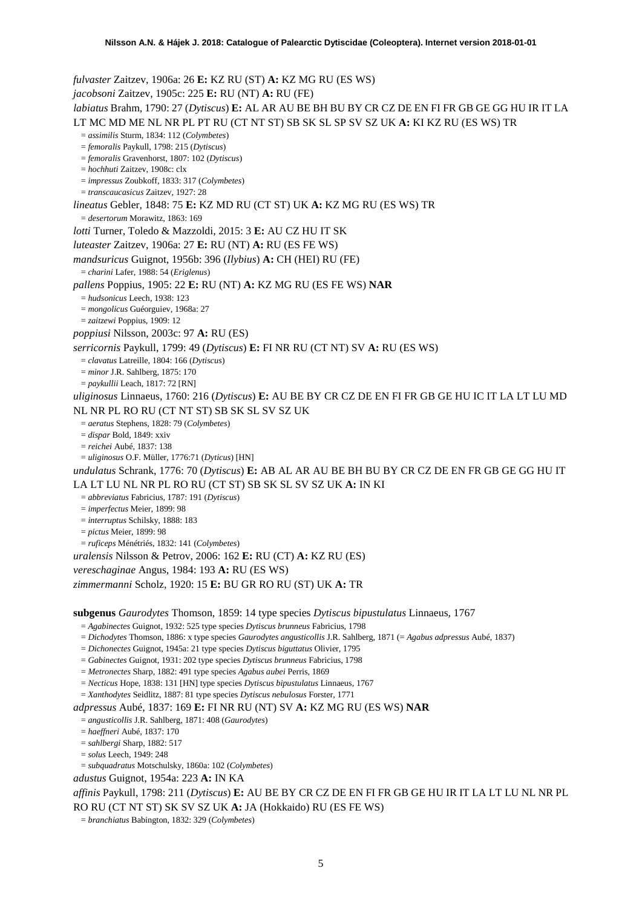*fulvaster* Zaitzev, 1906a: 26 **E:** KZ RU (ST) **A:** KZ MG RU (ES WS)

*jacobsoni* Zaitzev, 1905c: 225 **E:** RU (NT) **A:** RU (FE)

*labiatus* Brahm, 1790: 27 (*Dytiscus*) **E:** AL AR AU BE BH BU BY CR CZ DE EN FI FR GB GE GG HU IR IT LA LT MC MD ME NL NR PL PT RU (CT NT ST) SB SK SL SP SV SZ UK **A:** KI KZ RU (ES WS) TR

= *assimilis* Sturm, 1834: 112 (*Colymbetes*)
= *femoralis* Paykull, 1798: 215 (*Dytiscus*)
= *femoralis* Gravenhorst, 1807: 102 (*Dytiscus*)
= *hochhuti* Zaitzev, 1908c: clx
= *impressus* Zoubkoff, 1833: 317 (*Colymbetes*)
= *transcaucasicus* Zaitzev, 1927: 28

*lineatus* Gebler, 1848: 75 **E:** KZ MD RU (CT ST) UK **A:** KZ MG RU (ES WS) TR

= *desertorum* Morawitz, 1863: 169

*lotti* Turner, Toledo & Mazzoldi, 2015: 3 **E:** AU CZ HU IT SK

*luteaster* Zaitzev, 1906a: 27 **E:** RU (NT) **A:** RU (ES FE WS)

*mandsuricus* Guignot, 1956b: 396 (*Ilybius*) **A:** CH (HEI) RU (FE)

= *charini* Lafer, 1988: 54 (*Eriglenus*)

*pallens* Poppius, 1905: 22 **E:** RU (NT) **A:** KZ MG RU (ES FE WS) **NAR**

= *hudsonicus* Leech, 1938: 123
= *mongolicus* Guéorguiev, 1968a: 27
= *zaitzewi* Poppius, 1909: 12

*poppiusi* Nilsson, 2003c: 97 **A:** RU (ES)

*serricornis* Paykull, 1799: 49 (*Dytiscus*) **E:** FI NR RU (CT NT) SV **A:** RU (ES WS)

= *clavatus* Latreille, 1804: 166 (*Dytiscus*)
= *minor* J.R. Sahlberg, 1875: 170
= *paykullii* Leach, 1817: 72 [RN]

*uliginosus* Linnaeus, 1760: 216 (*Dytiscus*) **E:** AU BE BY CR CZ DE EN FI FR GB GE HU IC IT LA LT LU MD NL NR PL RO RU (CT NT ST) SB SK SL SV SZ UK

= *aeratus* Stephens, 1828: 79 (*Colymbetes*)
= *dispar* Bold, 1849: xxiv
= *reichei* Aubé, 1837: 138
= *uliginosus* O.F. Müller, 1776:71 (*Dyticus*) [HN]

*undulatus* Schrank, 1776: 70 (*Dytiscus*) **E:** AB AL AR AU BE BH BU BY CR CZ DE EN FR GB GE GG HU IT LA LT LU NL NR PL RO RU (CT ST) SB SK SL SV SZ UK **A:** IN KI

= *abbreviatus* Fabricius, 1787: 191 (*Dytiscus*)
= *imperfectus* Meier, 1899: 98
= *interruptus* Schilsky, 1888: 183
= *pictus* Meier, 1899: 98
= *ruficeps* Ménétriés, 1832: 141 (*Colymbetes*)

*uralensis* Nilsson & Petrov, 2006: 162 **E:** RU (CT) **A:** KZ RU (ES)

*vereschaginae* Angus, 1984: 193 **A:** RU (ES WS)

*zimmermanni* Scholz, 1920: 15 **E:** BU GR RO RU (ST) UK **A:** TR

**subgenus** *Gaurodytes* Thomson, 1859: 14 type species *Dytiscus bipustulatus* Linnaeus, 1767

= *Agabinectes* Guignot, 1932: 525 type species *Dytiscus brunneus* Fabricius, 1798
= *Dichodytes* Thomson, 1886: x type species *Gaurodytes angusticollis* J.R. Sahlberg, 1871 (= *Agabus adpressus* Aubé, 1837)
= *Dichonectes* Guignot, 1945a: 21 type species *Dytiscus biguttatus* Olivier, 1795
= *Gabinectes* Guignot, 1931: 202 type species *Dytiscus brunneus* Fabricius, 1798
= *Metronectes* Sharp, 1882: 491 type species *Agabus aubei* Perris, 1869
= *Necticus* Hope, 1838: 131 [HN] type species *Dytiscus bipustulatus* Linnaeus, 1767
= *Xanthodytes* Seidlitz, 1887: 81 type species *Dytiscus nebulosus* Forster, 1771

*adpressus* Aubé, 1837: 169 **E:** FI NR RU (NT) SV **A:** KZ MG RU (ES WS) **NAR**

= *angusticollis* J.R. Sahlberg, 1871: 408 (*Gaurodytes*)
= *haeffneri* Aubé, 1837: 170
= *sahlbergi* Sharp, 1882: 517
= *solus* Leech, 1949: 248
= *subquadratus* Motschulsky, 1860a: 102 (*Colymbetes*)

*adustus* Guignot, 1954a: 223 **A:** IN KA

*affinis* Paykull, 1798: 211 (*Dytiscus*) **E:** AU BE BY CR CZ DE EN FI FR GB GE HU IR IT LA LT LU NL NR PL RO RU (CT NT ST) SK SV SZ UK **A:** JA (Hokkaido) RU (ES FE WS)

= *branchiatus* Babington, 1832: 329 (*Colymbetes*)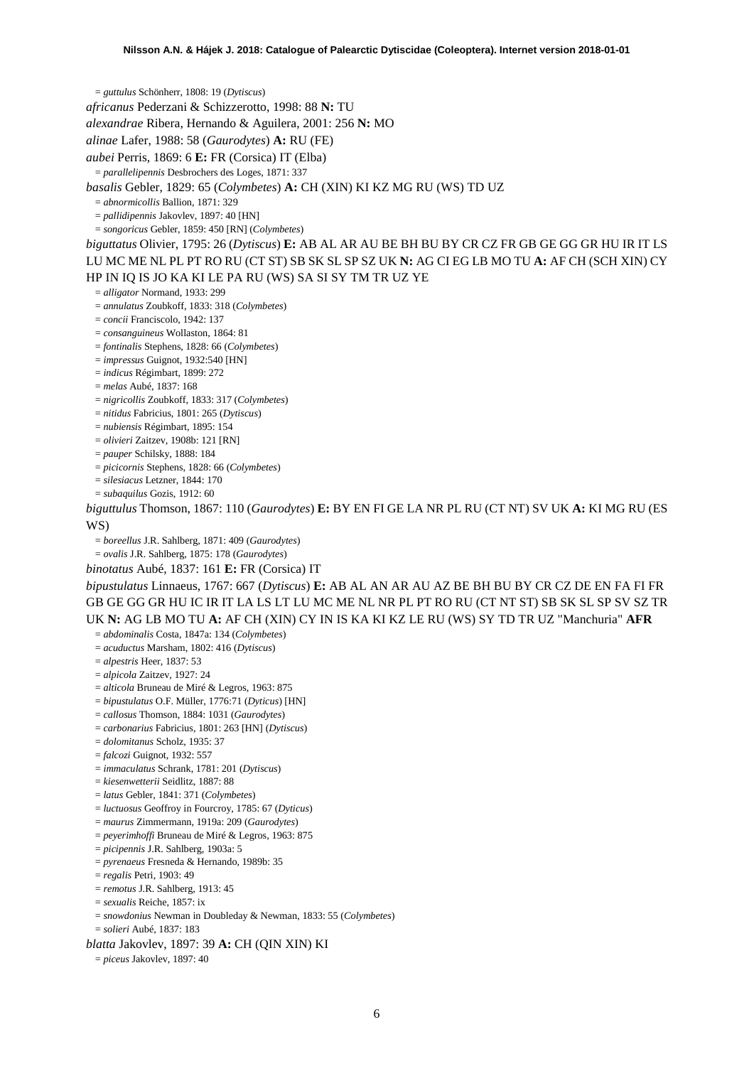= *guttulus* Schönherr, 1808: 19 (*Dytiscus*)

*africanus* Pederzani & Schizzerotto, 1998: 88 **N:** TU

*alexandrae* Ribera, Hernando & Aguilera, 2001: 256 **N:** MO

*alinae* Lafer, 1988: 58 (*Gaurodytes*) **A:** RU (FE)

*aubei* Perris, 1869: 6 **E:** FR (Corsica) IT (Elba)

= *parallelipennis* Desbrochers des Loges, 1871: 337

*basalis* Gebler, 1829: 65 (*Colymbetes*) **A:** CH (XIN) KI KZ MG RU (WS) TD UZ

= *abnormicollis* Ballion, 1871: 329

= *pallidipennis* Jakovlev, 1897: 40 [HN]

= *songoricus* Gebler, 1859: 450 [RN] (*Colymbetes*)

*biguttatus* Olivier, 1795: 26 (*Dytiscus*) **E:** AB AL AR AU BE BH BU BY CR CZ FR GB GE GG GR HU IR IT LS LU MC ME NL PL PT RO RU (CT ST) SB SK SL SP SZ UK **N:** AG CI EG LB MO TU **A:** AF CH (SCH XIN) CY HP IN IQ IS JO KA KI LE PA RU (WS) SA SI SY TM TR UZ YE

= *alligator* Normand, 1933: 299

= *annulatus* Zoubkoff, 1833: 318 (*Colymbetes*)

= *concii* Franciscolo, 1942: 137

= *consanguineus* Wollaston, 1864: 81

= *fontinalis* Stephens, 1828: 66 (*Colymbetes*)

= *impressus* Guignot, 1932:540 [HN]

= *indicus* Régimbart, 1899: 272

= *melas* Aubé, 1837: 168

= *nigricollis* Zoubkoff, 1833: 317 (*Colymbetes*)

= *nitidus* Fabricius, 1801: 265 (*Dytiscus*)

= *nubiensis* Régimbart, 1895: 154

= *olivieri* Zaitzev, 1908b: 121 [RN]

= *pauper* Schilsky, 1888: 184

= *picicornis* Stephens, 1828: 66 (*Colymbetes*)

= *silesiacus* Letzner, 1844: 170

= *subaquilus* Gozis, 1912: 60

*bigutttulus* Thomson, 1867: 110 (*Gaurodytes*) **E:** BY EN FI GE LA NR PL RU (CT NT) SV UK **A:** KI MG RU (ES WS)

= *boreellus* J.R. Sahlberg, 1871: 409 (*Gaurodytes*)

= *ovalis* J.R. Sahlberg, 1875: 178 (*Gaurodytes*)

*binotatus* Aubé, 1837: 161 **E:** FR (Corsica) IT

*bipustulatus* Linnaeus, 1767: 667 (*Dytiscus*) **E:** AB AL AN AR AU AZ BE BH BU BY CR CZ DE EN FA FI FR GB GE GG GR HU IC IR IT LA LS LT LU MC ME NL NR PL PT RO RU (CT NT ST) SB SK SL SP SV SZ TR UK **N:** AG LB MO TU **A:** AF CH (XIN) CY IN IS KA KI KZ LE RU (WS) SY TD TR UZ "Manchuria" **AFR**

= *abdominalis* Costa, 1847a: 134 (*Colymbetes*)

= *acuductus* Marsham, 1802: 416 (*Dytiscus*)

= *alpestris* Heer, 1837: 53

= *alpicola* Zaitzev, 1927: 24

= *alticola* Bruneau de Miré & Legros, 1963: 875

= *bipustulatus* O.F. Müller, 1776:71 (*Dyticus*) [HN]

= *callosus* Thomson, 1884: 1031 (*Gaurodytes*)

= *carbonarius* Fabricius, 1801: 263 [HN] (*Dytiscus*)

= *dolomitanus* Scholz, 1935: 37

= *falcozi* Guignot, 1932: 557

= *immaculatus* Schrank, 1781: 201 (*Dytiscus*)

= *kiesenwetterii* Seidlitz, 1887: 88

= *latus* Gebler, 1841: 371 (*Colymbetes*)

= *luctuosus* Geoffroy in Fourcroy, 1785: 67 (*Dyticus*)

= *maurus* Zimmermann, 1919a: 209 (*Gaurodytes*)

= *peyerimhoffi* Bruneau de Miré & Legros, 1963: 875

= *picipennis* J.R. Sahlberg, 1903a: 5

= *pyrenaeus* Fresneda & Hernando, 1989b: 35

= *regalis* Petri, 1903: 49

= *remotus* J.R. Sahlberg, 1913: 45

= *sexualis* Reiche, 1857: ix

= *snowdonius* Newman in Doubleday & Newman, 1833: 55 (*Colymbetes*)

= *solieri* Aubé, 1837: 183

*blatta* Jakovlev, 1897: 39 **A:** CH (QIN XIN) KI

= *piceus* Jakovlev, 1897: 40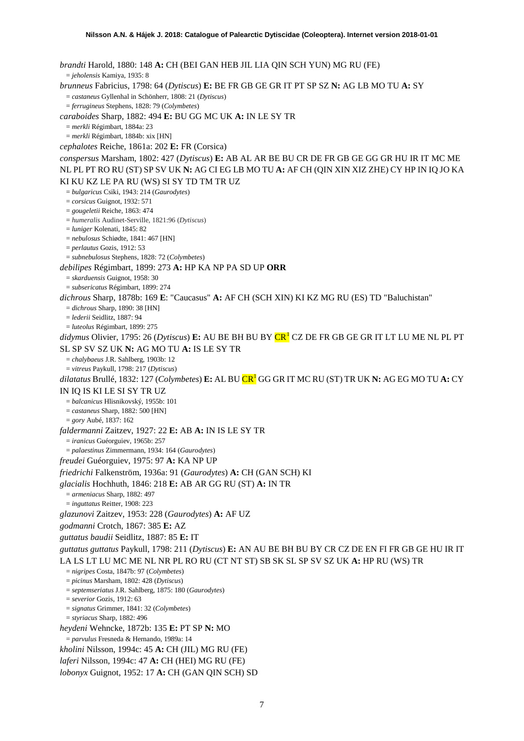*brandti* Harold, 1880: 148 **A:** CH (BEI GAN HEB JIL LIA QIN SCH YUN) MG RU (FE)

= *jeholensis* Kamiya, 1935: 8

*brunneus* Fabricius, 1798: 64 (*Dytiscus*) **E:** BE FR GB GE GR IT PT SP SZ **N:** AG LB MO TU **A:** SY

= *castaneus* Gyllenhal in Schönherr, 1808: 21 (*Dytiscus*)

= *ferrugineus* Stephens, 1828: 79 (*Colymbetes*)

*caraboides* Sharp, 1882: 494 **E:** BU GG MC UK **A:** IN LE SY TR

= *merkli* Régimbart, 1884a: 23

= *merkli* Régimbart, 1884b: xix [HN]

*cephalotes* Reiche, 1861a: 202 **E:** FR (Corsica)

*conspersus* Marsham, 1802: 427 (*Dytiscus*) **E:** AB AL AR BE BU CR DE FR GB GE GG GR HU IR IT MC ME NL PL PT RO RU (ST) SP SV SZ UK **N:** AG CI EG LB MO TU **A:** AF CH (QIN XIN XIZ ZHE) CY HP IN IQ JO KA KI KU KZ LE PA RU (WS) SI SY TD TM TR UZ

= *bulgaricus* Csiki, 1943: 214 (*Gaurodytes*)

= *corsicus* Guignot, 1932: 571

= *gougeletii* Reiche, 1863: 474

= *humeralis* Audinet-Serville, 1821:96 (*Dytiscus*)

= *luniger* Kolenati, 1845: 82

= *nebulosus* Schiødte, 1841: 467 [HN]

= *perlautus* Gozis, 1912: 53

= *subnebulosus* Stephens, 1828: 72 (*Colymbetes*)

*debilipes* Régimbart, 1899: 273 **A:** HP KA NP PA SD UP **ORR**

= *skarduensis* Guignot, 1958: 30

= *subsericatus* Régimbart, 1899: 274

*dichrous* Sharp, 1878b: 169 **E**: "Caucasus" **A:** AF CH (SCH XIN) KI KZ MG RU (ES) TD "Baluchistan"

= *dichrous* Sharp, 1890: 38 [HN]

= *lederii* Seidlitz, 1887: 94

= *luteolus* Régimbart, 1899: 275

*didymus* Olivier, 1795: 26 (*Dytiscus*) **E:** AU BE BH BU BY CR[1] CZ DE FR GB GE GR IT LT LU ME NL PL PT SL SP SV SZ UK **N:** AG MO TU **A:** IS LE SY TR

= *chalybaeus* J.R. Sahlberg, 1903b: 12

= *vitreus* Paykull, 1798: 217 (*Dytiscus*)

*dilatatus* Brullé, 1832: 127 (*Colymbetes*) **E:** AL BU CR[1] GG GR IT MC RU (ST) TR UK **N:** AG EG MO TU **A:** CY IN IQ IS KI LE SI SY TR UZ

= *balcanicus* Hlisnikovský, 1955b: 101

= *castaneus* Sharp, 1882: 500 [HN]

= *gory* Aubé, 1837: 162

*faldermanni* Zaitzev, 1927: 22 **E:** AB **A:** IN IS LE SY TR

= *iranicus* Guéorguiev, 1965b: 257

= *palaestinus* Zimmermann, 1934: 164 (*Gaurodytes*)

*freudei* Guéorguiev, 1975: 97 **A:** KA NP UP

*friedrichi* Falkenström, 1936a: 91 (*Gaurodytes*) **A:** CH (GAN SCH) KI

*glacialis* Hochhuth, 1846: 218 **E:** AB AR GG RU (ST) **A:** IN TR

= *armeniacus* Sharp, 1882: 497

= *inguttatus* Reitter, 1908: 223

*glazunovi* Zaitzev, 1953: 228 (*Gaurodytes*) **A:** AF UZ

*godmanni* Crotch, 1867: 385 **E:** AZ

*guttatus baudii* Seidlitz, 1887: 85 **E:** IT

*guttatus guttatus* Paykull, 1798: 211 (*Dytiscus*) **E:** AN AU BE BH BU BY CR CZ DE EN FI FR GB GE HU IR IT LA LS LT LU MC ME NL NR PL RO RU (CT NT ST) SB SK SL SP SV SZ UK **A:** HP RU (WS) TR

= *nigripes* Costa, 1847b: 97 (*Colymbetes*)

= *picinus* Marsham, 1802: 428 (*Dytiscus*)

= *septemseriatus* J.R. Sahlberg, 1875: 180 (*Gaurodytes*)

= *severior* Gozis, 1912: 63

= *signatus* Grimmer, 1841: 32 (*Colymbetes*)

= *styriacus* Sharp, 1882: 496

*heydeni* Wehncke, 1872b: 135 **E:** PT SP **N:** MO

= *parvulus* Fresneda & Hernando, 1989a: 14

*kholini* Nilsson, 1994c: 45 **A:** CH (JIL) MG RU (FE)

*laferi* Nilsson, 1994c: 47 **A:** CH (HEI) MG RU (FE)

*lobonyx* Guignot, 1952: 17 **A:** CH (GAN QIN SCH) SD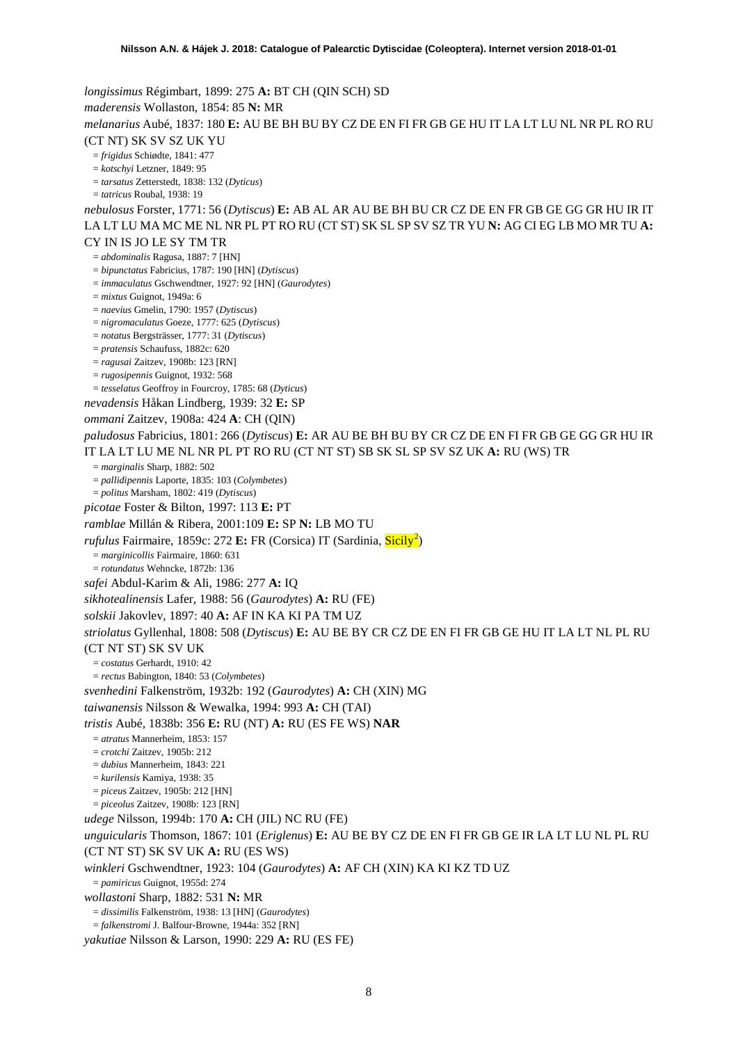*longissimus* Régimbart, 1899: 275 **A:** BT CH (QIN SCH) SD

*maderensis* Wollaston, 1854: 85 **N:** MR

*melanarius* Aubé, 1837: 180 **E:** AU BE BH BU BY CZ DE EN FI FR GB GE HU IT LA LT LU NL NR PL RO RU (CT NT) SK SV SZ UK YU

= *frigidus* Schiødte, 1841: 477
= *kotschyi* Letzner, 1849: 95
= *tarsatus* Zetterstedt, 1838: 132 (*Dyticus*)
= *tatricus* Roubal, 1938: 19

*nebulosus* Forster, 1771: 56 (*Dytiscus*) **E:** AB AL AR AU BE BH BU CR CZ DE EN FR GB GE GG GR HU IR IT LA LT LU MA MC ME NL NR PL PT RO RU (CT ST) SK SL SP SV SZ TR YU **N:** AG CI EG LB MO MR TU **A:** CY IN IS JO LE SY TM TR

= *abdominalis* Ragusa, 1887: 7 [HN]
= *bipunctatus* Fabricius, 1787: 190 [HN] (*Dytiscus*)
= *immaculatus* Gschwendtner, 1927: 92 [HN] (*Gaurodytes*)
= *mixtus* Guignot, 1949a: 6
= *naevius* Gmelin, 1790: 1957 (*Dytiscus*)
= *nigromaculatus* Goeze, 1777: 625 (*Dytiscus*)
= *notatus* Bergsträsser, 1777: 31 (*Dytiscus*)
= *pratensis* Schaufuss, 1882c: 620
= *ragusai* Zaitzev, 1908b: 123 [RN]
= *rugosipennis* Guignot, 1932: 568
= *tesselatus* Geoffroy in Fourcroy, 1785: 68 (*Dyticus*)

*nevadensis* Håkan Lindberg, 1939: 32 **E:** SP

*ommani* Zaitzev, 1908a: 424 **A**: CH (QIN)

*paludosus* Fabricius, 1801: 266 (*Dytiscus*) **E:** AR AU BE BH BU BY CR CZ DE EN FI FR GB GE GG GR HU IR IT LA LT LU ME NL NR PL PT RO RU (CT NT ST) SB SK SL SP SV SZ UK **A:** RU (WS) TR

= *marginalis* Sharp, 1882: 502
= *pallidipennis* Laporte, 1835: 103 (*Colymbetes*)
= *politus* Marsham, 1802: 419 (*Dytiscus*)

*picotae* Foster & Bilton, 1997: 113 **E:** PT

*ramblae* Millán & Ribera, 2001:109 **E:** SP **N:** LB MO TU

*rufulus* Fairmaire, 1859c: 272 **E:** FR (Corsica) IT (Sardinia, Sicily[2])

= *marginicollis* Fairmaire, 1860: 631
= *rotundatus* Wehncke, 1872b: 136

*safei* Abdul-Karim & Ali, 1986: 277 **A:** IQ

*sikhotealinensis* Lafer, 1988: 56 (*Gaurodytes*) **A:** RU (FE)

*solskii* Jakovlev, 1897: 40 **A:** AF IN KA KI PA TM UZ

*striolatus* Gyllenhal, 1808: 508 (*Dytiscus*) **E:** AU BE BY CR CZ DE EN FI FR GB GE HU IT LA LT NL PL RU (CT NT ST) SK SV UK

= *costatus* Gerhardt, 1910: 42
= *rectus* Babington, 1840: 53 (*Colymbetes*)

*svenhedini* Falkenström, 1932b: 192 (*Gaurodytes*) **A:** CH (XIN) MG

*taiwanensis* Nilsson & Wewalka, 1994: 993 **A:** CH (TAI)

*tristis* Aubé, 1838b: 356 **E:** RU (NT) **A:** RU (ES FE WS) **NAR**

= *atratus* Mannerheim, 1853: 157
= *crotchi* Zaitzev, 1905b: 212
= *dubius* Mannerheim, 1843: 221
= *kurilensis* Kamiya, 1938: 35
= *piceus* Zaitzev, 1905b: 212 [HN]
= *piceolus* Zaitzev, 1908b: 123 [RN]

*udege* Nilsson, 1994b: 170 **A:** CH (JIL) NC RU (FE)

*unguicularis* Thomson, 1867: 101 (*Eriglenus*) **E:** AU BE BY CZ DE EN FI FR GB GE IR LA LT LU NL PL RU (CT NT ST) SK SV UK **A:** RU (ES WS)

*winkleri* Gschwendtner, 1923: 104 (*Gaurodytes*) **A:** AF CH (XIN) KA KI KZ TD UZ

= *pamiricus* Guignot, 1955d: 274

*wollastoni* Sharp, 1882: 531 **N:** MR

= *dissimilis* Falkenström, 1938: 13 [HN] (*Gaurodytes*)
= *falkenstromi* J. Balfour-Browne, 1944a: 352 [RN]

*yakutiae* Nilsson & Larson, 1990: 229 **A:** RU (ES FE)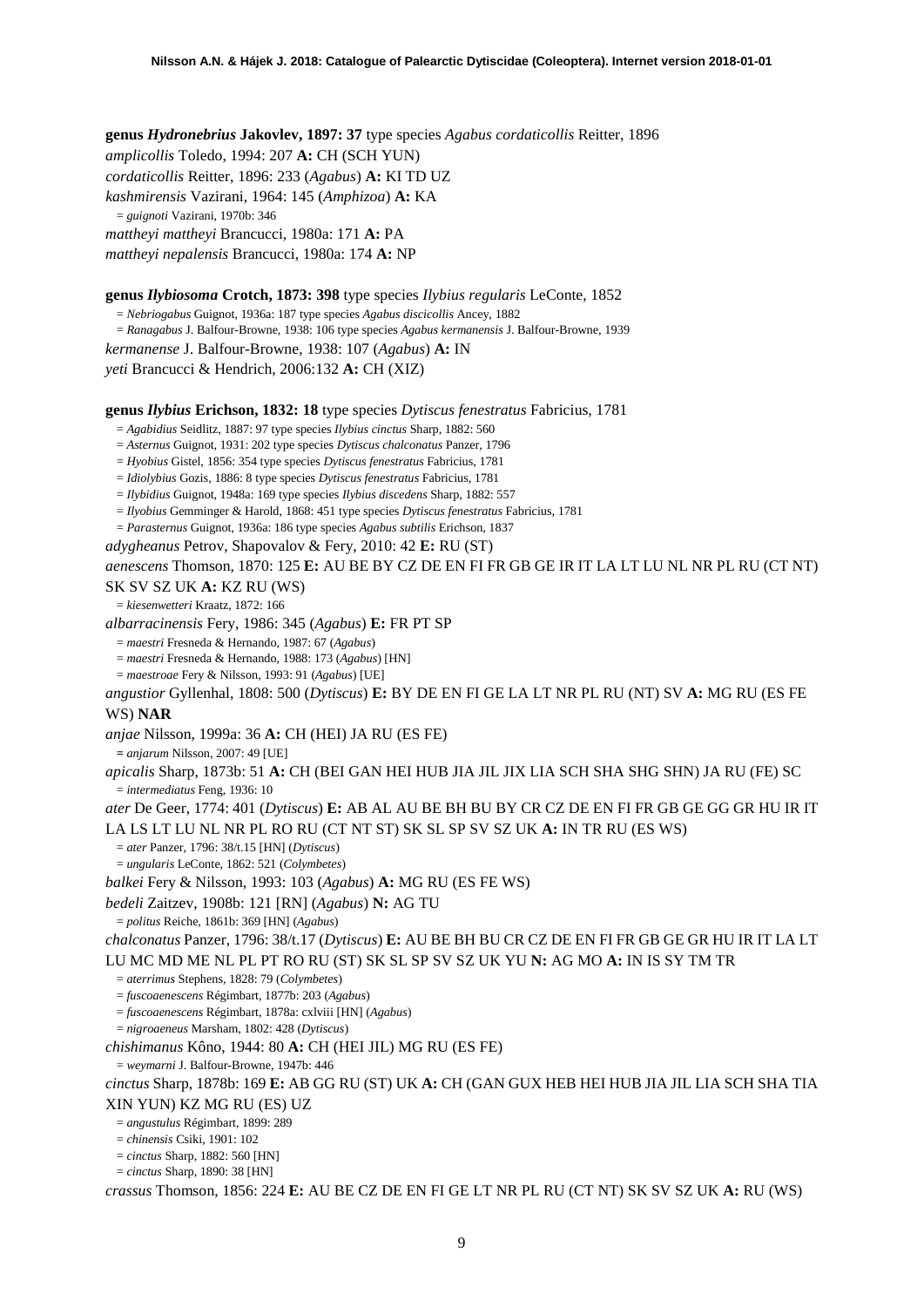**genus *Hydronebrius* Jakovlev, 1897: 37** type species *Agabus cordaticollis* Reitter, 1896

*amplicollis* Toledo, 1994: 207 **A:** CH (SCH YUN)

*cordaticollis* Reitter, 1896: 233 (*Agabus*) **A:** KI TD UZ

*kashmirensis* Vazirani, 1964: 145 (*Amphizoa*) **A:** KA

= *guignoti* Vazirani, 1970b: 346

*mattheyi mattheyi* Brancucci, 1980a: 171 **A:** PA

*mattheyi nepalensis* Brancucci, 1980a: 174 **A:** NP

**genus *Ilybiosoma* Crotch, 1873: 398** type species *Ilybius regularis* LeConte, 1852

= *Nebriogabus* Guignot, 1936a: 187 type species *Agabus discicollis* Ancey, 1882

= *Ranagabus* J. Balfour-Browne, 1938: 106 type species *Agabus kermanensis* J. Balfour-Browne, 1939

*kermanense* J. Balfour-Browne, 1938: 107 (*Agabus*) **A:** IN

*yeti* Brancucci & Hendrich, 2006:132 **A:** CH (XIZ)

**genus *Ilybius* Erichson, 1832: 18** type species *Dytiscus fenestratus* Fabricius, 1781

= *Agabidius* Seidlitz, 1887: 97 type species *Ilybius cinctus* Sharp, 1882: 560

= *Asternus* Guignot, 1931: 202 type species *Dytiscus chalconatus* Panzer, 1796

= *Hyobius* Gistel, 1856: 354 type species *Dytiscus fenestratus* Fabricius, 1781

= *Idiolybius* Gozis, 1886: 8 type species *Dytiscus fenestratus* Fabricius, 1781

= *Ilybidius* Guignot, 1948a: 169 type species *Ilybius discedens* Sharp, 1882: 557

= *Ilyobius* Gemminger & Harold, 1868: 451 type species *Dytiscus fenestratus* Fabricius, 1781

= *Parasternus* Guignot, 1936a: 186 type species *Agabus subtilis* Erichson, 1837

*adygheanus* Petrov, Shapovalov & Fery, 2010: 42 **E:** RU (ST)

*aenescens* Thomson, 1870: 125 **E:** AU BE BY CZ DE EN FI FR GB GE IR IT LA LT LU NL NR PL RU (CT NT) SK SV SZ UK **A:** KZ RU (WS)

= *kiesenwetteri* Kraatz, 1872: 166

*albarracinensis* Fery, 1986: 345 (*Agabus*) **E:** FR PT SP

= *maestri* Fresneda & Hernando, 1987: 67 (*Agabus*)

= *maestri* Fresneda & Hernando, 1988: 173 (*Agabus*) [HN]

= *maestroae* Fery & Nilsson, 1993: 91 (*Agabus*) [UE]

*angustior* Gyllenhal, 1808: 500 (*Dytiscus*) **E:** BY DE EN FI GE LA LT NR PL RU (NT) SV **A:** MG RU (ES FE WS) **NAR**

*anjae* Nilsson, 1999a: 36 **A:** CH (HEI) JA RU (ES FE)

= *anjarum* Nilsson, 2007: 49 [UE]

*apicalis* Sharp, 1873b: 51 **A:** CH (BEI GAN HEI HUB JIA JIL JIX LIA SCH SHA SHG SHN) JA RU (FE) SC

= *intermediatus* Feng, 1936: 10

*ater* De Geer, 1774: 401 (*Dytiscus*) **E:** AB AL AU BE BH BU BY CR CZ DE EN FI FR GB GE GG GR HU IR IT LA LS LT LU NL NR PL RO RU (CT NT ST) SK SL SP SV SZ UK **A:** IN TR RU (ES WS)

= *ater* Panzer, 1796: 38/t.15 [HN] (*Dytiscus*)

= *ungularis* LeConte, 1862: 521 (*Colymbetes*)

*balkei* Fery & Nilsson, 1993: 103 (*Agabus*) **A:** MG RU (ES FE WS)

*bedeli* Zaitzev, 1908b: 121 [RN] (*Agabus*) **N:** AG TU

= *politus* Reiche, 1861b: 369 [HN] (*Agabus*)

*chalconatus* Panzer, 1796: 38/t.17 (*Dytiscus*) **E:** AU BE BH BU CR CZ DE EN FI FR GB GE GR HU IR IT LA LT LU MC MD ME NL PL PT RO RU (ST) SK SL SP SV SZ UK YU **N:** AG MO **A:** IN IS SY TM TR

= *aterrimus* Stephens, 1828: 79 (*Colymbetes*)

= *fuscoaenescens* Régimbart, 1877b: 203 (*Agabus*)

= *fuscoaenescens* Régimbart, 1878a: cxlviii [HN] (*Agabus*)

= *nigroaeneus* Marsham, 1802: 428 (*Dytiscus*)

*chishimanus* Kôno, 1944: 80 **A:** CH (HEI JIL) MG RU (ES FE)

= *weymarni* J. Balfour-Browne, 1947b: 446

*cinctus* Sharp, 1878b: 169 **E:** AB GG RU (ST) UK **A:** CH (GAN GUX HEB HEI HUB JIA JIL LIA SCH SHA TIA XIN YUN) KZ MG RU (ES) UZ

= *angustulus* Régimbart, 1899: 289

= *chinensis* Csiki, 1901: 102

= *cinctus* Sharp, 1882: 560 [HN]

= *cinctus* Sharp, 1890: 38 [HN]

*crassus* Thomson, 1856: 224 **E:** AU BE CZ DE EN FI GE LT NR PL RU (CT NT) SK SV SZ UK **A:** RU (WS)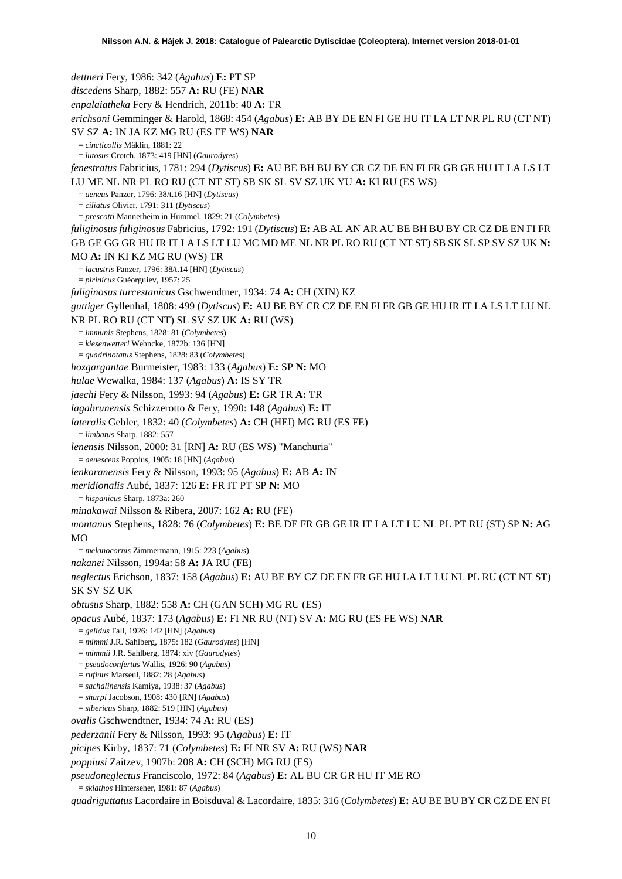*dettneri* Fery, 1986: 342 (*Agabus*) **E:** PT SP

*discedens* Sharp, 1882: 557 **A:** RU (FE) **NAR**

*enpalaiatheka* Fery & Hendrich, 2011b: 40 **A:** TR

*erichsoni* Gemminger & Harold, 1868: 454 (*Agabus*) **E:** AB BY DE EN FI GE HU IT LA LT NR PL RU (CT NT) SV SZ **A:** IN JA KZ MG RU (ES FE WS) **NAR**

= *cincticollis* Mäklin, 1881: 22

= *lutosus* Crotch, 1873: 419 [HN] (*Gaurodytes*)

*fenestratus* Fabricius, 1781: 294 (*Dytiscus*) **E:** AU BE BH BU BY CR CZ DE EN FI FR GB GE HU IT LA LS LT LU ME NL NR PL RO RU (CT NT ST) SB SK SL SV SZ UK YU **A:** KI RU (ES WS)

= *aeneus* Panzer, 1796: 38/t.16 [HN] (*Dytiscus*)

= *ciliatus* Olivier, 1791: 311 (*Dytiscus*)

= *prescotti* Mannerheim in Hummel, 1829: 21 (*Colymbetes*)

*fuliginosus fuliginosus* Fabricius, 1792: 191 (*Dytiscus*) **E:** AB AL AN AR AU BE BH BU BY CR CZ DE EN FI FR GB GE GG GR HU IR IT LA LS LT LU MC MD ME NL NR PL RO RU (CT NT ST) SB SK SL SP SV SZ UK **N:** MO **A:** IN KI KZ MG RU (WS) TR

= *lacustris* Panzer, 1796: 38/t.14 [HN] (*Dytiscus*)

= *pirinicus* Guéorguiev, 1957: 25

*fuliginosus turcestanicus* Gschwendtner, 1934: 74 **A:** CH (XIN) KZ

*guttiger* Gyllenhal, 1808: 499 (*Dytiscus*) **E:** AU BE BY CR CZ DE EN FI FR GB GE HU IR IT LA LS LT LU NL NR PL RO RU (CT NT) SL SV SZ UK **A:** RU (WS)

= *immunis* Stephens, 1828: 81 (*Colymbetes*)

= *kiesenwetteri* Wehncke, 1872b: 136 [HN]

= *quadrinotatus* Stephens, 1828: 83 (*Colymbetes*)

*hozgargantae* Burmeister, 1983: 133 (*Agabus*) **E:** SP **N:** MO

*hulae* Wewalka, 1984: 137 (*Agabus*) **A:** IS SY TR

*jaechi* Fery & Nilsson, 1993: 94 (*Agabus*) **E:** GR TR **A:** TR

*lagabrunensis* Schizzerotto & Fery, 1990: 148 (*Agabus*) **E:** IT

*lateralis* Gebler, 1832: 40 (*Colymbetes*) **A:** CH (HEI) MG RU (ES FE)

= *limbatus* Sharp, 1882: 557

*lenensis* Nilsson, 2000: 31 [RN] **A:** RU (ES WS) "Manchuria"

= *aenescens* Poppius, 1905: 18 [HN] (*Agabus*)

*lenkoranensis* Fery & Nilsson, 1993: 95 (*Agabus*) **E:** AB **A:** IN

*meridionalis* Aubé, 1837: 126 **E:** FR IT PT SP **N:** MO

= *hispanicus* Sharp, 1873a: 260

*minakawai* Nilsson & Ribera, 2007: 162 **A:** RU (FE)

*montanus* Stephens, 1828: 76 (*Colymbetes*) **E:** BE DE FR GB GE IR IT LA LT LU NL PL PT RU (ST) SP **N:** AG MO

= *melanocornis* Zimmermann, 1915: 223 (*Agabus*)

*nakanei* Nilsson, 1994a: 58 **A:** JA RU (FE)

*neglectus* Erichson, 1837: 158 (*Agabus*) **E:** AU BE BY CZ DE EN FR GE HU LA LT LU NL PL RU (CT NT ST) SK SV SZ UK

*obtusus* Sharp, 1882: 558 **A:** CH (GAN SCH) MG RU (ES)

*opacus* Aubé, 1837: 173 (*Agabus*) **E:** FI NR RU (NT) SV **A:** MG RU (ES FE WS) **NAR**

= *gelidus* Fall, 1926: 142 [HN] (*Agabus*)

= *mimmi* J.R. Sahlberg, 1875: 182 (*Gaurodytes*) [HN]

= *mimmii* J.R. Sahlberg, 1874: xiv (*Gaurodytes*)

= *pseudoconfertus* Wallis, 1926: 90 (*Agabus*)

= *rufinus* Marseul, 1882: 28 (*Agabus*)

= *sachalinensis* Kamiya, 1938: 37 (*Agabus*)

= *sharpi* Jacobson, 1908: 430 [RN] (*Agabus*)

= *sibericus* Sharp, 1882: 519 [HN] (*Agabus*)

*ovalis* Gschwendtner, 1934: 74 **A:** RU (ES)

*pederzanii* Fery & Nilsson, 1993: 95 (*Agabus*) **E:** IT

*picipes* Kirby, 1837: 71 (*Colymbetes*) **E:** FI NR SV **A:** RU (WS) **NAR**

*poppiusi* Zaitzev, 1907b: 208 **A:** CH (SCH) MG RU (ES)

*pseudoneglectus* Franciscolo, 1972: 84 (*Agabus*) **E:** AL BU CR GR HU IT ME RO

= *skiathos* Hinterseher, 1981: 87 (*Agabus*)

*quadriguttatus* Lacordaire in Boisduval & Lacordaire, 1835: 316 (*Colymbetes*) **E:** AU BE BU BY CR CZ DE EN FI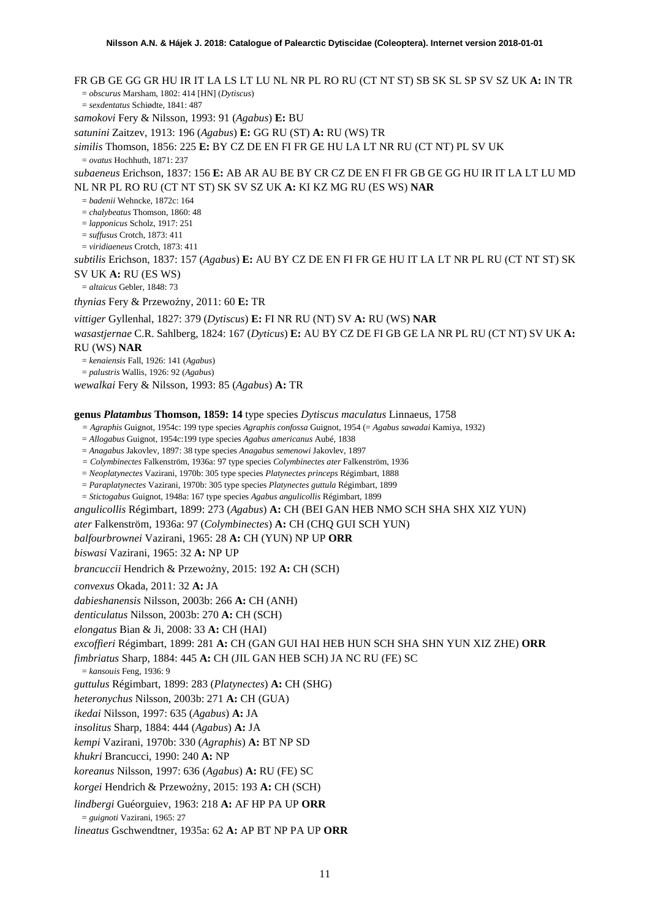FR GB GE GG GR HU IR IT LA LS LT LU NL NR PL RO RU (CT NT ST) SB SK SL SP SV SZ UK **A:** IN TR

= *obscurus* Marsham, 1802: 414 [HN] (*Dytiscus*)

= *sexdentatus* Schiødte, 1841: 487

*samokovi* Fery & Nilsson, 1993: 91 (*Agabus*) **E:** BU

*satunini* Zaitzev, 1913: 196 (*Agabus*) **E:** GG RU (ST) **A:** RU (WS) TR

*similis* Thomson, 1856: 225 **E:** BY CZ DE EN FI FR GE HU LA LT NR RU (CT NT) PL SV UK

= *ovatus* Hochhuth, 1871: 237

*subaeneus* Erichson, 1837: 156 **E:** AB AR AU BE BY CR CZ DE EN FI FR GB GE GG HU IR IT LA LT LU MD NL NR PL RO RU (CT NT ST) SK SV SZ UK **A:** KI KZ MG RU (ES WS) **NAR**

= *badenii* Wehncke, 1872c: 164

= *chalybeatus* Thomson, 1860: 48

= *lapponicus* Scholz, 1917: 251

= *suffusus* Crotch, 1873: 411

= *viridiaeneus* Crotch, 1873: 411

*subtilis* Erichson, 1837: 157 (*Agabus*) **E:** AU BY CZ DE EN FI FR GE HU IT LA LT NR PL RU (CT NT ST) SK SV UK **A:** RU (ES WS)

= *altaicus* Gebler, 1848: 73

*thynias* Fery & Przewoźny, 2011: 60 **E:** TR

*vittiger* Gyllenhal, 1827: 379 (*Dytiscus*) **E:** FI NR RU (NT) SV **A:** RU (WS) **NAR**

*wasastjernae* C.R. Sahlberg, 1824: 167 (*Dyticus*) **E:** AU BY CZ DE FI GB GE LA NR PL RU (CT NT) SV UK **A:** RU (WS) **NAR**

= *kenaiensis* Fall, 1926: 141 (*Agabus*)

= *palustris* Wallis, 1926: 92 (*Agabus*)

*wewalkai* Fery & Nilsson, 1993: 85 (*Agabus*) **A:** TR

**genus *Platambus* Thomson, 1859: 14** type species *Dytiscus maculatus* Linnaeus, 1758

= *Agraphis* Guignot, 1954c: 199 type species *Agraphis confossa* Guignot, 1954 (= *Agabus sawadai* Kamiya, 1932)

= *Allogabus* Guignot, 1954c:199 type species *Agabus americanus* Aubé, 1838

= *Anagabus* Jakovlev, 1897: 38 type species *Anagabus semenowi* Jakovlev, 1897

= *Colymbinectes* Falkenström, 1936a: 97 type species *Colymbinectes ater* Falkenström, 1936

= *Neoplatynectes* Vazirani, 1970b: 305 type species *Platynectes princeps* Régimbart, 1888

= *Paraplatynectes* Vazirani, 1970b: 305 type species *Platynectes guttula* Régimbart, 1899

= *Stictogabus* Guignot, 1948a: 167 type species *Agabus angulicollis* Régimbart, 1899

*angulicollis* Régimbart, 1899: 273 (*Agabus*) **A:** CH (BEI GAN HEB NMO SCH SHA SHX XIZ YUN)

*ater* Falkenström, 1936a: 97 (*Colymbinectes*) **A:** CH (CHQ GUI SCH YUN)

*balfourbrownei* Vazirani, 1965: 28 **A:** CH (YUN) NP UP **ORR**

*biswasi* Vazirani, 1965: 32 **A:** NP UP

*brancuccii* Hendrich & Przewoźny, 2015: 192 **A:** CH (SCH)

*convexus* Okada, 2011: 32 **A:** JA

*dabieshanensis* Nilsson, 2003b: 266 **A:** CH (ANH)

*denticulatus* Nilsson, 2003b: 270 **A:** CH (SCH)

*elongatus* Bian & Ji, 2008: 33 **A:** CH (HAI)

*excoffieri* Régimbart, 1899: 281 **A:** CH (GAN GUI HAI HEB HUN SCH SHA SHN YUN XIZ ZHE) **ORR**

*fimbriatus* Sharp, 1884: 445 **A:** CH (JIL GAN HEB SCH) JA NC RU (FE) SC

= *kansouis* Feng, 1936: 9

*guttulus* Régimbart, 1899: 283 (*Platynectes*) **A:** CH (SHG)

*heteronychus* Nilsson, 2003b: 271 **A:** CH (GUA)

*ikedai* Nilsson, 1997: 635 (*Agabus*) **A:** JA

*insolitus* Sharp, 1884: 444 (*Agabus*) **A:** JA

*kempi* Vazirani, 1970b: 330 (*Agraphis*) **A:** BT NP SD

*khukri* Brancucci, 1990: 240 **A:** NP

*koreanus* Nilsson, 1997: 636 (*Agabus*) **A:** RU (FE) SC

*korgei* Hendrich & Przewoźny, 2015: 193 **A:** CH (SCH)

*lindbergi* Guéorguiev, 1963: 218 **A:** AF HP PA UP **ORR**

= *guignoti* Vazirani, 1965: 27

*lineatus* Gschwendtner, 1935a: 62 **A:** AP BT NP PA UP **ORR**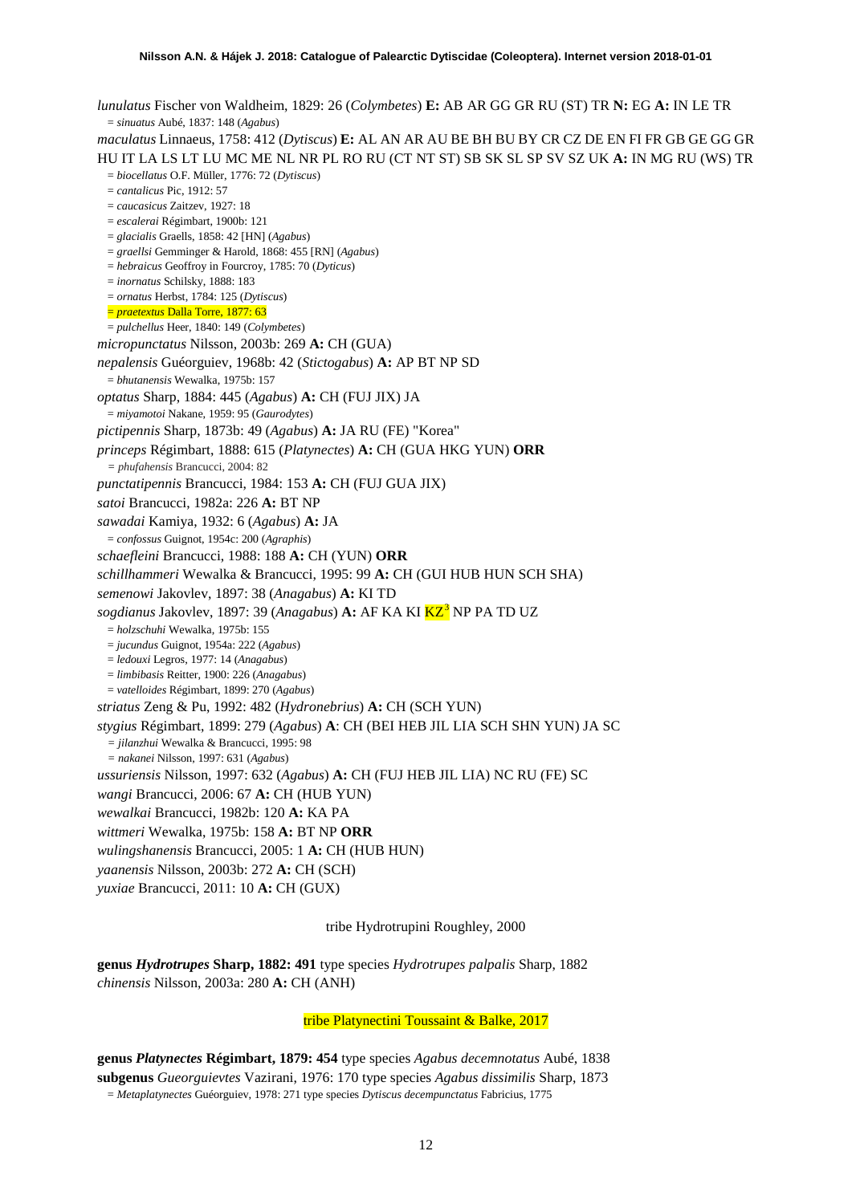*lunulatus* Fischer von Waldheim, 1829: 26 (*Colymbetes*) **E:** AB AR GG GR RU (ST) TR **N:** EG **A:** IN LE TR
= *sinuatus* Aubé, 1837: 148 (*Agabus*)

*maculatus* Linnaeus, 1758: 412 (*Dytiscus*) **E:** AL AN AR AU BE BH BU BY CR CZ DE EN FI FR GB GE GG GR HU IT LA LS LT LU MC ME NL NR PL RO RU (CT NT ST) SB SK SL SP SV SZ UK **A:** IN MG RU (WS) TR
= *biocellatus* O.F. Müller, 1776: 72 (*Dytiscus*)
= *cantalicus* Pic, 1912: 57
= *caucasicus* Zaitzev, 1927: 18
= *escalerai* Régimbart, 1900b: 121
= *glacialis* Graells, 1858: 42 [HN] (*Agabus*)
= *graellsi* Gemminger & Harold, 1868: 455 [RN] (*Agabus*)
= *hebraicus* Geoffroy in Fourcroy, 1785: 70 (*Dyticus*)
= *inornatus* Schilsky, 1888: 183
= *ornatus* Herbst, 1784: 125 (*Dytiscus*)
= *praetextus* Dalla Torre, 1877: 63
= *pulchellus* Heer, 1840: 149 (*Colymbetes*)

*micropunctatus* Nilsson, 2003b: 269 **A:** CH (GUA)

*nepalensis* Guéorguiev, 1968b: 42 (*Stictogabus*) **A:** AP BT NP SD
= *bhutanensis* Wewalka, 1975b: 157

*optatus* Sharp, 1884: 445 (*Agabus*) **A:** CH (FUJ JIX) JA
= *miyamotoi* Nakane, 1959: 95 (*Gaurodytes*)

*pictipennis* Sharp, 1873b: 49 (*Agabus*) **A:** JA RU (FE) "Korea"

*princeps* Régimbart, 1888: 615 (*Platynectes*) **A:** CH (GUA HKG YUN) **ORR**
= *phufahensis* Brancucci, 2004: 82

*punctatipennis* Brancucci, 1984: 153 **A:** CH (FUJ GUA JIX)

*satoi* Brancucci, 1982a: 226 **A:** BT NP

*sawadai* Kamiya, 1932: 6 (*Agabus*) **A:** JA
= *confossus* Guignot, 1954c: 200 (*Agraphis*)

*schaefleini* Brancucci, 1988: 188 **A:** CH (YUN) **ORR**

*schillhammeri* Wewalka & Brancucci, 1995: 99 **A:** CH (GUI HUB HUN SCH SHA)

*semenowi* Jakovlev, 1897: 38 (*Anagabus*) **A:** KI TD

*sogdianus* Jakovlev, 1897: 39 (*Anagabus*) **A:** AF KA KI KZ[3] NP PA TD UZ
= *holzschuhi* Wewalka, 1975b: 155
= *jucundus* Guignot, 1954a: 222 (*Agabus*)
= *ledouxi* Legros, 1977: 14 (*Anagabus*)
= *limbibasis* Reitter, 1900: 226 (*Anagabus*)
= *vatelloides* Régimbart, 1899: 270 (*Agabus*)

*striatus* Zeng & Pu, 1992: 482 (*Hydronebrius*) **A:** CH (SCH YUN)

*stygius* Régimbart, 1899: 279 (*Agabus*) **A**: CH (BEI HEB JIL LIA SCH SHN YUN) JA SC
= *jilanzhui* Wewalka & Brancucci, 1995: 98
= *nakanei* Nilsson, 1997: 631 (*Agabus*)

*ussuriensis* Nilsson, 1997: 632 (*Agabus*) **A:** CH (FUJ HEB JIL LIA) NC RU (FE) SC

*wangi* Brancucci, 2006: 67 **A:** CH (HUB YUN)

*wewalkai* Brancucci, 1982b: 120 **A:** KA PA

*wittmeri* Wewalka, 1975b: 158 **A:** BT NP **ORR**

*wulingshanensis* Brancucci, 2005: 1 **A:** CH (HUB HUN)

*yaanensis* Nilsson, 2003b: 272 **A:** CH (SCH)

*yuxiae* Brancucci, 2011: 10 **A:** CH (GUX)

tribe Hydrotrupini Roughley, 2000

**genus *Hydrotrupes* Sharp, 1882: 491** type species *Hydrotrupes palpalis* Sharp, 1882

*chinensis* Nilsson, 2003a: 280 **A:** CH (ANH)

tribe Platynectini Toussaint & Balke, 2017

**genus *Platynectes* Régimbart, 1879: 454** type species *Agabus decemnotatus* Aubé, 1838

**subgenus *Gueorguievtes* Vazirani, 1976: 170** type species *Agabus dissimilis* Sharp, 1873
= *Metaplatynectes* Guéorguiev, 1978: 271 type species *Dytiscus decempunctatus* Fabricius, 1775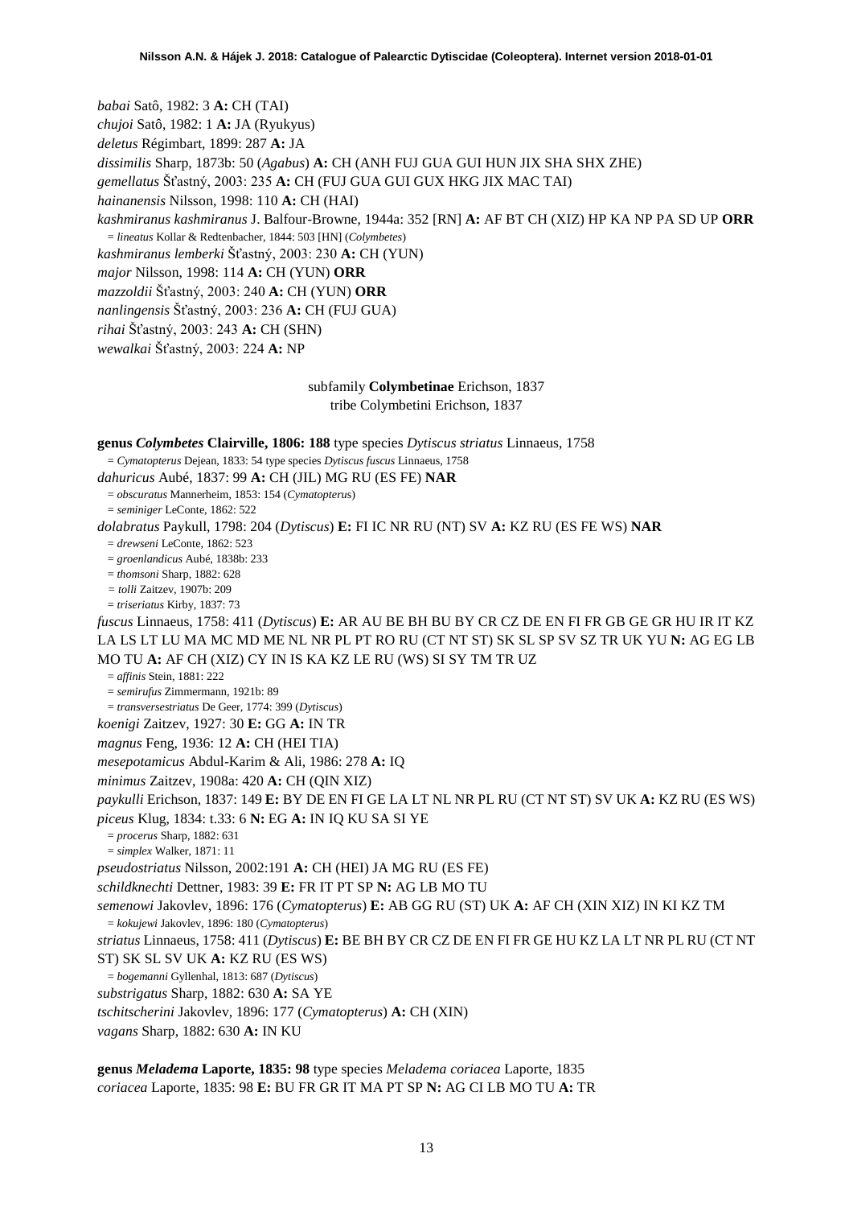*babai* Satô, 1982: 3 **A:** CH (TAI)
*chujoi* Satô, 1982: 1 **A:** JA (Ryukyus)
*deletus* Régimbart, 1899: 287 **A:** JA
*dissimilis* Sharp, 1873b: 50 (*Agabus*) **A:** CH (ANH FUJ GUA GUI HUN JIX SHA SHX ZHE)
*gemellatus* Šťastný, 2003: 235 **A:** CH (FUJ GUA GUI GUX HKG JIX MAC TAI)
*hainanensis* Nilsson, 1998: 110 **A:** CH (HAI)
*kashmiranus kashmiranus* J. Balfour-Browne, 1944a: 352 [RN] **A:** AF BT CH (XIZ) HP KA NP PA SD UP **ORR**
= *lineatus* Kollar & Redtenbacher, 1844: 503 [HN] (*Colymbetes*)
*kashmiranus lemberki* Šťastný, 2003: 230 **A:** CH (YUN)
*major* Nilsson, 1998: 114 **A:** CH (YUN) **ORR**
*mazzoldii* Šťastný, 2003: 240 **A:** CH (YUN) **ORR**
*nanlingensis* Šťastný, 2003: 236 **A:** CH (FUJ GUA)
*rihai* Šťastný, 2003: 243 **A:** CH (SHN)
*wewalkai* Šťastný, 2003: 224 **A:** NP

subfamily **Colymbetinae** Erichson, 1837
tribe Colymbetini Erichson, 1837

**genus *Colymbetes* Clairville, 1806: 188** type species *Dytiscus striatus* Linnaeus, 1758
= *Cymatopterus* Dejean, 1833: 54 type species *Dytiscus fuscus* Linnaeus, 1758
*dahuricus* Aubé, 1837: 99 **A:** CH (JIL) MG RU (ES FE) **NAR**
= *obscuratus* Mannerheim, 1853: 154 (*Cymatopterus*)
= *seminiger* LeConte, 1862: 522
*dolabratus* Paykull, 1798: 204 (*Dytiscus*) **E:** FI IC NR RU (NT) SV **A:** KZ RU (ES FE WS) **NAR**
= *drewseni* LeConte, 1862: 523
= *groenlandicus* Aubé, 1838b: 233
= *thomsoni* Sharp, 1882: 628
= *tolli* Zaitzev, 1907b: 209
= *triseriatus* Kirby, 1837: 73
*fuscus* Linnaeus, 1758: 411 (*Dytiscus*) **E:** AR AU BE BH BU BY CR CZ DE EN FI FR GB GE GR HU IR IT KZ LA LS LT LU MA MC MD ME NL NR PL PT RO RU (CT NT ST) SK SL SP SV SZ TR UK YU **N:** AG EG LB MO TU **A:** AF CH (XIZ) CY IN IS KA KZ LE RU (WS) SI SY TM TR UZ
= *affinis* Stein, 1881: 222
= *semirufus* Zimmermann, 1921b: 89
= *transversestriatus* De Geer, 1774: 399 (*Dytiscus*)
*koenigi* Zaitzev, 1927: 30 **E:** GG **A:** IN TR
*magnus* Feng, 1936: 12 **A:** CH (HEI TIA)
*mesepotamicus* Abdul-Karim & Ali, 1986: 278 **A:** IQ
*minimus* Zaitzev, 1908a: 420 **A:** CH (QIN XIZ)
*paykulli* Erichson, 1837: 149 **E:** BY DE EN FI GE LA LT NL NR PL RU (CT NT ST) SV UK **A:** KZ RU (ES WS)
*piceus* Klug, 1834: t.33: 6 **N:** EG **A:** IN IQ KU SA SI YE
= *procerus* Sharp, 1882: 631
= *simplex* Walker, 1871: 11
*pseudostriatus* Nilsson, 2002:191 **A:** CH (HEI) JA MG RU (ES FE)
*schildknechti* Dettner, 1983: 39 **E:** FR IT PT SP **N:** AG LB MO TU
*semenowi* Jakovlev, 1896: 176 (*Cymatopterus*) **E:** AB GG RU (ST) UK **A:** AF CH (XIN XIZ) IN KI KZ TM
= *kokujewi* Jakovlev, 1896: 180 (*Cymatopterus*)
*striatus* Linnaeus, 1758: 411 (*Dytiscus*) **E:** BE BH BY CR CZ DE EN FI FR GE HU KZ LA LT NR PL RU (CT NT ST) SK SL SV UK **A:** KZ RU (ES WS)
= *bogemanni* Gyllenhal, 1813: 687 (*Dytiscus*)
*substrigatus* Sharp, 1882: 630 **A:** SA YE
*tschitscherini* Jakovlev, 1896: 177 (*Cymatopterus*) **A:** CH (XIN)
*vagans* Sharp, 1882: 630 **A:** IN KU

**genus *Meladema* Laporte, 1835: 98** type species *Meladema coriacea* Laporte, 1835
*coriacea* Laporte, 1835: 98 **E:** BU FR GR IT MA PT SP **N:** AG CI LB MO TU **A:** TR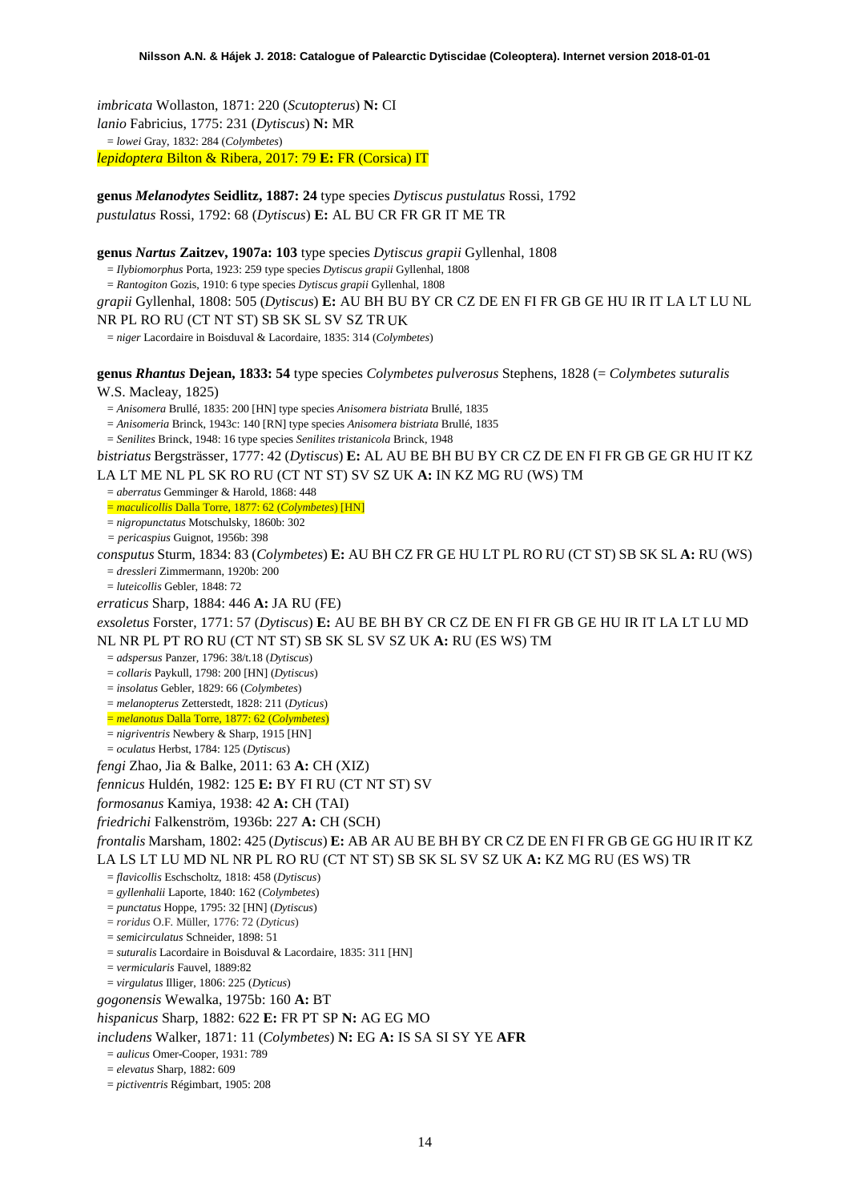*imbricata* Wollaston, 1871: 220 (*Scutopterus*) **N:** CI

*lanio* Fabricius, 1775: 231 (*Dytiscus*) **N:** MR

= *lowei* Gray, 1832: 284 (*Colymbetes*)

*lepidoptera* Bilton & Ribera, 2017: 79 **E:** FR (Corsica) IT

**genus *Melanodytes* Seidlitz, 1887: 24** type species *Dytiscus pustulatus* Rossi, 1792

*pustulatus* Rossi, 1792: 68 (*Dytiscus*) **E:** AL BU CR FR GR IT ME TR

**genus *Nartus* Zaitzev, 1907a: 103** type species *Dytiscus grapii* Gyllenhal, 1808

= *Ilybiomorphus* Porta, 1923: 259 type species *Dytiscus grapii* Gyllenhal, 1808

= *Rantogiton* Gozis, 1910: 6 type species *Dytiscus grapii* Gyllenhal, 1808

*grapii* Gyllenhal, 1808: 505 (*Dytiscus*) **E:** AU BH BU BY CR CZ DE EN FI FR GB GE HU IR IT LA LT LU NL NR PL RO RU (CT NT ST) SB SK SL SV SZ TR UK

= *niger* Lacordaire in Boisduval & Lacordaire, 1835: 314 (*Colymbetes*)

**genus *Rhantus* Dejean, 1833: 54** type species *Colymbetes pulverosus* Stephens, 1828 (= *Colymbetes suturalis* W.S. Macleay, 1825)

= *Anisomera* Brullé, 1835: 200 [HN] type species *Anisomera bistriata* Brullé, 1835

= *Anisomeria* Brinck, 1943c: 140 [RN] type species *Anisomera bistriata* Brullé, 1835

= *Senilites* Brinck, 1948: 16 type species *Senilites tristanicola* Brinck, 1948

*bistriatus* Bergsträsser, 1777: 42 (*Dytiscus*) **E:** AL AU BE BH BU BY CR CZ DE EN FI FR GB GE GR HU IT KZ LA LT ME NL PL SK RO RU (CT NT ST) SV SZ UK **A:** IN KZ MG RU (WS) TM

= *aberratus* Gemminger & Harold, 1868: 448

= *maculicollis* Dalla Torre, 1877: 62 (*Colymbetes*) [HN]

= *nigropunctatus* Motschulsky, 1860b: 302

= *pericaspius* Guignot, 1956b: 398

*consputus* Sturm, 1834: 83 (*Colymbetes*) **E:** AU BH CZ FR GE HU LT PL RO RU (CT ST) SB SK SL **A:** RU (WS)

= *dressleri* Zimmermann, 1920b: 200

= *luteicollis* Gebler, 1848: 72

*erraticus* Sharp, 1884: 446 **A:** JA RU (FE)

*exsoletus* Forster, 1771: 57 (*Dytiscus*) **E:** AU BE BH BY CR CZ DE EN FI FR GB GE HU IR IT LA LT LU MD NL NR PL PT RO RU (CT NT ST) SB SK SL SV SZ UK **A:** RU (ES WS) TM

= *adspersus* Panzer, 1796: 38/t.18 (*Dytiscus*)

= *collaris* Paykull, 1798: 200 [HN] (*Dytiscus*)

= *insolatus* Gebler, 1829: 66 (*Colymbetes*)

= *melanopterus* Zetterstedt, 1828: 211 (*Dyticus*)

= *melanotus* Dalla Torre, 1877: 62 (*Colymbetes*)

= *nigriventris* Newbery & Sharp, 1915 [HN]

= *oculatus* Herbst, 1784: 125 (*Dytiscus*)

*fengi* Zhao, Jia & Balke, 2011: 63 **A:** CH (XIZ)

*fennicus* Huldén, 1982: 125 **E:** BY FI RU (CT NT ST) SV

*formosanus* Kamiya, 1938: 42 **A:** CH (TAI)

*friedrichi* Falkenström, 1936b: 227 **A:** CH (SCH)

*frontalis* Marsham, 1802: 425 (*Dytiscus*) **E:** AB AR AU BE BH BY CR CZ DE EN FI FR GB GE GG HU IR IT KZ LA LS LT LU MD NL NR PL RO RU (CT NT ST) SB SK SL SV SZ UK **A:** KZ MG RU (ES WS) TR

= *flavicollis* Eschscholtz, 1818: 458 (*Dytiscus*)

= *gyllenhalii* Laporte, 1840: 162 (*Colymbetes*)

= *punctatus* Hoppe, 1795: 32 [HN] (*Dytiscus*)

= *roridus* O.F. Müller, 1776: 72 (*Dyticus*)

= *semicirculatus* Schneider, 1898: 51

= *suturalis* Lacordaire in Boisduval & Lacordaire, 1835: 311 [HN]

= *vermicularis* Fauvel, 1889:82

= *virgulatus* Illiger, 1806: 225 (*Dyticus*)

*gogonensis* Wewalka, 1975b: 160 **A:** BT

*hispanicus* Sharp, 1882: 622 **E:** FR PT SP **N:** AG EG MO

*includens* Walker, 1871: 11 (*Colymbetes*) **N:** EG **A:** IS SA SI SY YE **AFR**

= *aulicus* Omer-Cooper, 1931: 789

= *elevatus* Sharp, 1882: 609

= *pictiventris* Régimbart, 1905: 208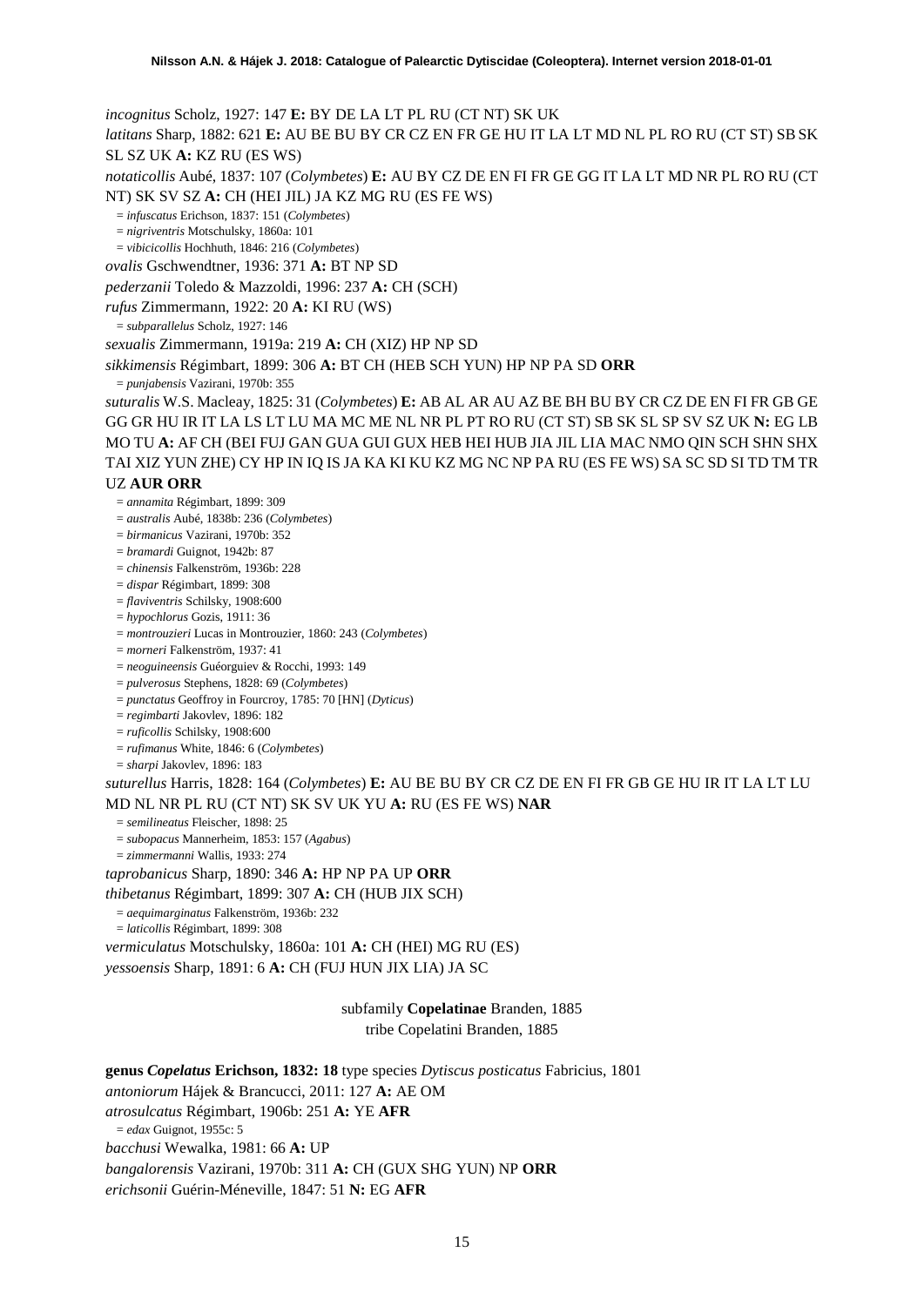*incognitus* Scholz, 1927: 147 **E:** BY DE LA LT PL RU (CT NT) SK UK

*latitans* Sharp, 1882: 621 **E:** AU BE BU BY CR CZ EN FR GE HU IT LA LT MD NL PL RO RU (CT ST) SB SK SL SZ UK **A:** KZ RU (ES WS)

*notaticollis* Aubé, 1837: 107 (*Colymbetes*) **E:** AU BY CZ DE EN FI FR GE GG IT LA LT MD NR PL RO RU (CT NT) SK SV SZ **A:** CH (HEI JIL) JA KZ MG RU (ES FE WS)

= *infuscatus* Erichson, 1837: 151 (*Colymbetes*)

= *nigriventris* Motschulsky, 1860a: 101

= *vibicicollis* Hochhuth, 1846: 216 (*Colymbetes*)

*ovalis* Gschwendtner, 1936: 371 **A:** BT NP SD

*pederzanii* Toledo & Mazzoldi, 1996: 237 **A:** CH (SCH)

*rufus* Zimmermann, 1922: 20 **A:** KI RU (WS)

= *subparallelus* Scholz, 1927: 146

*sexualis* Zimmermann, 1919a: 219 **A:** CH (XIZ) HP NP SD

*sikkimensis* Régimbart, 1899: 306 **A:** BT CH (HEB SCH YUN) HP NP PA SD **ORR**

= *punjabensis* Vazirani, 1970b: 355

*suturalis* W.S. Macleay, 1825: 31 (*Colymbetes*) **E:** AB AL AR AU AZ BE BH BU BY CR CZ DE EN FI FR GB GE GG GR HU IR IT LA LS LT LU MA MC ME NL NR PL PT RO RU (CT ST) SB SK SL SP SV SZ UK **N:** EG LB MO TU **A:** AF CH (BEI FUJ GAN GUA GUI GUX HEB HEI HUB JIA JIL LIA MAC NMO QIN SCH SHN SHX TAI XIZ YUN ZHE) CY HP IN IQ IS JA KA KI KU KZ MG NC NP PA RU (ES FE WS) SA SC SD SI TD TM TR UZ **AUR ORR**

= *annamita* Régimbart, 1899: 309

= *australis* Aubé, 1838b: 236 (*Colymbetes*)

= *birmanicus* Vazirani, 1970b: 352

= *bramardi* Guignot, 1942b: 87

= *chinensis* Falkenström, 1936b: 228

= *dispar* Régimbart, 1899: 308

= *flaviventris* Schilsky, 1908:600

= *hypochlorus* Gozis, 1911: 36

= *montrouzieri* Lucas in Montrouzier, 1860: 243 (*Colymbetes*)

= *morneri* Falkenström, 1937: 41

= *neoguineensis* Guéorguiev & Rocchi, 1993: 149

= *pulverosus* Stephens, 1828: 69 (*Colymbetes*)

= *punctatus* Geoffroy in Fourcroy, 1785: 70 [HN] (*Dyticus*)

= *regimbarti* Jakovlev, 1896: 182

= *ruficollis* Schilsky, 1908:600

= *rufimanus* White, 1846: 6 (*Colymbetes*)

= *sharpi* Jakovlev, 1896: 183

*suturellus* Harris, 1828: 164 (*Colymbetes*) **E:** AU BE BU BY CR CZ DE EN FI FR GB GE HU IR IT LA LT LU MD NL NR PL RU (CT NT) SK SV UK YU **A:** RU (ES FE WS) **NAR**

= *semilineatus* Fleischer, 1898: 25

= *subopacus* Mannerheim, 1853: 157 (*Agabus*)

= *zimmermanni* Wallis, 1933: 274

*taprobanicus* Sharp, 1890: 346 **A:** HP NP PA UP **ORR**

*thibetanus* Régimbart, 1899: 307 **A:** CH (HUB JIX SCH)

= *aequimarginatus* Falkenström, 1936b: 232

= *laticollis* Régimbart, 1899: 308

*vermiculatus* Motschulsky, 1860a: 101 **A:** CH (HEI) MG RU (ES)

*yessoensis* Sharp, 1891: 6 **A:** CH (FUJ HUN JIX LIA) JA SC

subfamily **Copelatinae** Branden, 1885

tribe Copelatini Branden, 1885

**genus *Copelatus* Erichson, 1832: 18** type species *Dytiscus posticatus* Fabricius, 1801

*antoniorum* Hájek & Brancucci, 2011: 127 **A:** AE OM

*atrosulcatus* Régimbart, 1906b: 251 **A:** YE **AFR**

= *edax* Guignot, 1955c: 5

*bacchusi* Wewalka, 1981: 66 **A:** UP

*bangalorensis* Vazirani, 1970b: 311 **A:** CH (GUX SHG YUN) NP **ORR**

*erichsonii* Guérin-Méneville, 1847: 51 **N:** EG **AFR**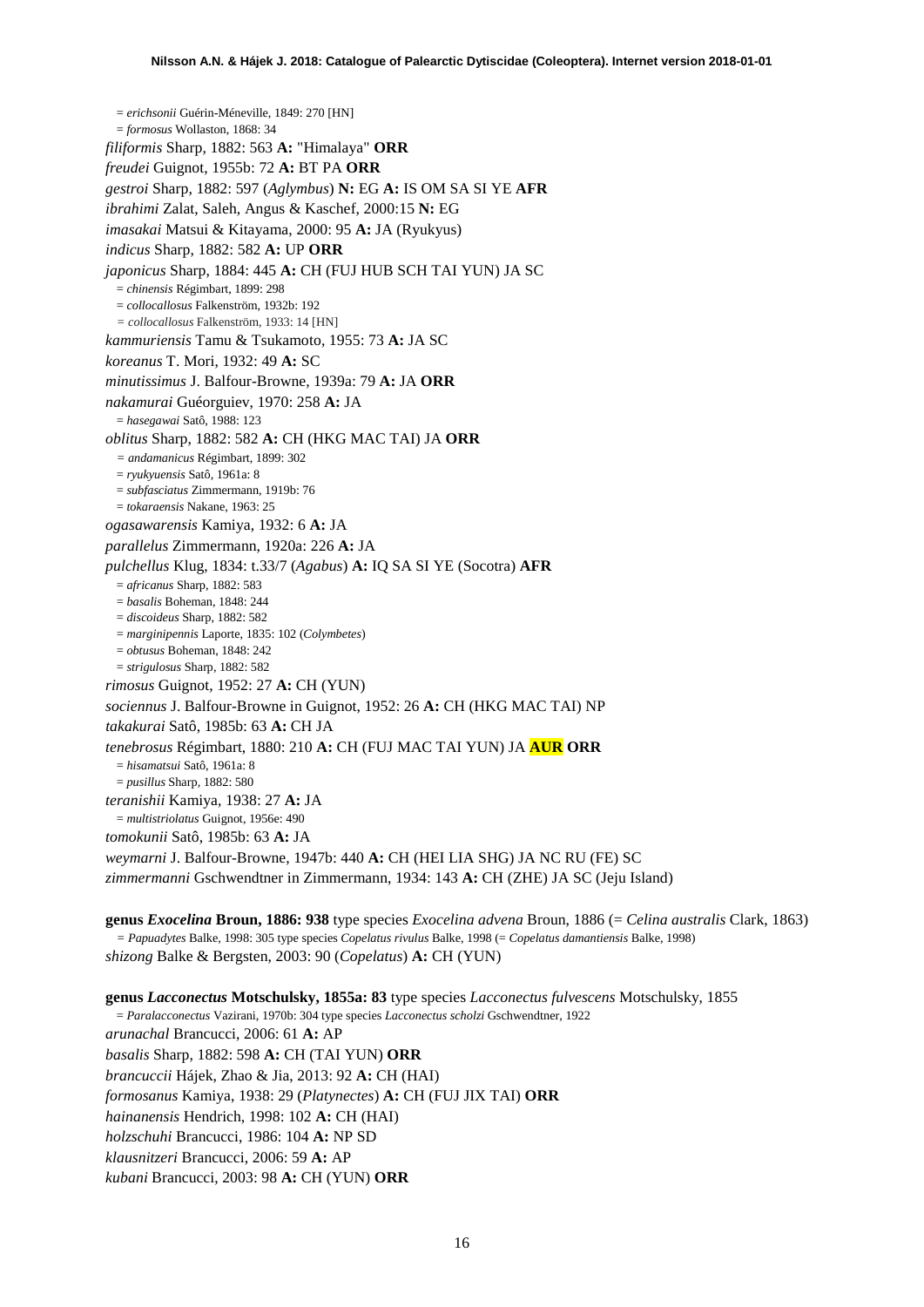= *erichsonii* Guérin-Méneville, 1849: 270 [HN]
= *formosus* Wollaston, 1868: 34

*filiformis* Sharp, 1882: 563 **A:** "Himalaya" **ORR**

*freudei* Guignot, 1955b: 72 **A:** BT PA **ORR**

*gestroi* Sharp, 1882: 597 (*Aglymbus*) **N:** EG **A:** IS OM SA SI YE **AFR**

*ibrahimi* Zalat, Saleh, Angus & Kaschef, 2000:15 **N:** EG

*imasakai* Matsui & Kitayama, 2000: 95 **A:** JA (Ryukyus)

*indicus* Sharp, 1882: 582 **A:** UP **ORR**

*japonicus* Sharp, 1884: 445 **A:** CH (FUJ HUB SCH TAI YUN) JA SC
= *chinensis* Régimbart, 1899: 298
= *collocallosus* Falkenström, 1932b: 192
= *collocallosus* Falkenström, 1933: 14 [HN]

*kammuriensis* Tamu & Tsukamoto, 1955: 73 **A:** JA SC

*koreanus* T. Mori, 1932: 49 **A:** SC

*minutissimus* J. Balfour-Browne, 1939a: 79 **A:** JA **ORR**

*nakamurai* Guéorguiev, 1970: 258 **A:** JA
= *hasegawai* Satô, 1988: 123

*oblitus* Sharp, 1882: 582 **A:** CH (HKG MAC TAI) JA **ORR**
= *andamanicus* Régimbart, 1899: 302
= *ryukyuensis* Satô, 1961a: 8
= *subfasciatus* Zimmermann, 1919b: 76
= *tokaraensis* Nakane, 1963: 25

*ogasawarensis* Kamiya, 1932: 6 **A:** JA

*parallelus* Zimmermann, 1920a: 226 **A:** JA

*pulchellus* Klug, 1834: t.33/7 (*Agabus*) **A:** IQ SA SI YE (Socotra) **AFR**
= *africanus* Sharp, 1882: 583
= *basalis* Boheman, 1848: 244
= *discoideus* Sharp, 1882: 582
= *marginipennis* Laporte, 1835: 102 (*Colymbetes*)
= *obtusus* Boheman, 1848: 242
= *strigulosus* Sharp, 1882: 582

*rimosus* Guignot, 1952: 27 **A:** CH (YUN)

*sociennus* J. Balfour-Browne in Guignot, 1952: 26 **A:** CH (HKG MAC TAI) NP

*takakurai* Satô, 1985b: 63 **A:** CH JA

*tenebrosus* Régimbart, 1880: 210 **A:** CH (FUJ MAC TAI YUN) JA **AUR** **ORR**
= *hisamatsui* Satô, 1961a: 8
= *pusillus* Sharp, 1882: 580

*teranishii* Kamiya, 1938: 27 **A:** JA
= *multistriolatus* Guignot, 1956e: 490

*tomokunii* Satô, 1985b: 63 **A:** JA

*weymarni* J. Balfour-Browne, 1947b: 440 **A:** CH (HEI LIA SHG) JA NC RU (FE) SC

*zimmermanni* Gschwendtner in Zimmermann, 1934: 143 **A:** CH (ZHE) JA SC (Jeju Island)

**genus *Exocelina* Broun, 1886: 938** type species *Exocelina advena* Broun, 1886 (= *Celina australis* Clark, 1863)
= *Papuadytes* Balke, 1998: 305 type species *Copelatus rivulus* Balke, 1998 (= *Copelatus damantiensis* Balke, 1998)

*shizong* Balke & Bergsten, 2003: 90 (*Copelatus*) **A:** CH (YUN)

**genus *Lacconectus* Motschulsky, 1855a: 83** type species *Lacconectus fulvescens* Motschulsky, 1855
= *Paralacconectus* Vazirani, 1970b: 304 type species *Lacconectus scholzi* Gschwendtner, 1922

*arunachal* Brancucci, 2006: 61 **A:** AP

*basalis* Sharp, 1882: 598 **A:** CH (TAI YUN) **ORR**

*brancuccii* Hájek, Zhao & Jia, 2013: 92 **A:** CH (HAI)

*formosanus* Kamiya, 1938: 29 (*Platynectes*) **A:** CH (FUJ JIX TAI) **ORR**

*hainanensis* Hendrich, 1998: 102 **A:** CH (HAI)

*holzschuhi* Brancucci, 1986: 104 **A:** NP SD

*klausnitzeri* Brancucci, 2006: 59 **A:** AP

*kubani* Brancucci, 2003: 98 **A:** CH (YUN) **ORR**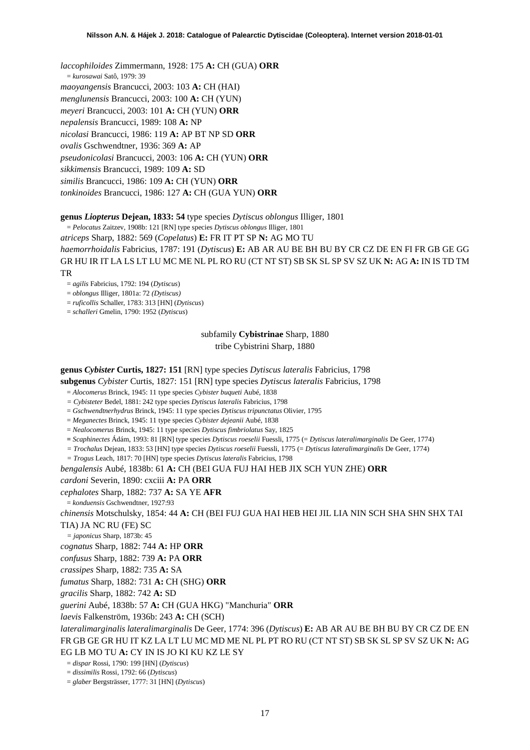*laccophiloides* Zimmermann, 1928: 175 **A:** CH (GUA) **ORR**

= *kurosawai* Satô, 1979: 39

*maoyangensis* Brancucci, 2003: 103 **A:** CH (HAI)

*menglunensis* Brancucci, 2003: 100 **A:** CH (YUN)

*meyeri* Brancucci, 2003: 101 **A:** CH (YUN) **ORR**

*nepalensis* Brancucci, 1989: 108 **A:** NP

*nicolasi* Brancucci, 1986: 119 **A:** AP BT NP SD **ORR**

*ovalis* Gschwendtner, 1936: 369 **A:** AP

*pseudonicolasi* Brancucci, 2003: 106 **A:** CH (YUN) **ORR**

*sikkimensis* Brancucci, 1989: 109 **A:** SD

*similis* Brancucci, 1986: 109 **A:** CH (YUN) **ORR**

*tonkinoides* Brancucci, 1986: 127 **A:** CH (GUA YUN) **ORR**

**genus *Liopterus* Dejean, 1833: 54** type species *Dytiscus oblongus* Illiger, 1801

= *Pelocatus* Zaitzev, 1908b: 121 [RN] type species *Dytiscus oblongus* Illiger, 1801

*atriceps* Sharp, 1882: 569 (*Copelatus*) **E:** FR IT PT SP **N:** AG MO TU

*haemorrhoidalis* Fabricius, 1787: 191 (*Dytiscus*) **E:** AB AR AU BE BH BU BY CR CZ DE EN FI FR GB GE GG GR HU IR IT LA LS LT LU MC ME NL PL RO RU (CT NT ST) SB SK SL SP SV SZ UK **N:** AG **A:** IN IS TD TM TR

= *agilis* Fabricius, 1792: 194 (*Dytiscus*)

= *oblongus* Illiger, 1801a: 72 *(Dytiscus)*

= *ruficollis* Schaller, 1783: 313 [HN] (*Dytiscus*)

= *schalleri* Gmelin, 1790: 1952 (*Dytiscus*)

subfamily **Cybistrinae** Sharp, 1880

tribe Cybistrini Sharp, 1880

**genus *Cybister* Curtis, 1827: 151** [RN] type species *Dytiscus lateralis* Fabricius, 1798

**subgenus** *Cybister* Curtis, 1827: 151 [RN] type species *Dytiscus lateralis* Fabricius, 1798

= *Alocomerus* Brinck, 1945: 11 type species *Cybister buqueti* Aubé, 1838

= *Cybisteter* Bedel, 1881: 242 type species *Dytiscus lateralis* Fabricius, 1798

= *Gschwendtnerhydrus* Brinck, 1945: 11 type species *Dytiscus tripunctatus* Olivier, 1795

= *Meganectes* Brinck, 1945: 11 type species *Cybister dejeanii* Aubé, 1838

= *Nealocomerus* Brinck, 1945: 11 type species *Dytiscus fimbriolatus* Say, 1825

= *Scaphinectes* Ádám, 1993: 81 [RN] type species *Dytiscus roeselii* Fuessli, 1775 (= *Dytiscus lateralimarginalis* De Geer, 1774)

= *Trochalus* Dejean, 1833: 53 [HN] type species *Dytiscus roeselii* Fuessli, 1775 (= *Dytiscus lateralimarginalis* De Geer, 1774)

= *Trogus* Leach, 1817: 70 [HN] type species *Dytiscus lateralis* Fabricius, 1798

*bengalensis* Aubé, 1838b: 61 **A:** CH (BEI GUA FUJ HAI HEB JIX SCH YUN ZHE) **ORR**

*cardoni* Severin, 1890: cxciii **A:** PA **ORR**

*cephalotes* Sharp, 1882: 737 **A:** SA YE **AFR**

= *konduensis* Gschwendtner, 1927:93

*chinensis* Motschulsky, 1854: 44 **A:** CH (BEI FUJ GUA HAI HEB HEI JIL LIA NIN SCH SHA SHN SHX TAI TIA) JA NC RU (FE) SC

= *japonicus* Sharp, 1873b: 45

*cognatus* Sharp, 1882: 744 **A:** HP **ORR**

*confusus* Sharp, 1882: 739 **A:** PA **ORR**

*crassipes* Sharp, 1882: 735 **A:** SA

*fumatus* Sharp, 1882: 731 **A:** CH (SHG) **ORR**

*gracilis* Sharp, 1882: 742 **A:** SD

*guerini* Aubé, 1838b: 57 **A:** CH (GUA HKG) "Manchuria" **ORR**

*laevis* Falkenström, 1936b: 243 **A:** CH (SCH)

*lateralimarginalis lateralimarginalis* De Geer, 1774: 396 (*Dytiscus*) **E:** AB AR AU BE BH BU BY CR CZ DE EN FR GB GE GR HU IT KZ LA LT LU MC MD ME NL PL PT RO RU (CT NT ST) SB SK SL SP SV SZ UK **N:** AG EG LB MO TU **A:** CY IN IS JO KI KU KZ LE SY

= *dispar* Rossi, 1790: 199 [HN] (*Dytiscus*)

= *dissimilis* Rossi, 1792: 66 (*Dytiscus*)

= *glaber* Bergsträsser, 1777: 31 [HN] (*Dytiscus*)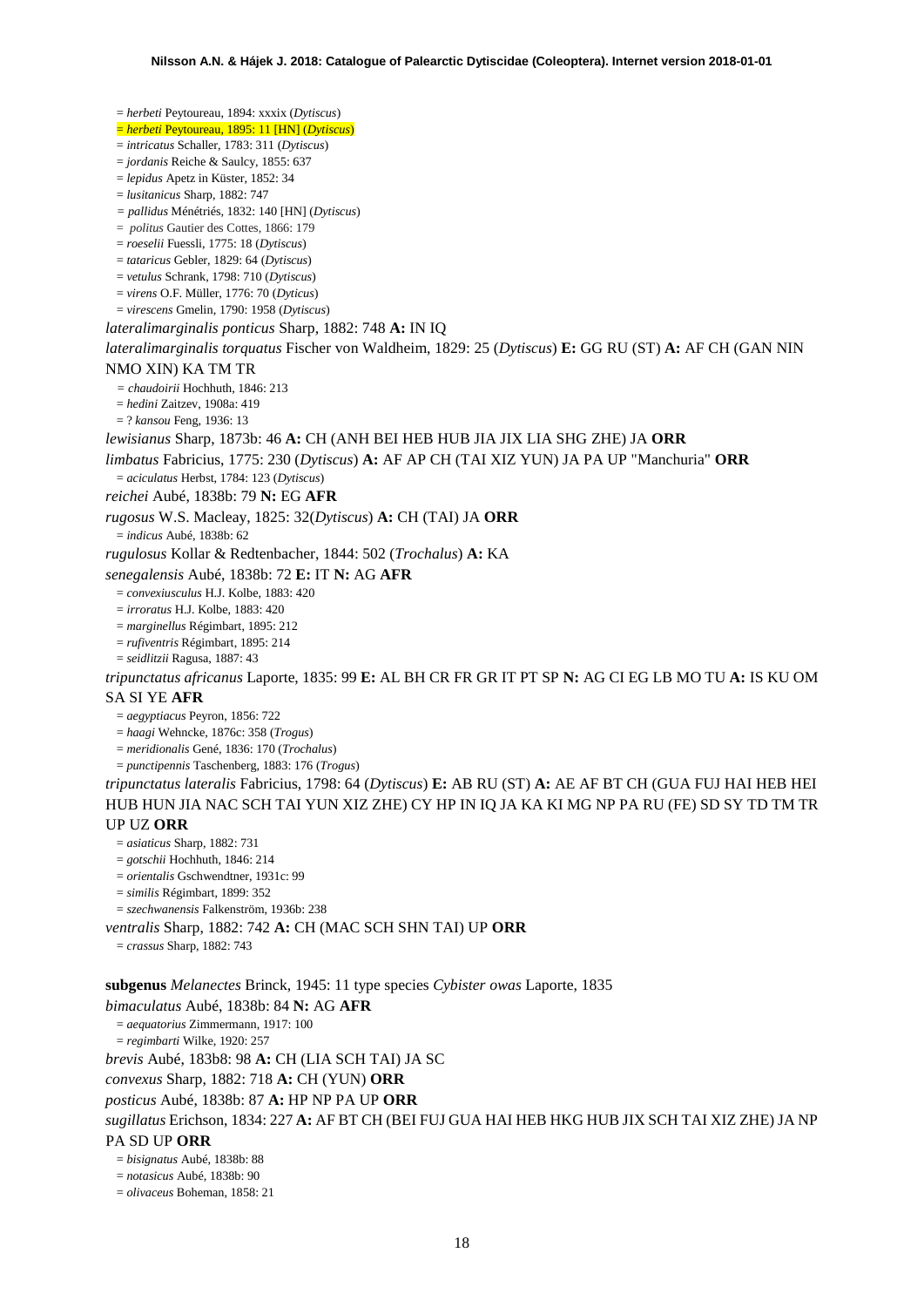= *herbeti* Peytoureau, 1894: xxxix (*Dytiscus*)

= *herbeti* Peytoureau, 1895: 11 [HN] (*Dytiscus*)

= *intricatus* Schaller, 1783: 311 (*Dytiscus*)

= *jordanis* Reiche & Saulcy, 1855: 637

= *lepidus* Apetz in Küster, 1852: 34

= *lusitanicus* Sharp, 1882: 747

= *pallidus* Ménétriés, 1832: 140 [HN] (*Dytiscus*)

= *politus* Gautier des Cottes, 1866: 179

= *roeselii* Fuessli, 1775: 18 (*Dytiscus*)

= *tataricus* Gebler, 1829: 64 (*Dytiscus*)

= *vetulus* Schrank, 1798: 710 (*Dytiscus*)

= *virens* O.F. Müller, 1776: 70 (*Dyticus*)

= *virescens* Gmelin, 1790: 1958 (*Dytiscus*)

*lateralimarginalis ponticus* Sharp, 1882: 748 **A:** IN IQ

*lateralimarginalis torquatus* Fischer von Waldheim, 1829: 25 (*Dytiscus*) **E:** GG RU (ST) **A:** AF CH (GAN NIN NMO XIN) KA TM TR

= *chaudoirii* Hochhuth, 1846: 213

= *hedini* Zaitzev, 1908a: 419

= ? *kansou* Feng, 1936: 13

*lewisianus* Sharp, 1873b: 46 **A:** CH (ANH BEI HEB HUB JIA JIX LIA SHG ZHE) JA **ORR**

*limbatus* Fabricius, 1775: 230 (*Dytiscus*) **A:** AF AP CH (TAI XIZ YUN) JA PA UP "Manchuria" **ORR**

= *aciculatus* Herbst, 1784: 123 (*Dytiscus*)

*reichei* Aubé, 1838b: 79 **N:** EG **AFR**

*rugosus* W.S. Macleay, 1825: 32(*Dytiscus*) **A:** CH (TAI) JA **ORR**

= *indicus* Aubé, 1838b: 62

*rugulosus* Kollar & Redtenbacher, 1844: 502 (*Trochalus*) **A:** KA

*senegalensis* Aubé, 1838b: 72 **E:** IT **N:** AG **AFR**

= *convexiusculus* H.J. Kolbe, 1883: 420

= *irroratus* H.J. Kolbe, 1883: 420

= *marginellus* Régimbart, 1895: 212

= *rufiventris* Régimbart, 1895: 214

= *seidlitzii* Ragusa, 1887: 43

*tripunctatus africanus* Laporte, 1835: 99 **E:** AL BH CR FR GR IT PT SP **N:** AG CI EG LB MO TU **A:** IS KU OM SA SI YE **AFR**

= *aegyptiacus* Peyron, 1856: 722

= *haagi* Wehncke, 1876c: 358 (*Trogus*)

= *meridionalis* Gené, 1836: 170 (*Trochalus*)

= *punctipennis* Taschenberg, 1883: 176 (*Trogus*)

*tripunctatus lateralis* Fabricius, 1798: 64 (*Dytiscus*) **E:** AB RU (ST) **A:** AE AF BT CH (GUA FUJ HAI HEB HEI HUB HUN JIA NAC SCH TAI YUN XIZ ZHE) CY HP IN IQ JA KA KI MG NP PA RU (FE) SD SY TD TM TR UP UZ **ORR**

= *asiaticus* Sharp, 1882: 731

= *gotschii* Hochhuth, 1846: 214

= *orientalis* Gschwendtner, 1931c: 99

= *similis* Régimbart, 1899: 352

= *szechwanensis* Falkenström, 1936b: 238

*ventralis* Sharp, 1882: 742 **A:** CH (MAC SCH SHN TAI) UP **ORR**

= *crassus* Sharp, 1882: 743

**subgenus** *Melanectes* Brinck, 1945: 11 type species *Cybister owas* Laporte, 1835

*bimaculatus* Aubé, 1838b: 84 **N:** AG **AFR**

= *aequatorius* Zimmermann, 1917: 100

= *regimbarti* Wilke, 1920: 257

*brevis* Aubé, 183b8: 98 **A:** CH (LIA SCH TAI) JA SC

*convexus* Sharp, 1882: 718 **A:** CH (YUN) **ORR**

*posticus* Aubé, 1838b: 87 **A:** HP NP PA UP **ORR**

*sugillatus* Erichson, 1834: 227 **A:** AF BT CH (BEI FUJ GUA HAI HEB HKG HUB JIX SCH TAI XIZ ZHE) JA NP PA SD UP **ORR**

= *bisignatus* Aubé, 1838b: 88

= *notasicus* Aubé, 1838b: 90

= *olivaceus* Boheman, 1858: 21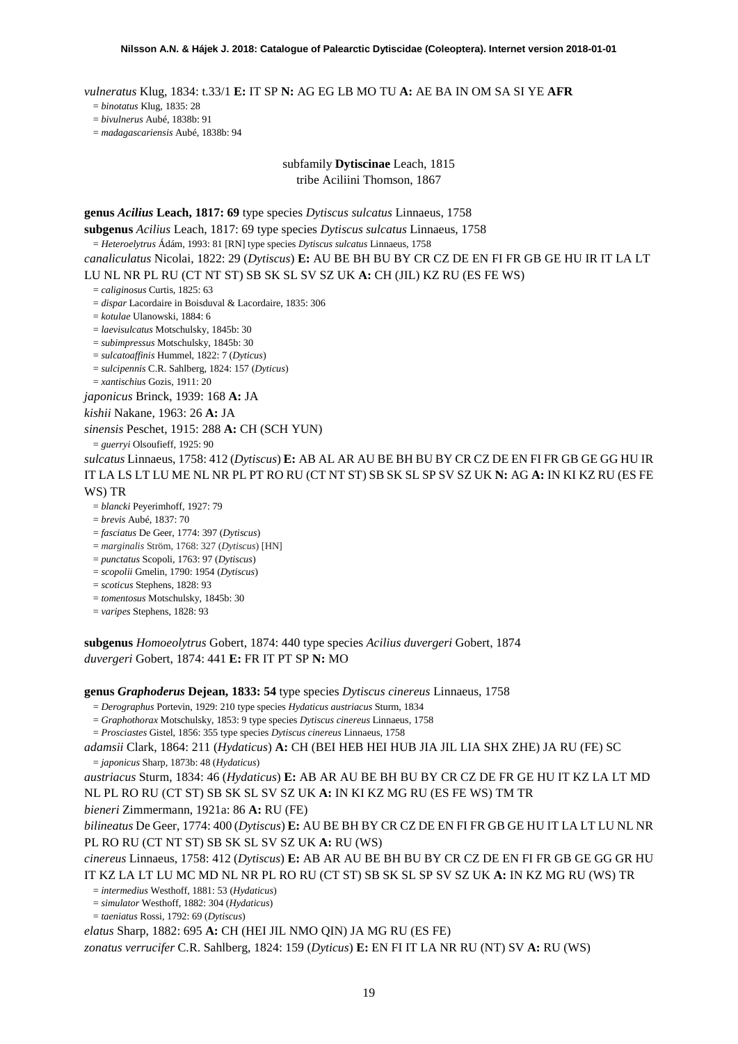*vulneratus* Klug, 1834: t.33/1 **E:** IT SP **N:** AG EG LB MO TU **A:** AE BA IN OM SA SI YE **AFR**

= *binotatus* Klug, 1835: 28

= *bivulnerus* Aubé, 1838b: 91

= *madagascariensis* Aubé, 1838b: 94

subfamily **Dytiscinae** Leach, 1815

tribe Aciliini Thomson, 1867

**genus *Acilius* Leach, 1817: 69** type species *Dytiscus sulcatus* Linnaeus, 1758

**subgenus** *Acilius* Leach, 1817: 69 type species *Dytiscus sulcatus* Linnaeus, 1758

= *Heteroelytrus* Ádám, 1993: 81 [RN] type species *Dytiscus sulcatus* Linnaeus, 1758

*canaliculatus* Nicolai, 1822: 29 (*Dytiscus*) **E:** AU BE BH BU BY CR CZ DE EN FI FR GB GE HU IR IT LA LT LU NL NR PL RU (CT NT ST) SB SK SL SV SZ UK **A:** CH (JIL) KZ RU (ES FE WS)

= *caliginosus* Curtis, 1825: 63

= *dispar* Lacordaire in Boisduval & Lacordaire, 1835: 306

= *kotulae* Ulanowski, 1884: 6

= *laevisulcatus* Motschulsky, 1845b: 30

= *subimpressus* Motschulsky, 1845b: 30

= *sulcatoaffinis* Hummel, 1822: 7 (*Dyticus*)

= *sulcipennis* C.R. Sahlberg, 1824: 157 (*Dyticus*)

= *xantischius* Gozis, 1911: 20

*japonicus* Brinck, 1939: 168 **A:** JA

*kishii* Nakane, 1963: 26 **A:** JA

*sinensis* Peschet, 1915: 288 **A:** CH (SCH YUN)

= *guerryi* Olsoufieff, 1925: 90

*sulcatus* Linnaeus, 1758: 412 (*Dytiscus*) **E:** AB AL AR AU BE BH BU BY CR CZ DE EN FI FR GB GE GG HU IR IT LA LS LT LU ME NL NR PL PT RO RU (CT NT ST) SB SK SL SP SV SZ UK **N:** AG **A:** IN KI KZ RU (ES FE WS) TR

= *blancki* Peyerimhoff, 1927: 79

= *brevis* Aubé, 1837: 70

= *fasciatus* De Geer, 1774: 397 (*Dytiscus*)

= *marginalis* Ström, 1768: 327 (*Dytiscus*) [HN]

= *punctatus* Scopoli, 1763: 97 (*Dytiscus*)

= *scopolii* Gmelin, 1790: 1954 (*Dytiscus*)

= *scoticus* Stephens, 1828: 93

= *tomentosus* Motschulsky, 1845b: 30

= *varipes* Stephens, 1828: 93

**subgenus** *Homoeolytrus* Gobert, 1874: 440 type species *Acilius duvergeri* Gobert, 1874

*duvergeri* Gobert, 1874: 441 **E:** FR IT PT SP **N:** MO

**genus *Graphoderus* Dejean, 1833: 54** type species *Dytiscus cinereus* Linnaeus, 1758

= *Derographus* Portevin, 1929: 210 type species *Hydaticus austriacus* Sturm, 1834

= *Graphothorax* Motschulsky, 1853: 9 type species *Dytiscus cinereus* Linnaeus, 1758

= *Prosciastes* Gistel, 1856: 355 type species *Dytiscus cinereus* Linnaeus, 1758

*adamsii* Clark, 1864: 211 (*Hydaticus*) **A:** CH (BEI HEB HEI HUB JIA JIL LIA SHX ZHE) JA RU (FE) SC

= *japonicus* Sharp, 1873b: 48 (*Hydaticus*)

*austriacus* Sturm, 1834: 46 (*Hydaticus*) **E:** AB AR AU BE BH BU BY CR CZ DE EN FR GE HU IT KZ LA LT MD NL PL RO RU (CT ST) SB SK SL SV SZ UK **A:** IN KI KZ MG RU (ES FE WS) TM TR

*bieneri* Zimmermann, 1921a: 86 **A:** RU (FE)

*bilineatus* De Geer, 1774: 400 (*Dytiscus*) **E:** AU BE BH BY CR CZ DE EN FI FR GB GE HU IT LA LT LU NL NR PL RO RU (CT NT ST) SB SK SL SV SZ UK **A:** RU (WS)

*cinereus* Linnaeus, 1758: 412 (*Dytiscus*) **E:** AB AR AU BE BH BU BY CR CZ DE EN FI FR GB GE GG GR HU IT KZ LA LT LU MC MD NL NR PL RO RU (CT ST) SB SK SL SP SV SZ UK **A:** IN KZ MG RU (WS) TR

= *intermedius* Westhoff, 1881: 53 (*Hydaticus*)

= *simulator* Westhoff, 1882: 304 (*Hydaticus*)

= *taeniatus* Rossi, 1792: 69 (*Dytiscus*)

*elatus* Sharp, 1882: 695 **A:** CH (HEI JIL NMO QIN) JA MG RU (ES FE)

*zonatus verrucifer* C.R. Sahlberg, 1824: 159 (*Dyticus*) **E:** EN FI IT LA NR RU (NT) SV **A:** RU (WS)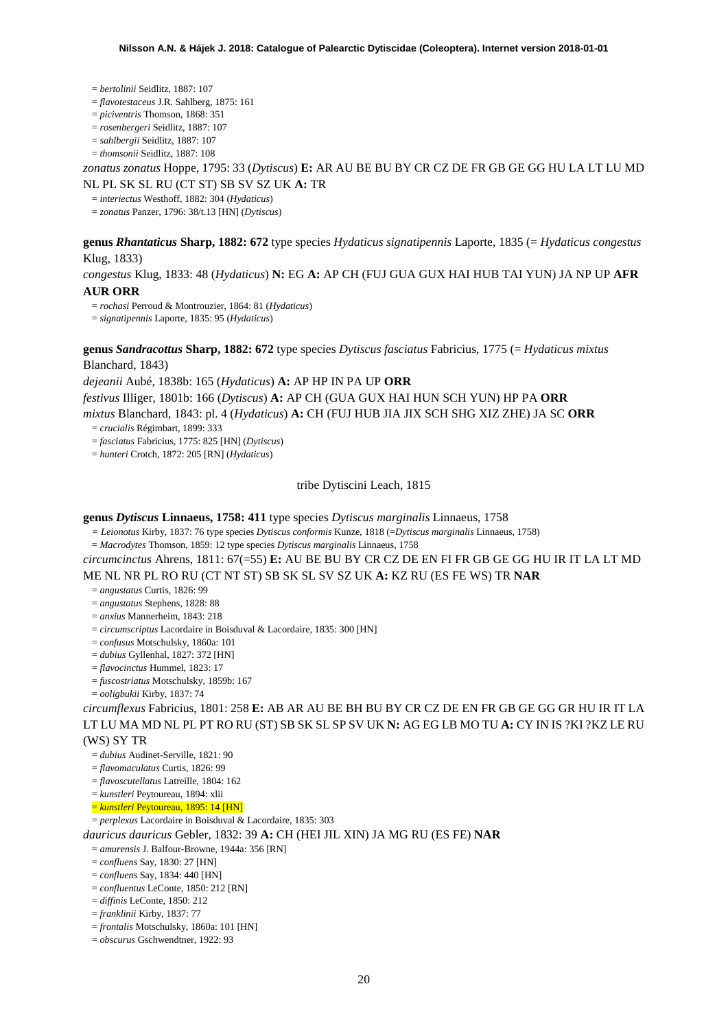= *bertolinii* Seidlitz, 1887: 107
= *flavotestaceus* J.R. Sahlberg, 1875: 161
= *piciventris* Thomson, 1868: 351
= *rosenbergeri* Seidlitz, 1887: 107
= *sahlbergii* Seidlitz, 1887: 107
= *thomsonii* Seidlitz, 1887: 108

*zonatus zonatus* Hoppe, 1795: 33 (*Dytiscus*) **E:** AR AU BE BU BY CR CZ DE FR GB GE GG HU LA LT LU MD NL PL SK SL RU (CT ST) SB SV SZ UK **A:** TR

= *interiectus* Westhoff, 1882: 304 (*Hydaticus*)
= *zonatus* Panzer, 1796: 38/t.13 [HN] (*Dytiscus*)

**genus *Rhantaticus* Sharp, 1882: 672** type species *Hydaticus signatipennis* Laporte, 1835 (= *Hydaticus congestus* Klug, 1833)

*congestus* Klug, 1833: 48 (*Hydaticus*) **N:** EG **A:** AP CH (FUJ GUA GUX HAI HUB TAI YUN) JA NP UP **AFR AUR ORR**

= *rochasi* Perroud & Montrouzier, 1864: 81 (*Hydaticus*)
= *signatipennis* Laporte, 1835: 95 (*Hydaticus*)

**genus *Sandracottus* Sharp, 1882: 672** type species *Dytiscus fasciatus* Fabricius, 1775 (= *Hydaticus mixtus* Blanchard, 1843)

*dejeanii* Aubé, 1838b: 165 (*Hydaticus*) **A:** AP HP IN PA UP **ORR**

*festivus* Illiger, 1801b: 166 (*Dytiscus*) **A:** AP CH (GUA GUX HAI HUN SCH YUN) HP PA **ORR**

*mixtus* Blanchard, 1843: pl. 4 (*Hydaticus*) **A:** CH (FUJ HUB JIA JIX SCH SHG XIZ ZHE) JA SC **ORR**

= *crucialis* Régimbart, 1899: 333
= *fasciatus* Fabricius, 1775: 825 [HN] (*Dytiscus*)
= *hunteri* Crotch, 1872: 205 [RN] (*Hydaticus*)

tribe Dytiscini Leach, 1815

**genus *Dytiscus* Linnaeus, 1758: 411** type species *Dytiscus marginalis* Linnaeus, 1758

= *Leionotus* Kirby, 1837: 76 type species *Dytiscus conformis* Kunze, 1818 (=*Dytiscus marginalis* Linnaeus, 1758)
= *Macrodytes* Thomson, 1859: 12 type species *Dytiscus marginalis* Linnaeus, 1758

*circumcinctus* Ahrens, 1811: 67(=55) **E:** AU BE BU BY CR CZ DE EN FI FR GB GE GG HU IR IT LA LT MD ME NL NR PL RO RU (CT NT ST) SB SK SL SV SZ UK **A:** KZ RU (ES FE WS) TR **NAR**

= *angustatus* Curtis, 1826: 99
= *angustatus* Stephens, 1828: 88
= *anxius* Mannerheim, 1843: 218
= *circumscriptus* Lacordaire in Boisduval & Lacordaire, 1835: 300 [HN]
= *confusus* Motschulsky, 1860a: 101
= *dubius* Gyllenhal, 1827: 372 [HN]
= *flavocinctus* Hummel, 1823: 17
= *fuscostriatus* Motschulsky, 1859b: 167
= *ooligbukii* Kirby, 1837: 74

*circumflexus* Fabricius, 1801: 258 **E:** AB AR AU BE BH BU BY CR CZ DE EN FR GB GE GG GR HU IR IT LA LT LU MA MD NL PL PT RO RU (ST) SB SK SL SP SV UK **N:** AG EG LB MO TU **A:** CY IN IS ?KI ?KZ LE RU (WS) SY TR

= *dubius* Audinet-Serville, 1821: 90
= *flavomaculatus* Curtis, 1826: 99
= *flavoscutellatus* Latreille, 1804: 162
= *kunstleri* Peytoureau, 1894: xlii
= *kunstleri* Peytoureau, 1895: 14 [HN]
= *perplexus* Lacordaire in Boisduval & Lacordaire, 1835: 303

*dauricus dauricus* Gebler, 1832: 39 **A:** CH (HEI JIL XIN) JA MG RU (ES FE) **NAR**

= *amurensis* J. Balfour-Browne, 1944a: 356 [RN]
= *confluens* Say, 1830: 27 [HN]
= *confluens* Say, 1834: 440 [HN]
= *confluentus* LeConte, 1850: 212 [RN]
= *diffinis* LeConte, 1850: 212
= *franklinii* Kirby, 1837: 77
= *frontalis* Motschulsky, 1860a: 101 [HN]
= *obscurus* Gschwendtner, 1922: 93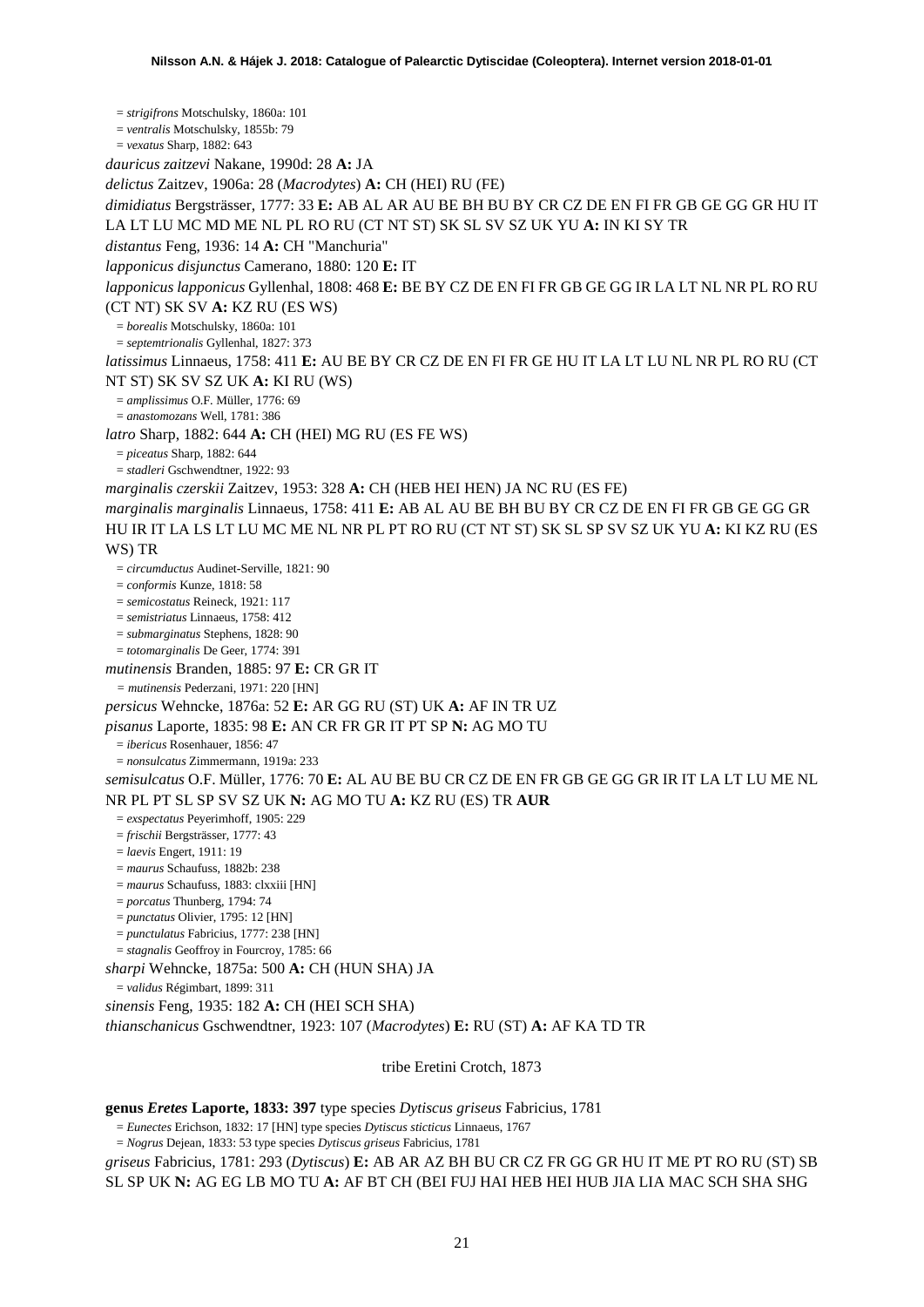= *strigifrons* Motschulsky, 1860a: 101
= *ventralis* Motschulsky, 1855b: 79
= *vexatus* Sharp, 1882: 643

*dauricus zaitzevi* Nakane, 1990d: 28 **A:** JA

*delictus* Zaitzev, 1906a: 28 (*Macrodytes*) **A:** CH (HEI) RU (FE)

*dimidiatus* Bergsträsser, 1777: 33 **E:** AB AL AR AU BE BH BU BY CR CZ DE EN FI FR GB GE GG GR HU IT LA LT LU MC MD ME NL PL RO RU (CT NT ST) SK SL SV SZ UK YU **A:** IN KI SY TR

*distantus* Feng, 1936: 14 **A:** CH "Manchuria"

*lapponicus disjunctus* Camerano, 1880: 120 **E:** IT

*lapponicus lapponicus* Gyllenhal, 1808: 468 **E:** BE BY CZ DE EN FI FR GB GE GG IR LA LT NL NR PL RO RU (CT NT) SK SV **A:** KZ RU (ES WS)
= *borealis* Motschulsky, 1860a: 101
= *septemtrionalis* Gyllenhal, 1827: 373

*latissimus* Linnaeus, 1758: 411 **E:** AU BE BY CR CZ DE EN FI FR GE HU IT LA LT LU NL NR PL RO RU (CT NT ST) SK SV SZ UK **A:** KI RU (WS)
= *amplissimus* O.F. Müller, 1776: 69
= *anastomozans* Well, 1781: 386

*latro* Sharp, 1882: 644 **A:** CH (HEI) MG RU (ES FE WS)
= *piceatus* Sharp, 1882: 644
= *stadleri* Gschwendtner, 1922: 93

*marginalis czerskii* Zaitzev, 1953: 328 **A:** CH (HEB HEI HEN) JA NC RU (ES FE)

*marginalis marginalis* Linnaeus, 1758: 411 **E:** AB AL AU BE BH BU BY CR CZ DE EN FI FR GB GE GG GR HU IR IT LA LS LT LU MC ME NL NR PL PT RO RU (CT NT ST) SK SL SP SV SZ UK YU **A:** KI KZ RU (ES WS) TR
= *circumductus* Audinet-Serville, 1821: 90
= *conformis* Kunze, 1818: 58
= *semicostatus* Reineck, 1921: 117
= *semistriatus* Linnaeus, 1758: 412
= *submarginatus* Stephens, 1828: 90
= *totomarginalis* De Geer, 1774: 391

*mutinensis* Branden, 1885: 97 **E:** CR GR IT
= *mutinensis* Pederzani, 1971: 220 [HN]

*persicus* Wehncke, 1876a: 52 **E:** AR GG RU (ST) UK **A:** AF IN TR UZ

*pisanus* Laporte, 1835: 98 **E:** AN CR FR GR IT PT SP **N:** AG MO TU
= *ibericus* Rosenhauer, 1856: 47
= *nonsulcatus* Zimmermann, 1919a: 233

*semisulcatus* O.F. Müller, 1776: 70 **E:** AL AU BE BU CR CZ DE EN FR GB GE GG GR IR IT LA LT LU ME NL NR PL PT SL SP SV SZ UK **N:** AG MO TU **A:** KZ RU (ES) TR **AUR**
= *exspectatus* Peyerimhoff, 1905: 229
= *frischii* Bergsträsser, 1777: 43
= *laevis* Engert, 1911: 19
= *maurus* Schaufuss, 1882b: 238
= *maurus* Schaufuss, 1883: clxxiii [HN]
= *porcatus* Thunberg, 1794: 74
= *punctatus* Olivier, 1795: 12 [HN]
= *punctulatus* Fabricius, 1777: 238 [HN]
= *stagnalis* Geoffroy in Fourcroy, 1785: 66

*sharpi* Wehncke, 1875a: 500 **A:** CH (HUN SHA) JA
= *validus* Régimbart, 1899: 311

*sinensis* Feng, 1935: 182 **A:** CH (HEI SCH SHA)

*thianschanicus* Gschwendtner, 1923: 107 (*Macrodytes*) **E:** RU (ST) **A:** AF KA TD TR

tribe Eretini Crotch, 1873

**genus *Eretes* Laporte, 1833: 397** type species *Dytiscus griseus* Fabricius, 1781
= *Eunectes* Erichson, 1832: 17 [HN] type species *Dytiscus sticticus* Linnaeus, 1767
= *Nogrus* Dejean, 1833: 53 type species *Dytiscus griseus* Fabricius, 1781

*griseus* Fabricius, 1781: 293 (*Dytiscus*) **E:** AB AR AZ BH BU CR CZ FR GG GR HU IT ME PT RO RU (ST) SB SL SP UK **N:** AG EG LB MO TU **A:** AF BT CH (BEI FUJ HAI HEB HEI HUB JIA LIA MAC SCH SHA SHG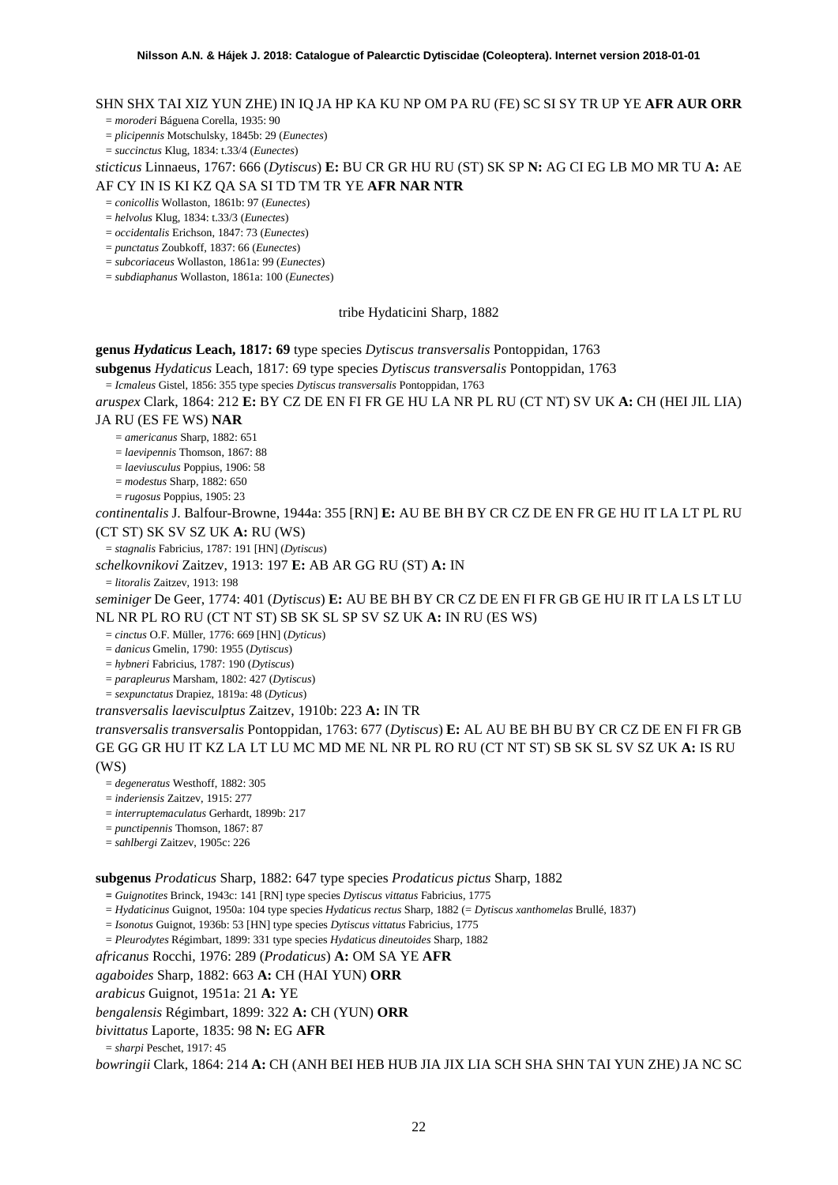SHN SHX TAI XIZ YUN ZHE) IN IQ JA HP KA KU NP OM PA RU (FE) SC SI SY TR UP YE **AFR AUR ORR**

= *moroderi* Báguena Corella, 1935: 90

= *plicipennis* Motschulsky, 1845b: 29 (*Eunectes*)

= *succinctus* Klug, 1834: t.33/4 (*Eunectes*)

*sticticus* Linnaeus, 1767: 666 (*Dytiscus*) **E:** BU CR GR HU RU (ST) SK SP **N:** AG CI EG LB MO MR TU **A:** AE AF CY IN IS KI KZ QA SA SI TD TM TR YE **AFR NAR NTR**

= *conicollis* Wollaston, 1861b: 97 (*Eunectes*)

= *helvolus* Klug, 1834: t.33/3 (*Eunectes*)

= *occidentalis* Erichson, 1847: 73 (*Eunectes*)

= *punctatus* Zoubkoff, 1837: 66 (*Eunectes*)

= *subcoriaceus* Wollaston, 1861a: 99 (*Eunectes*)

= *subdiaphanus* Wollaston, 1861a: 100 (*Eunectes*)

tribe Hydaticini Sharp, 1882

**genus *Hydaticus* Leach, 1817: 69** type species *Dytiscus transversalis* Pontoppidan, 1763

**subgenus** *Hydaticus* Leach, 1817: 69 type species *Dytiscus transversalis* Pontoppidan, 1763

= *Icmaleus* Gistel, 1856: 355 type species *Dytiscus transversalis* Pontoppidan, 1763

*aruspex* Clark, 1864: 212 **E:** BY CZ DE EN FI FR GE HU LA NR PL RU (CT NT) SV UK **A:** CH (HEI JIL LIA) JA RU (ES FE WS) **NAR**

= *americanus* Sharp, 1882: 651

= *laevipennis* Thomson, 1867: 88

= *laeviusculus* Poppius, 1906: 58

= *modestus* Sharp, 1882: 650

= *rugosus* Poppius, 1905: 23

*continentalis* J. Balfour-Browne, 1944a: 355 [RN] **E:** AU BE BH BY CR CZ DE EN FR GE HU IT LA LT PL RU (CT ST) SK SV SZ UK **A:** RU (WS)

= *stagnalis* Fabricius, 1787: 191 [HN] (*Dytiscus*)

*schelkovnikovi* Zaitzev, 1913: 197 **E:** AB AR GG RU (ST) **A:** IN

= *litoralis* Zaitzev, 1913: 198

*seminiger* De Geer, 1774: 401 (*Dytiscus*) **E:** AU BE BH BY CR CZ DE EN FI FR GB GE HU IR IT LA LS LT LU NL NR PL RO RU (CT NT ST) SB SK SL SP SV SZ UK **A:** IN RU (ES WS)

= *cinctus* O.F. Müller, 1776: 669 [HN] (*Dyticus*)

= *danicus* Gmelin, 1790: 1955 (*Dytiscus*)

= *hybneri* Fabricius, 1787: 190 (*Dytiscus*)

= *parapleurus* Marsham, 1802: 427 (*Dytiscus*)

= *sexpunctatus* Drapiez, 1819a: 48 (*Dyticus*)

*transversalis laevisculptus* Zaitzev, 1910b: 223 **A:** IN TR

*transversalis transversalis* Pontoppidan, 1763: 677 (*Dytiscus*) **E:** AL AU BE BH BU BY CR CZ DE EN FI FR GB GE GG GR HU IT KZ LA LT LU MC MD ME NL NR PL RO RU (CT NT ST) SB SK SL SV SZ UK **A:** IS RU (WS)

= *degeneratus* Westhoff, 1882: 305

= *inderiensis* Zaitzev, 1915: 277

= *interruptemaculatus* Gerhardt, 1899b: 217

= *punctipennis* Thomson, 1867: 87

= *sahlbergi* Zaitzev, 1905c: 226

**subgenus** *Prodaticus* Sharp, 1882: 647 type species *Prodaticus pictus* Sharp, 1882

= *Guignotites* Brinck, 1943c: 141 [RN] type species *Dytiscus vittatus* Fabricius, 1775

= *Hydaticinus* Guignot, 1950a: 104 type species *Hydaticus rectus* Sharp, 1882 (= *Dytiscus xanthomelas* Brullé, 1837)

= *Isonotus* Guignot, 1936b: 53 [HN] type species *Dytiscus vittatus* Fabricius, 1775

= *Pleurodytes* Régimbart, 1899: 331 type species *Hydaticus dineutoides* Sharp, 1882

*africanus* Rocchi, 1976: 289 (*Prodaticus*) **A:** OM SA YE **AFR**

*agaboides* Sharp, 1882: 663 **A:** CH (HAI YUN) **ORR**

*arabicus* Guignot, 1951a: 21 **A:** YE

*bengalensis* Régimbart, 1899: 322 **A:** CH (YUN) **ORR**

*bivittatus* Laporte, 1835: 98 **N:** EG **AFR**

= *sharpi* Peschet, 1917: 45

*bowringii* Clark, 1864: 214 **A:** CH (ANH BEI HEB HUB JIA JIX LIA SCH SHA SHN TAI YUN ZHE) JA NC SC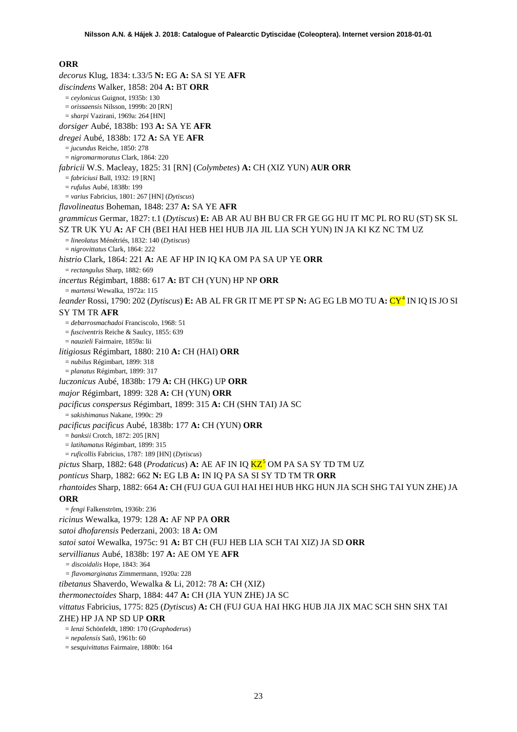**ORR**

*decorus* Klug, 1834: t.33/5 **N:** EG **A:** SA SI YE **AFR**

*discindens* Walker, 1858: 204 **A:** BT **ORR**

= *ceylonicus* Guignot, 1935b: 130

= *orissaensis* Nilsson, 1999b: 20 [RN]

= *sharpi* Vazirani, 1969a: 264 [HN]

*dorsiger* Aubé, 1838b: 193 **A:** SA YE **AFR**

*dregei* Aubé, 1838b: 172 **A:** SA YE **AFR**

= *jucundus* Reiche, 1850: 278

= *nigromarmoratus* Clark, 1864: 220

*fabricii* W.S. Macleay, 1825: 31 [RN] (*Colymbetes*) **A:** CH (XIZ YUN) **AUR ORR**

= *fabriciusi* Ball, 1932: 19 [RN]

= *rufulus* Aubé, 1838b: 199

= *varius* Fabricius, 1801: 267 [HN] (*Dytiscus*)

*flavolineatus* Boheman, 1848: 237 **A:** SA YE **AFR**

*grammicus* Germar, 1827: t.1 (*Dytiscus*) **E:** AB AR AU BH BU CR FR GE GG HU IT MC PL RO RU (ST) SK SL SZ TR UK YU **A:** AF CH (BEI HAI HEB HEI HUB JIA JIL LIA SCH YUN) IN JA KI KZ NC TM UZ

= *lineolatus* Ménétriés, 1832: 140 (*Dytiscus*)

= *nigrovittatus* Clark, 1864: 222

*histrio* Clark, 1864: 221 **A:** AE AF HP IN IQ KA OM PA SA UP YE **ORR**

= *rectangulus* Sharp, 1882: 669

*incertus* Régimbart, 1888: 617 **A:** BT CH (YUN) HP NP **ORR**

= *martensi* Wewalka, 1972a: 115

*leander* Rossi, 1790: 202 (*Dytiscus*) **E:** AB AL FR GR IT ME PT SP **N:** AG EG LB MO TU **A:** CY[4] IN IQ IS JO SI SY TM TR **AFR**

= *debarrosmachadoi* Franciscolo, 1968: 51

= *fusciventris* Reiche & Saulcy, 1855: 639

= *nauzieli* Fairmaire, 1859a: lii

*litigiosus* Régimbart, 1880: 210 **A:** CH (HAI) **ORR**

= *nubilus* Régimbart, 1899: 318

= *planatus* Régimbart, 1899: 317

*luczonicus* Aubé, 1838b: 179 **A:** CH (HKG) UP **ORR**

*major* Régimbart, 1899: 328 **A:** CH (YUN) **ORR**

*pacificus conspersus* Régimbart, 1899: 315 **A:** CH (SHN TAI) JA SC

= *sakishimanus* Nakane, 1990c: 29

*pacificus pacificus* Aubé, 1838b: 177 **A:** CH (YUN) **ORR**

= *banksii* Crotch, 1872: 205 [RN]

= *latihamatus* Régimbart, 1899: 315

= *ruficollis* Fabricius, 1787: 189 [HN] (*Dytiscus*)

*pictus* Sharp, 1882: 648 (*Prodaticus*) **A:** AE AF IN IQ KZ[5] OM PA SA SY TD TM UZ

*ponticus* Sharp, 1882: 662 **N:** EG LB **A:** IN IQ PA SA SI SY TD TM TR **ORR**

*rhantoides* Sharp, 1882: 664 **A:** CH (FUJ GUA GUI HAI HEI HUB HKG HUN JIA SCH SHG TAI YUN ZHE) JA **ORR**

= *fengi* Falkenström, 1936b: 236

*ricinus* Wewalka, 1979: 128 **A:** AF NP PA **ORR**

*satoi dhofarensis* Pederzani, 2003: 18 **A:** OM

*satoi satoi* Wewalka, 1975c: 91 **A:** BT CH (FUJ HEB LIA SCH TAI XIZ) JA SD **ORR**

*servillianus* Aubé, 1838b: 197 **A:** AE OM YE **AFR**

= *discoidalis* Hope, 1843: 364

= *flavomarginatus* Zimmermann, 1920a: 228

*tibetanus* Shaverdo, Wewalka & Li, 2012: 78 **A:** CH (XIZ)

*thermonectoides* Sharp, 1884: 447 **A:** CH (JIA YUN ZHE) JA SC

*vittatus* Fabricius, 1775: 825 (*Dytiscus*) **A:** CH (FUJ GUA HAI HKG HUB JIA JIX MAC SCH SHN SHX TAI ZHE) HP JA NP SD UP **ORR**

= *lenzi* Schönfeldt, 1890: 170 (*Graphoderus*)

= *nepalensis* Satô, 1961b: 60

= *sesquivittatus* Fairmaire, 1880b: 164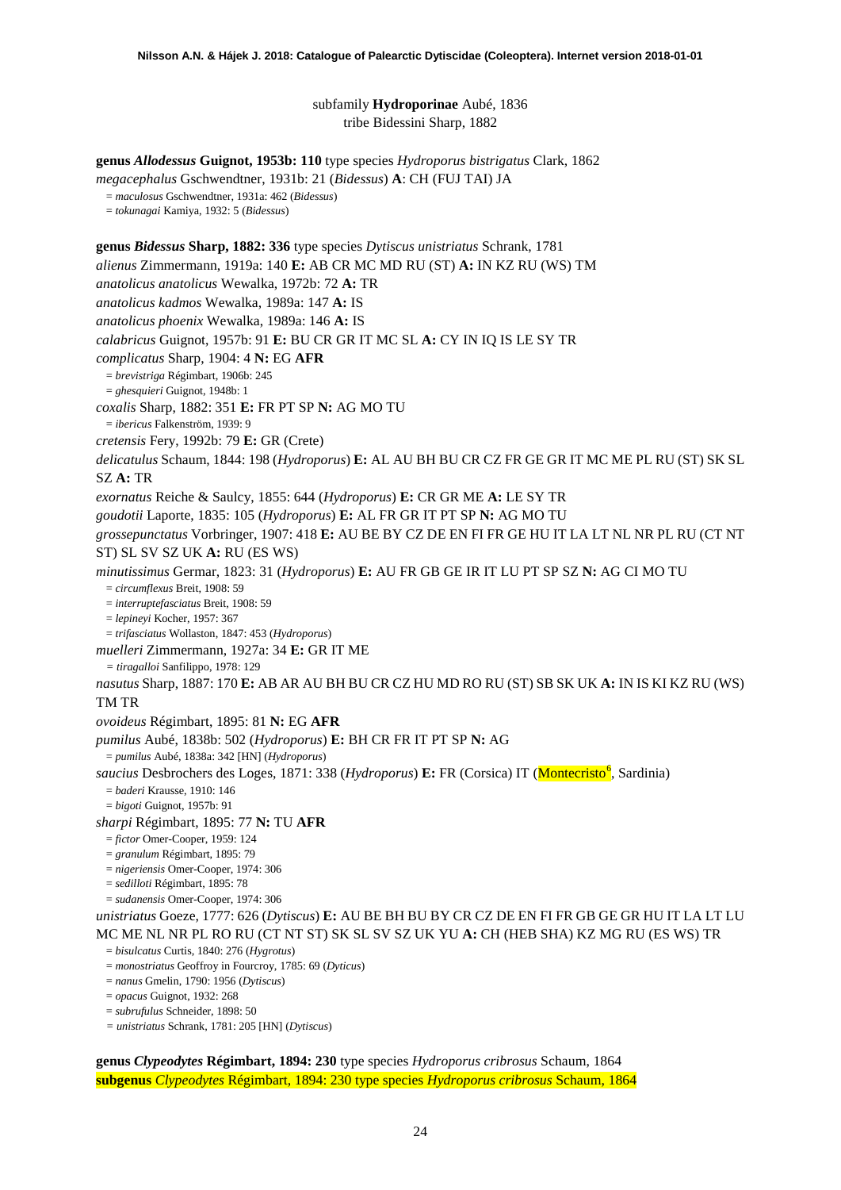subfamily **Hydroporinae** Aubé, 1836
tribe Bidessini Sharp, 1882

**genus *Allodessus* Guignot, 1953b: 110** type species *Hydroporus bistrigatus* Clark, 1862
*megacephalus* Gschwendtner, 1931b: 21 (*Bidessus*) **A**: CH (FUJ TAI) JA
= *maculosus* Gschwendtner, 1931a: 462 (*Bidessus*)
= *tokunagai* Kamiya, 1932: 5 (*Bidessus*)

**genus *Bidessus* Sharp, 1882: 336** type species *Dytiscus unistriatus* Schrank, 1781
*alienus* Zimmermann, 1919a: 140 **E:** AB CR MC MD RU (ST) **A:** IN KZ RU (WS) TM
*anatolicus anatolicus* Wewalka, 1972b: 72 **A:** TR
*anatolicus kadmos* Wewalka, 1989a: 147 **A:** IS
*anatolicus phoenix* Wewalka, 1989a: 146 **A:** IS
*calabricus* Guignot, 1957b: 91 **E:** BU CR GR IT MC SL **A:** CY IN IQ IS LE SY TR
*complicatus* Sharp, 1904: 4 **N:** EG **AFR**
= *brevistriga* Régimbart, 1906b: 245
= *ghesquieri* Guignot, 1948b: 1
*coxalis* Sharp, 1882: 351 **E:** FR PT SP **N:** AG MO TU
= *ibericus* Falkenström, 1939: 9
*cretensis* Fery, 1992b: 79 **E:** GR (Crete)
*delicatulus* Schaum, 1844: 198 (*Hydroporus*) **E:** AL AU BH BU CR CZ FR GE GR IT MC ME PL RU (ST) SK SL SZ **A:** TR
*exornatus* Reiche & Saulcy, 1855: 644 (*Hydroporus*) **E:** CR GR ME **A:** LE SY TR
*goudotii* Laporte, 1835: 105 (*Hydroporus*) **E:** AL FR GR IT PT SP **N:** AG MO TU
*grossepunctatus* Vorbringer, 1907: 418 **E:** AU BE BY CZ DE EN FI FR GE HU IT LA LT NL NR PL RU (CT NT ST) SL SV SZ UK **A:** RU (ES WS)
*minutissimus* Germar, 1823: 31 (*Hydroporus*) **E:** AU FR GB GE IR IT LU PT SP SZ **N:** AG CI MO TU
= *circumflexus* Breit, 1908: 59
= *interruptefasciatus* Breit, 1908: 59
= *lepineyi* Kocher, 1957: 367
= *trifasciatus* Wollaston, 1847: 453 (*Hydroporus*)
*muelleri* Zimmermann, 1927a: 34 **E:** GR IT ME
= *tiragalloi* Sanfilippo, 1978: 129
*nasutus* Sharp, 1887: 170 **E:** AB AR AU BH BU CR CZ HU MD RO RU (ST) SB SK UK **A:** IN IS KI KZ RU (WS) TM TR
*ovoideus* Régimbart, 1895: 81 **N:** EG **AFR**
*pumilus* Aubé, 1838b: 502 (*Hydroporus*) **E:** BH CR FR IT PT SP **N:** AG
= *pumilus* Aubé, 1838a: 342 [HN] (*Hydroporus*)
*saucius* Desbrochers des Loges, 1871: 338 (*Hydroporus*) **E:** FR (Corsica) IT (Montecristo[6], Sardinia)
= *baderi* Krausse, 1910: 146
= *bigoti* Guignot, 1957b: 91
*sharpi* Régimbart, 1895: 77 **N:** TU **AFR**
= *fictor* Omer-Cooper, 1959: 124
= *granulum* Régimbart, 1895: 79
= *nigeriensis* Omer-Cooper, 1974: 306
= *sedilloti* Régimbart, 1895: 78
= *sudanensis* Omer-Cooper, 1974: 306
*unistriatus* Goeze, 1777: 626 (*Dytiscus*) **E:** AU BE BH BU BY CR CZ DE EN FI FR GB GE GR HU IT LA LT LU MC ME NL NR PL RO RU (CT NT ST) SK SL SV SZ UK YU **A:** CH (HEB SHA) KZ MG RU (ES WS) TR
= *bisulcatus* Curtis, 1840: 276 (*Hygrotus*)
= *monostriatus* Geoffroy in Fourcroy, 1785: 69 (*Dyticus*)
= *nanus* Gmelin, 1790: 1956 (*Dytiscus*)
= *opacus* Guignot, 1932: 268
= *subrufulus* Schneider, 1898: 50
= *unistriatus* Schrank, 1781: 205 [HN] (*Dytiscus*)

**genus *Clypeodytes* Régimbart, 1894: 230** type species *Hydroporus cribrosus* Schaum, 1864
**subgenus *Clypeodytes* Régimbart, 1894: 230 type species *Hydroporus cribrosus* Schaum, 1864**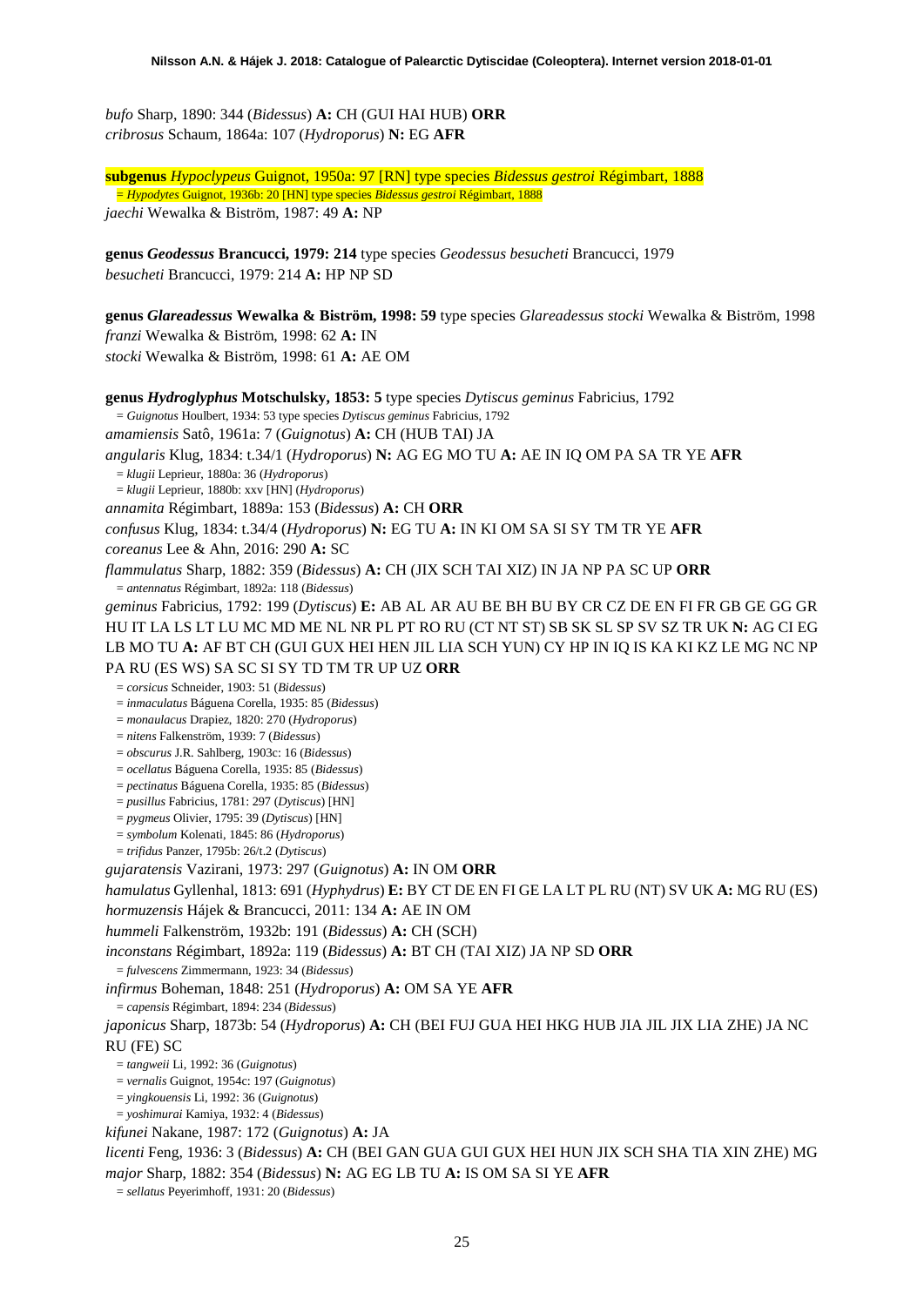*bufo* Sharp, 1890: 344 (*Bidessus*) **A:** CH (GUI HAI HUB) **ORR**
*cribrosus* Schaum, 1864a: 107 (*Hydroporus*) **N:** EG **AFR**

**subgenus** ***Hypoclypeus*** **Guignot, 1950a: 97 [RN] type species** ***Bidessus gestroi*** **Régimbart, 1888**
= *Hypodytes* Guignot, 1936b: 20 [HN] type species *Bidessus gestroi* Régimbart, 1888
*jaechi* Wewalka & Biström, 1987: 49 **A:** NP

**genus** ***Geodessus*** **Brancucci, 1979: 214** type species *Geodessus besucheti* Brancucci, 1979
*besucheti* Brancucci, 1979: 214 **A:** HP NP SD

**genus** ***Glareadessus*** **Wewalka & Biström, 1998: 59** type species *Glareadessus stocki* Wewalka & Biström, 1998
*franzi* Wewalka & Biström, 1998: 62 **A:** IN
*stocki* Wewalka & Biström, 1998: 61 **A:** AE OM

**genus** ***Hydroglyphus*** **Motschulsky, 1853: 5** type species *Dytiscus geminus* Fabricius, 1792
= *Guignotus* Houlbert, 1934: 53 type species *Dytiscus geminus* Fabricius, 1792
*amamiensis* Satô, 1961a: 7 (*Guignotus*) **A:** CH (HUB TAI) JA
*angularis* Klug, 1834: t.34/1 (*Hydroporus*) **N:** AG EG MO TU **A:** AE IN IQ OM PA SA TR YE **AFR**
= *klugii* Leprieur, 1880a: 36 (*Hydroporus*)
= *klugii* Leprieur, 1880b: xxv [HN] (*Hydroporus*)
*annamita* Régimbart, 1889a: 153 (*Bidessus*) **A:** CH **ORR**
*confusus* Klug, 1834: t.34/4 (*Hydroporus*) **N:** EG TU **A:** IN KI OM SA SI SY TM TR YE **AFR**
*coreanus* Lee & Ahn, 2016: 290 **A:** SC
*flammulatus* Sharp, 1882: 359 (*Bidessus*) **A:** CH (JIX SCH TAI XIZ) IN JA NP PA SC UP **ORR**
= *antennatus* Régimbart, 1892a: 118 (*Bidessus*)
*geminus* Fabricius, 1792: 199 (*Dytiscus*) **E:** AB AL AR AU BE BH BU BY CR CZ DE EN FI FR GB GE GG GR HU IT LA LS LT LU MC MD ME NL NR PL PT RO RU (CT NT ST) SB SK SL SP SV SZ TR UK **N:** AG CI EG LB MO TU **A:** AF BT CH (GUI GUX HEI HEN JIL LIA SCH YUN) CY HP IN IQ IS KA KI KZ LE MG NC NP PA RU (ES WS) SA SC SI SY TD TM TR UP UZ **ORR**
= *corsicus* Schneider, 1903: 51 (*Bidessus*)
= *inmaculatus* Báguena Corella, 1935: 85 (*Bidessus*)
= *monaulacus* Drapiez, 1820: 270 (*Hydroporus*)
= *nitens* Falkenström, 1939: 7 (*Bidessus*)
= *obscurus* J.R. Sahlberg, 1903c: 16 (*Bidessus*)
= *ocellatus* Báguena Corella, 1935: 85 (*Bidessus*)
= *pectinatus* Báguena Corella, 1935: 85 (*Bidessus*)
= *pusillus* Fabricius, 1781: 297 (*Dytiscus*) [HN]
= *pygmeus* Olivier, 1795: 39 (*Dytiscus*) [HN]
= *symbolum* Kolenati, 1845: 86 (*Hydroporus*)
= *trifidus* Panzer, 1795b: 26/t.2 (*Dytiscus*)
*gujaratensis* Vazirani, 1973: 297 (*Guignotus*) **A:** IN OM **ORR**
*hamulatus* Gyllenhal, 1813: 691 (*Hyphydrus*) **E:** BY CT DE EN FI GE LA LT PL RU (NT) SV UK **A:** MG RU (ES)
*hormuzensis* Hájek & Brancucci, 2011: 134 **A:** AE IN OM
*hummeli* Falkenström, 1932b: 191 (*Bidessus*) **A:** CH (SCH)
*inconstans* Régimbart, 1892a: 119 (*Bidessus*) **A:** BT CH (TAI XIZ) JA NP SD **ORR**
= *fulvescens* Zimmermann, 1923: 34 (*Bidessus*)
*infirmus* Boheman, 1848: 251 (*Hydroporus*) **A:** OM SA YE **AFR**
= *capensis* Régimbart, 1894: 234 (*Bidessus*)
*japonicus* Sharp, 1873b: 54 (*Hydroporus*) **A:** CH (BEI FUJ GUA HEI HKG HUB JIA JIL JIX LIA ZHE) JA NC RU (FE) SC
= *tangweii* Li, 1992: 36 (*Guignotus*)
= *vernalis* Guignot, 1954c: 197 (*Guignotus*)
= *yingkouensis* Li, 1992: 36 (*Guignotus*)
= *yoshimurai* Kamiya, 1932: 4 (*Bidessus*)
*kifunei* Nakane, 1987: 172 (*Guignotus*) **A:** JA
*licenti* Feng, 1936: 3 (*Bidessus*) **A:** CH (BEI GAN GUA GUI GUX HEI HUN JIX SCH SHA TIA XIN ZHE) MG
*major* Sharp, 1882: 354 (*Bidessus*) **N:** AG EG LB TU **A:** IS OM SA SI YE **AFR**
= *sellatus* Peyerimhoff, 1931: 20 (*Bidessus*)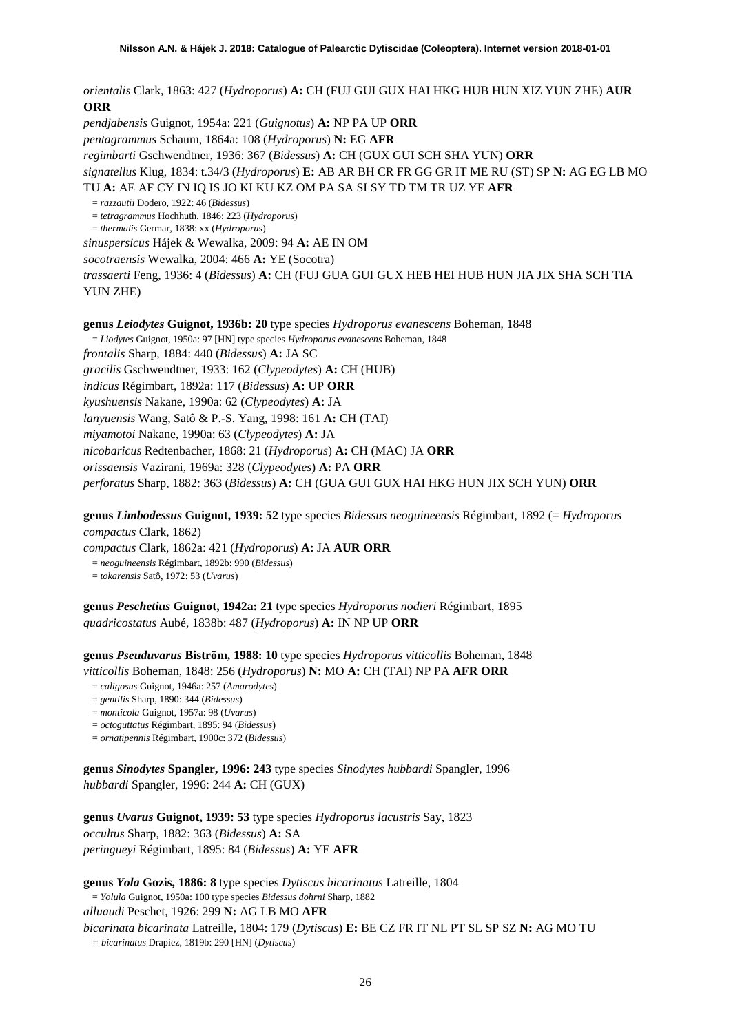*orientalis* Clark, 1863: 427 (*Hydroporus*) **A:** CH (FUJ GUI GUX HAI HKG HUB HUN XIZ YUN ZHE) **AUR ORR**

*pendjabensis* Guignot, 1954a: 221 (*Guignotus*) **A:** NP PA UP **ORR**

*pentagrammus* Schaum, 1864a: 108 (*Hydroporus*) **N:** EG **AFR**

*regimbarti* Gschwendtner, 1936: 367 (*Bidessus*) **A:** CH (GUX GUI SCH SHA YUN) **ORR**

*signatellus* Klug, 1834: t.34/3 (*Hydroporus*) **E:** AB AR BH CR FR GG GR IT ME RU (ST) SP **N:** AG EG LB MO TU **A:** AE AF CY IN IQ IS JO KI KU KZ OM PA SA SI SY TD TM TR UZ YE **AFR**

= *razzautii* Dodero, 1922: 46 (*Bidessus*)

= *tetragrammus* Hochhuth, 1846: 223 (*Hydroporus*)

= *thermalis* Germar, 1838: xx (*Hydroporus*)

*sinuspersicus* Hájek & Wewalka, 2009: 94 **A:** AE IN OM

*socotraensis* Wewalka, 2004: 466 **A:** YE (Socotra)

*trassaerti* Feng, 1936: 4 (*Bidessus*) **A:** CH (FUJ GUA GUI GUX HEB HEI HUB HUN JIA JIX SHA SCH TIA YUN ZHE)

**genus *Leiodytes* Guignot, 1936b: 20** type species *Hydroporus evanescens* Boheman, 1848

= *Liodytes* Guignot, 1950a: 97 [HN] type species *Hydroporus evanescens* Boheman, 1848

*frontalis* Sharp, 1884: 440 (*Bidessus*) **A:** JA SC

*gracilis* Gschwendtner, 1933: 162 (*Clypeodytes*) **A:** CH (HUB)

*indicus* Régimbart, 1892a: 117 (*Bidessus*) **A:** UP **ORR**

*kyushuensis* Nakane, 1990a: 62 (*Clypeodytes*) **A:** JA

*lanyuensis* Wang, Satô & P.-S. Yang, 1998: 161 **A:** CH (TAI)

*miyamotoi* Nakane, 1990a: 63 (*Clypeodytes*) **A:** JA

*nicobaricus* Redtenbacher, 1868: 21 (*Hydroporus*) **A:** CH (MAC) JA **ORR**

*orissaensis* Vazirani, 1969a: 328 (*Clypeodytes*) **A:** PA **ORR**

*perforatus* Sharp, 1882: 363 (*Bidessus*) **A:** CH (GUA GUI GUX HAI HKG HUN JIX SCH YUN) **ORR**

**genus *Limbodessus* Guignot, 1939: 52** type species *Bidessus neoguineensis* Régimbart, 1892 (= *Hydroporus compactus* Clark, 1862)

*compactus* Clark, 1862a: 421 (*Hydroporus*) **A:** JA **AUR ORR**

= *neoguineensis* Régimbart, 1892b: 990 (*Bidessus*)

= *tokarensis* Satô, 1972: 53 (*Uvarus*)

**genus *Peschetius* Guignot, 1942a: 21** type species *Hydroporus nodieri* Régimbart, 1895

*quadricostatus* Aubé, 1838b: 487 (*Hydroporus*) **A:** IN NP UP **ORR**

**genus *Pseuduvarus* Biström, 1988: 10** type species *Hydroporus vitticollis* Boheman, 1848

*vitticollis* Boheman, 1848: 256 (*Hydroporus*) **N:** MO **A:** CH (TAI) NP PA **AFR ORR**

= *caligosus* Guignot, 1946a: 257 (*Amarodytes*)

= *gentilis* Sharp, 1890: 344 (*Bidessus*)

= *monticola* Guignot, 1957a: 98 (*Uvarus*)

= *octoguttatus* Régimbart, 1895: 94 (*Bidessus*)

= *ornatipennis* Régimbart, 1900c: 372 (*Bidessus*)

**genus *Sinodytes* Spangler, 1996: 243** type species *Sinodytes hubbardi* Spangler, 1996

*hubbardi* Spangler, 1996: 244 **A:** CH (GUX)

**genus *Uvarus* Guignot, 1939: 53** type species *Hydroporus lacustris* Say, 1823

*occultus* Sharp, 1882: 363 (*Bidessus*) **A:** SA

*peringueyi* Régimbart, 1895: 84 (*Bidessus*) **A:** YE **AFR**

**genus *Yola* Gozis, 1886: 8** type species *Dytiscus bicarinatus* Latreille, 1804

= *Yolula* Guignot, 1950a: 100 type species *Bidessus dohrni* Sharp, 1882

*alluaudi* Peschet, 1926: 299 **N:** AG LB MO **AFR**

*bicarinata bicarinata* Latreille, 1804: 179 (*Dytiscus*) **E:** BE CZ FR IT NL PT SL SP SZ **N:** AG MO TU

= *bicarinatus* Drapiez, 1819b: 290 [HN] (*Dytiscus*)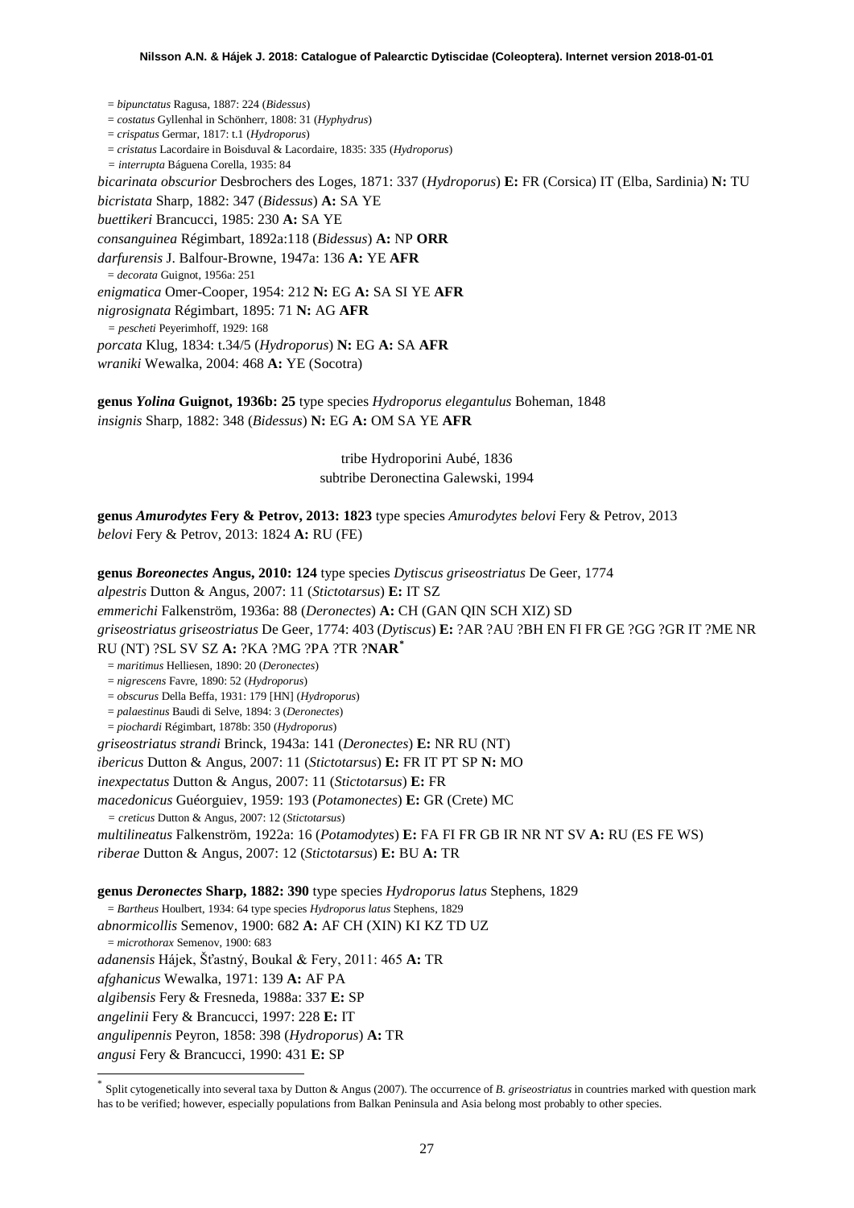= *bipunctatus* Ragusa, 1887: 224 (*Bidessus*)
= *costatus* Gyllenhal in Schönherr, 1808: 31 (*Hyphydrus*)
= *crispatus* Germar, 1817: t.1 (*Hydroporus*)
= *cristatus* Lacordaire in Boisduval & Lacordaire, 1835: 335 (*Hydroporus*)
= *interrupta* Báguena Corella, 1935: 84

*bicarinata obscurior* Desbrochers des Loges, 1871: 337 (*Hydroporus*) **E:** FR (Corsica) IT (Elba, Sardinia) **N:** TU
*bicristata* Sharp, 1882: 347 (*Bidessus*) **A:** SA YE
*buettikeri* Brancucci, 1985: 230 **A:** SA YE
*consanguinea* Régimbart, 1892a:118 (*Bidessus*) **A:** NP **ORR**
*darfurensis* J. Balfour-Browne, 1947a: 136 **A:** YE **AFR**
= *decorata* Guignot, 1956a: 251
*enigmatica* Omer-Cooper, 1954: 212 **N:** EG **A:** SA SI YE **AFR**
*nigrosignata* Régimbart, 1895: 71 **N:** AG **AFR**
= *pescheti* Peyerimhoff, 1929: 168
*porcata* Klug, 1834: t.34/5 (*Hydroporus*) **N:** EG **A:** SA **AFR**
*wraniki* Wewalka, 2004: 468 **A:** YE (Socotra)

**genus *Yolina* Guignot, 1936b: 25** type species *Hydroporus elegantulus* Boheman, 1848
*insignis* Sharp, 1882: 348 (*Bidessus*) **N:** EG **A:** OM SA YE **AFR**

tribe Hydroporini Aubé, 1836
subtribe Deronectina Galewski, 1994

**genus *Amurodytes* Fery & Petrov, 2013: 1823** type species *Amurodytes belovi* Fery & Petrov, 2013
*belovi* Fery & Petrov, 2013: 1824 **A:** RU (FE)

**genus *Boreonectes* Angus, 2010: 124** type species *Dytiscus griseostriatus* De Geer, 1774
*alpestris* Dutton & Angus, 2007: 11 (*Stictotarsus*) **E:** IT SZ
*emmerichi* Falkenström, 1936a: 88 (*Deronectes*) **A:** CH (GAN QIN SCH XIZ) SD
*griseostriatus griseostriatus* De Geer, 1774: 403 (*Dytiscus*) **E:** ?AR ?AU ?BH EN FI FR GE ?GG ?GR IT ?ME NR RU (NT) ?SL SV SZ **A:** ?KA ?MG ?PA ?TR ?**NAR**[*]
= *maritimus* Helliesen, 1890: 20 (*Deronectes*)
= *nigrescens* Favre, 1890: 52 (*Hydroporus*)
= *obscurus* Della Beffa, 1931: 179 [HN] (*Hydroporus*)
= *palaestinus* Baudi di Selve, 1894: 3 (*Deronectes*)
= *piochardi* Régimbart, 1878b: 350 (*Hydroporus*)
*griseostriatus strandi* Brinck, 1943a: 141 (*Deronectes*) **E:** NR RU (NT)
*ibericus* Dutton & Angus, 2007: 11 (*Stictotarsus*) **E:** FR IT PT SP **N:** MO
*inexpectatus* Dutton & Angus, 2007: 11 (*Stictotarsus*) **E:** FR
*macedonicus* Guéorguiev, 1959: 193 (*Potamonectes*) **E:** GR (Crete) MC
= *creticus* Dutton & Angus, 2007: 12 (*Stictotarsus*)
*multilineatus* Falkenström, 1922a: 16 (*Potamodytes*) **E:** FA FI FR GB IR NR NT SV **A:** RU (ES FE WS)
*riberae* Dutton & Angus, 2007: 12 (*Stictotarsus*) **E:** BU **A:** TR

**genus *Deronectes* Sharp, 1882: 390** type species *Hydroporus latus* Stephens, 1829
= *Bartheus* Houlbert, 1934: 64 type species *Hydroporus latus* Stephens, 1829
*abnormicollis* Semenov, 1900: 682 **A:** AF CH (XIN) KI KZ TD UZ
= *microthorax* Semenov, 1900: 683
*adanensis* Hájek, Šťastný, Boukal & Fery, 2011: 465 **A:** TR
*afghanicus* Wewalka, 1971: 139 **A:** AF PA
*algibensis* Fery & Fresneda, 1988a: 337 **E:** SP
*angelinii* Fery & Brancucci, 1997: 228 **E:** IT
*angulipennis* Peyron, 1858: 398 (*Hydroporus*) **A:** TR
*angusi* Fery & Brancucci, 1990: 431 **E:** SP

---

[*] Split cytogenetically into several taxa by Dutton & Angus (2007). The occurrence of *B. griseostriatus* in countries marked with question mark has to be verified; however, especially populations from Balkan Peninsula and Asia belong most probably to other species.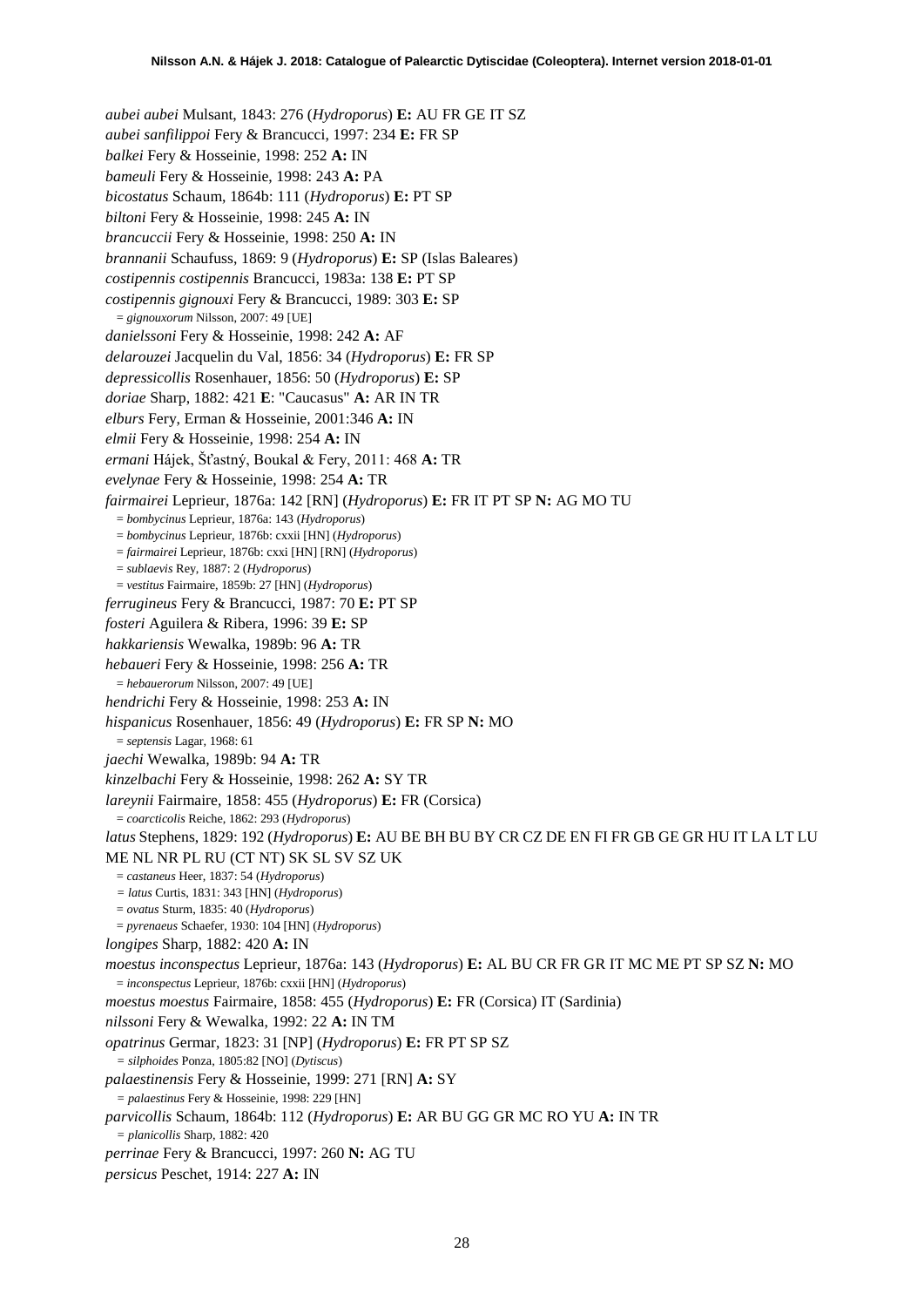*aubei aubei* Mulsant, 1843: 276 (*Hydroporus*) **E:** AU FR GE IT SZ

*aubei sanfilippoi* Fery & Brancucci, 1997: 234 **E:** FR SP

*balkei* Fery & Hosseinie, 1998: 252 **A:** IN

*bameuli* Fery & Hosseinie, 1998: 243 **A:** PA

*bicostatus* Schaum, 1864b: 111 (*Hydroporus*) **E:** PT SP

*biltoni* Fery & Hosseinie, 1998: 245 **A:** IN

*brancuccii* Fery & Hosseinie, 1998: 250 **A:** IN

*brannanii* Schaufuss, 1869: 9 (*Hydroporus*) **E:** SP (Islas Baleares)

*costipennis costipennis* Brancucci, 1983a: 138 **E:** PT SP

*costipennis gignouxi* Fery & Brancucci, 1989: 303 **E:** SP

= *gignouxorum* Nilsson, 2007: 49 [UE]

*danielssoni* Fery & Hosseinie, 1998: 242 **A:** AF

*delarouzei* Jacquelin du Val, 1856: 34 (*Hydroporus*) **E:** FR SP

*depressicollis* Rosenhauer, 1856: 50 (*Hydroporus*) **E:** SP

*doriae* Sharp, 1882: 421 **E**: "Caucasus" **A:** AR IN TR

*elburs* Fery, Erman & Hosseinie, 2001:346 **A:** IN

*elmii* Fery & Hosseinie, 1998: 254 **A:** IN

*ermani* Hájek, Šťastný, Boukal & Fery, 2011: 468 **A:** TR

*evelynae* Fery & Hosseinie, 1998: 254 **A:** TR

*fairmairei* Leprieur, 1876a: 142 [RN] (*Hydroporus*) **E:** FR IT PT SP **N:** AG MO TU

= *bombycinus* Leprieur, 1876a: 143 (*Hydroporus*)

= *bombycinus* Leprieur, 1876b: cxxii [HN] (*Hydroporus*)

= *fairmairei* Leprieur, 1876b: cxxi [HN] [RN] (*Hydroporus*)

= *sublaevis* Rey, 1887: 2 (*Hydroporus*)

= *vestitus* Fairmaire, 1859b: 27 [HN] (*Hydroporus*)

*ferrugineus* Fery & Brancucci, 1987: 70 **E:** PT SP

*fosteri* Aguilera & Ribera, 1996: 39 **E:** SP

*hakkariensis* Wewalka, 1989b: 96 **A:** TR

*hebaueri* Fery & Hosseinie, 1998: 256 **A:** TR

= *hebauerorum* Nilsson, 2007: 49 [UE]

*hendrichi* Fery & Hosseinie, 1998: 253 **A:** IN

*hispanicus* Rosenhauer, 1856: 49 (*Hydroporus*) **E:** FR SP **N:** MO

= *septensis* Lagar, 1968: 61

*jaechi* Wewalka, 1989b: 94 **A:** TR

*kinzelbachi* Fery & Hosseinie, 1998: 262 **A:** SY TR

*lareynii* Fairmaire, 1858: 455 (*Hydroporus*) **E:** FR (Corsica)

= *coarcticolis* Reiche, 1862: 293 (*Hydroporus*)

*latus* Stephens, 1829: 192 (*Hydroporus*) **E:** AU BE BH BU BY CR CZ DE EN FI FR GB GE GR HU IT LA LT LU ME NL NR PL RU (CT NT) SK SL SV SZ UK

= *castaneus* Heer, 1837: 54 (*Hydroporus*)

= *latus* Curtis, 1831: 343 [HN] (*Hydroporus*)

= *ovatus* Sturm, 1835: 40 (*Hydroporus*)

= *pyrenaeus* Schaefer, 1930: 104 [HN] (*Hydroporus*)

*longipes* Sharp, 1882: 420 **A:** IN

*moestus inconspectus* Leprieur, 1876a: 143 (*Hydroporus*) **E:** AL BU CR FR GR IT MC ME PT SP SZ **N:** MO

= *inconspectus* Leprieur, 1876b: cxxii [HN] (*Hydroporus*)

*moestus moestus* Fairmaire, 1858: 455 (*Hydroporus*) **E:** FR (Corsica) IT (Sardinia)

*nilssoni* Fery & Wewalka, 1992: 22 **A:** IN TM

*opatrinus* Germar, 1823: 31 [NP] (*Hydroporus*) **E:** FR PT SP SZ

= *silphoides* Ponza, 1805:82 [NO] (*Dytiscus*)

*palaestinensis* Fery & Hosseinie, 1999: 271 [RN] **A:** SY

= *palaestinus* Fery & Hosseinie, 1998: 229 [HN]

*parvicollis* Schaum, 1864b: 112 (*Hydroporus*) **E:** AR BU GG GR MC RO YU **A:** IN TR

= *planicollis* Sharp, 1882: 420

*perrinae* Fery & Brancucci, 1997: 260 **N:** AG TU

*persicus* Peschet, 1914: 227 **A:** IN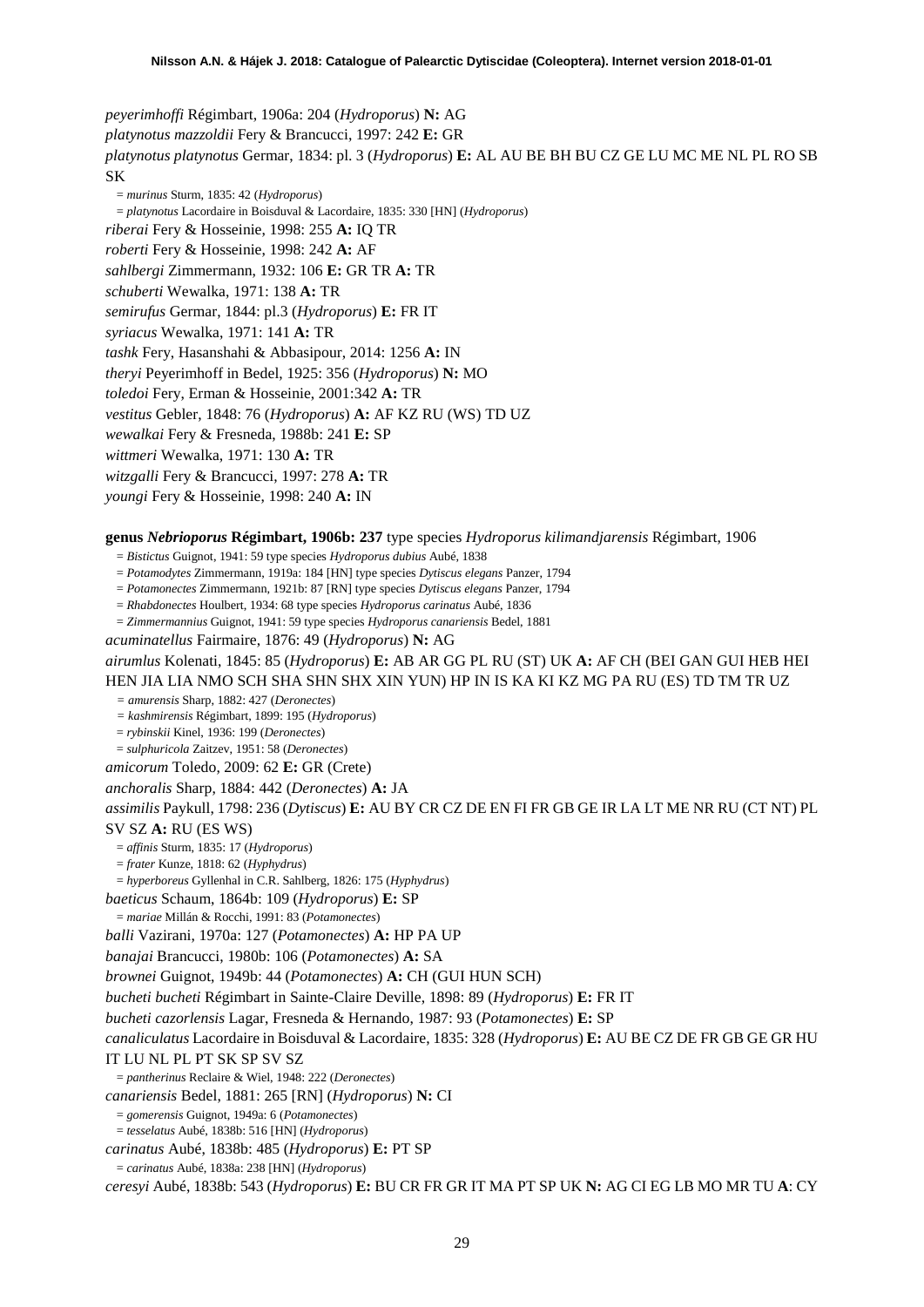*peyerimhoffi* Régimbart, 1906a: 204 (*Hydroporus*) **N:** AG

*platynotus mazzoldii* Fery & Brancucci, 1997: 242 **E:** GR

*platynotus platynotus* Germar, 1834: pl. 3 (*Hydroporus*) **E:** AL AU BE BH BU CZ GE LU MC ME NL PL RO SB SK

= *murinus* Sturm, 1835: 42 (*Hydroporus*)

= *platynotus* Lacordaire in Boisduval & Lacordaire, 1835: 330 [HN] (*Hydroporus*)

*riberai* Fery & Hosseinie, 1998: 255 **A:** IQ TR

*roberti* Fery & Hosseinie, 1998: 242 **A:** AF

*sahlbergi* Zimmermann, 1932: 106 **E:** GR TR **A:** TR

*schuberti* Wewalka, 1971: 138 **A:** TR

*semirufus* Germar, 1844: pl.3 (*Hydroporus*) **E:** FR IT

*syriacus* Wewalka, 1971: 141 **A:** TR

*tashk* Fery, Hasanshahi & Abbasipour, 2014: 1256 **A:** IN

*theryi* Peyerimhoff in Bedel, 1925: 356 (*Hydroporus*) **N:** MO

*toledoi* Fery, Erman & Hosseinie, 2001:342 **A:** TR

*vestitus* Gebler, 1848: 76 (*Hydroporus*) **A:** AF KZ RU (WS) TD UZ

*wewalkai* Fery & Fresneda, 1988b: 241 **E:** SP

*wittmeri* Wewalka, 1971: 130 **A:** TR

*witzgalli* Fery & Brancucci, 1997: 278 **A:** TR

*youngi* Fery & Hosseinie, 1998: 240 **A:** IN

**genus *Nebrioporus* Régimbart, 1906b: 237** type species *Hydroporus kilimandjarensis* Régimbart, 1906

= *Bistictus* Guignot, 1941: 59 type species *Hydroporus dubius* Aubé, 1838

= *Potamodytes* Zimmermann, 1919a: 184 [HN] type species *Dytiscus elegans* Panzer, 1794

= *Potamonectes* Zimmermann, 1921b: 87 [RN] type species *Dytiscus elegans* Panzer, 1794

= *Rhabdonectes* Houlbert, 1934: 68 type species *Hydroporus carinatus* Aubé, 1836

= *Zimmermannius* Guignot, 1941: 59 type species *Hydroporus canariensis* Bedel, 1881

*acuminatellus* Fairmaire, 1876: 49 (*Hydroporus*) **N:** AG

*airumlus* Kolenati, 1845: 85 (*Hydroporus*) **E:** AB AR GG PL RU (ST) UK **A:** AF CH (BEI GAN GUI HEB HEI HEN JIA LIA NMO SCH SHA SHN SHX XIN YUN) HP IN IS KA KI KZ MG PA RU (ES) TD TM TR UZ

= *amurensis* Sharp, 1882: 427 (*Deronectes*)

= *kashmirensis* Régimbart, 1899: 195 (*Hydroporus*)

= *rybinskii* Kinel, 1936: 199 (*Deronectes*)

= *sulphuricola* Zaitzev, 1951: 58 (*Deronectes*)

*amicorum* Toledo, 2009: 62 **E:** GR (Crete)

*anchoralis* Sharp, 1884: 442 (*Deronectes*) **A:** JA

*assimilis* Paykull, 1798: 236 (*Dytiscus*) **E:** AU BY CR CZ DE EN FI FR GB GE IR LA LT ME NR RU (CT NT) PL SV SZ **A:** RU (ES WS)

= *affinis* Sturm, 1835: 17 (*Hydroporus*)

= *frater* Kunze, 1818: 62 (*Hyphydrus*)

= *hyperboreus* Gyllenhal in C.R. Sahlberg, 1826: 175 (*Hyphydrus*)

*baeticus* Schaum, 1864b: 109 (*Hydroporus*) **E:** SP

= *mariae* Millán & Rocchi, 1991: 83 (*Potamonectes*)

*balli* Vazirani, 1970a: 127 (*Potamonectes*) **A:** HP PA UP

*banajai* Brancucci, 1980b: 106 (*Potamonectes*) **A:** SA

*brownei* Guignot, 1949b: 44 (*Potamonectes*) **A:** CH (GUI HUN SCH)

*bucheti bucheti* Régimbart in Sainte-Claire Deville, 1898: 89 (*Hydroporus*) **E:** FR IT

*bucheti cazorlensis* Lagar, Fresneda & Hernando, 1987: 93 (*Potamonectes*) **E:** SP

*canaliculatus* Lacordaire in Boisduval & Lacordaire, 1835: 328 (*Hydroporus*) **E:** AU BE CZ DE FR GB GE GR HU IT LU NL PL PT SK SP SV SZ

= *pantherinus* Reclaire & Wiel, 1948: 222 (*Deronectes*)

*canariensis* Bedel, 1881: 265 [RN] (*Hydroporus*) **N:** CI

= *gomerensis* Guignot, 1949a: 6 (*Potamonectes*)

= *tesselatus* Aubé, 1838b: 516 [HN] (*Hydroporus*)

*carinatus* Aubé, 1838b: 485 (*Hydroporus*) **E:** PT SP

= *carinatus* Aubé, 1838a: 238 [HN] (*Hydroporus*)

*ceresyi* Aubé, 1838b: 543 (*Hydroporus*) **E:** BU CR FR GR IT MA PT SP UK **N:** AG CI EG LB MO MR TU **A**: CY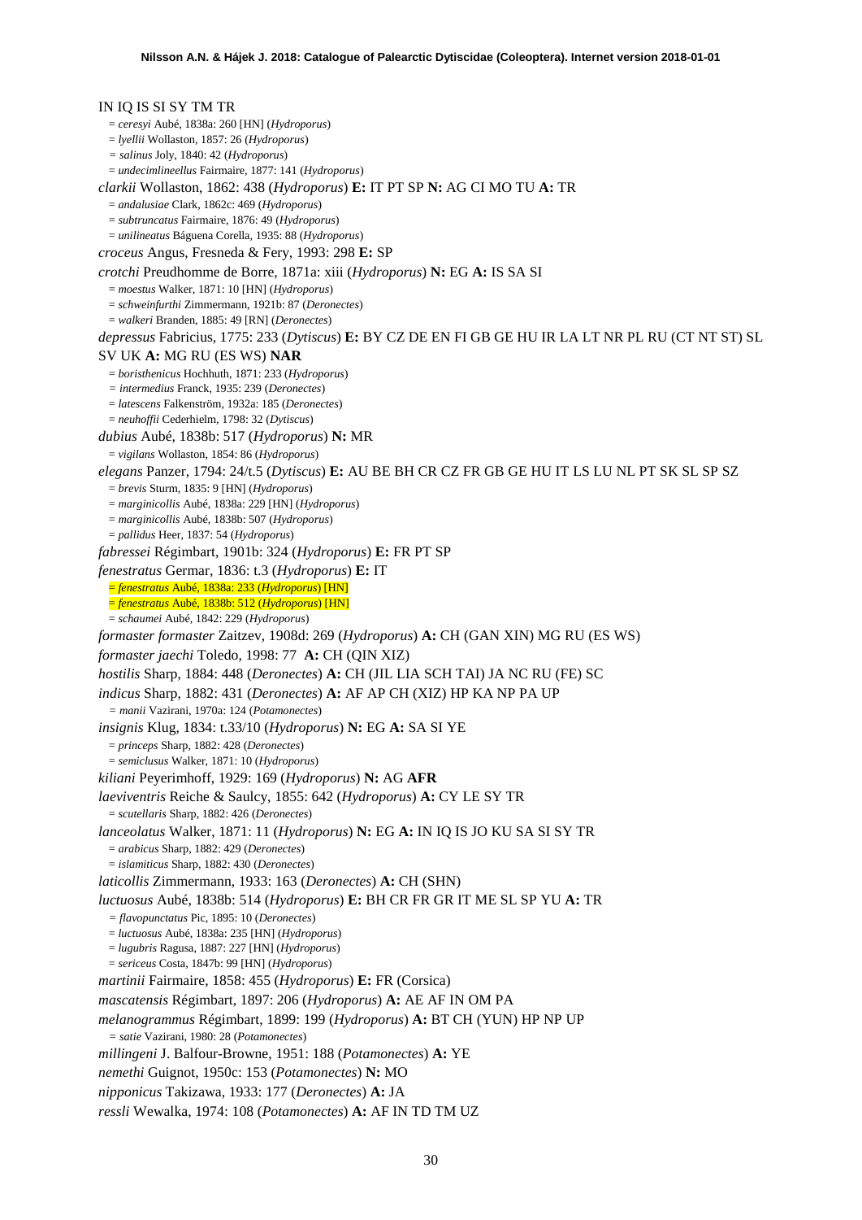IN IQ IS SI SY TM TR

= *ceresyi* Aubé, 1838a: 260 [HN] (*Hydroporus*)
= *lyellii* Wollaston, 1857: 26 (*Hydroporus*)
= *salinus* Joly, 1840: 42 (*Hydroporus*)
= *undecimlineellus* Fairmaire, 1877: 141 (*Hydroporus*)

*clarkii* Wollaston, 1862: 438 (*Hydroporus*) **E:** IT PT SP **N:** AG CI MO TU **A:** TR

= *andalusiae* Clark, 1862c: 469 (*Hydroporus*)
= *subtruncatus* Fairmaire, 1876: 49 (*Hydroporus*)
= *unilineatus* Báguena Corella, 1935: 88 (*Hydroporus*)

*croceus* Angus, Fresneda & Fery, 1993: 298 **E:** SP

*crotchi* Preudhomme de Borre, 1871a: xiii (*Hydroporus*) **N:** EG **A:** IS SA SI

= *moestus* Walker, 1871: 10 [HN] (*Hydroporus*)
= *schweinfurthi* Zimmermann, 1921b: 87 (*Deronectes*)
= *walkeri* Branden, 1885: 49 [RN] (*Deronectes*)

*depressus* Fabricius, 1775: 233 (*Dytiscus*) **E:** BY CZ DE EN FI GB GE HU IR LA LT NR PL RU (CT NT ST) SL SV UK **A:** MG RU (ES WS) **NAR**

= *boristhenicus* Hochhuth, 1871: 233 (*Hydroporus*)
= *intermedius* Franck, 1935: 239 (*Deronectes*)
= *latescens* Falkenström, 1932a: 185 (*Deronectes*)
= *neuhoffii* Cederhielm, 1798: 32 (*Dytiscus*)

*dubius* Aubé, 1838b: 517 (*Hydroporus*) **N:** MR

= *vigilans* Wollaston, 1854: 86 (*Hydroporus*)

*elegans* Panzer, 1794: 24/t.5 (*Dytiscus*) **E:** AU BE BH CR CZ FR GB GE HU IT LS LU NL PT SK SL SP SZ

= *brevis* Sturm, 1835: 9 [HN] (*Hydroporus*)
= *marginicollis* Aubé, 1838a: 229 [HN] (*Hydroporus*)
= *marginicollis* Aubé, 1838b: 507 (*Hydroporus*)
= *pallidus* Heer, 1837: 54 (*Hydroporus*)

*fabressei* Régimbart, 1901b: 324 (*Hydroporus*) **E:** FR PT SP

*fenestratus* Germar, 1836: t.3 (*Hydroporus*) **E:** IT

= *fenestratus* Aubé, 1838a: 233 (*Hydroporus*) [HN]
= *fenestratus* Aubé, 1838b: 512 (*Hydroporus*) [HN]
= *schaumei* Aubé, 1842: 229 (*Hydroporus*)

*formaster formaster* Zaitzev, 1908d: 269 (*Hydroporus*) **A:** CH (GAN XIN) MG RU (ES WS)

*formaster jaechi* Toledo, 1998: 77 **A:** CH (QIN XIZ)

*hostilis* Sharp, 1884: 448 (*Deronectes*) **A:** CH (JIL LIA SCH TAI) JA NC RU (FE) SC

*indicus* Sharp, 1882: 431 (*Deronectes*) **A:** AF AP CH (XIZ) HP KA NP PA UP

= *manii* Vazirani, 1970a: 124 (*Potamonectes*)

*insignis* Klug, 1834: t.33/10 (*Hydroporus*) **N:** EG **A:** SA SI YE

= *princeps* Sharp, 1882: 428 (*Deronectes*)
= *semiclusus* Walker, 1871: 10 (*Hydroporus*)

*kiliani* Peyerimhoff, 1929: 169 (*Hydroporus*) **N:** AG **AFR**

*laeviventris* Reiche & Saulcy, 1855: 642 (*Hydroporus*) **A:** CY LE SY TR

= *scutellaris* Sharp, 1882: 426 (*Deronectes*)

*lanceolatus* Walker, 1871: 11 (*Hydroporus*) **N:** EG **A:** IN IQ IS JO KU SA SI SY TR

= *arabicus* Sharp, 1882: 429 (*Deronectes*)
= *islamiticus* Sharp, 1882: 430 (*Deronectes*)

*laticollis* Zimmermann, 1933: 163 (*Deronectes*) **A:** CH (SHN)

*luctuosus* Aubé, 1838b: 514 (*Hydroporus*) **E:** BH CR FR GR IT ME SL SP YU **A:** TR

= *flavopunctatus* Pic, 1895: 10 (*Deronectes*)
= *luctuosus* Aubé, 1838a: 235 [HN] (*Hydroporus*)
= *lugubris* Ragusa, 1887: 227 [HN] (*Hydroporus*)
= *sericeus* Costa, 1847b: 99 [HN] (*Hydroporus*)

*martinii* Fairmaire, 1858: 455 (*Hydroporus*) **E:** FR (Corsica)

*mascatensis* Régimbart, 1897: 206 (*Hydroporus*) **A:** AE AF IN OM PA

*melanogrammus* Régimbart, 1899: 199 (*Hydroporus*) **A:** BT CH (YUN) HP NP UP

= *satie* Vazirani, 1980: 28 (*Potamonectes*)

*millingeni* J. Balfour-Browne, 1951: 188 (*Potamonectes*) **A:** YE

*nemethi* Guignot, 1950c: 153 (*Potamonectes*) **N:** MO

*nipponicus* Takizawa, 1933: 177 (*Deronectes*) **A:** JA

*ressli* Wewalka, 1974: 108 (*Potamonectes*) **A:** AF IN TD TM UZ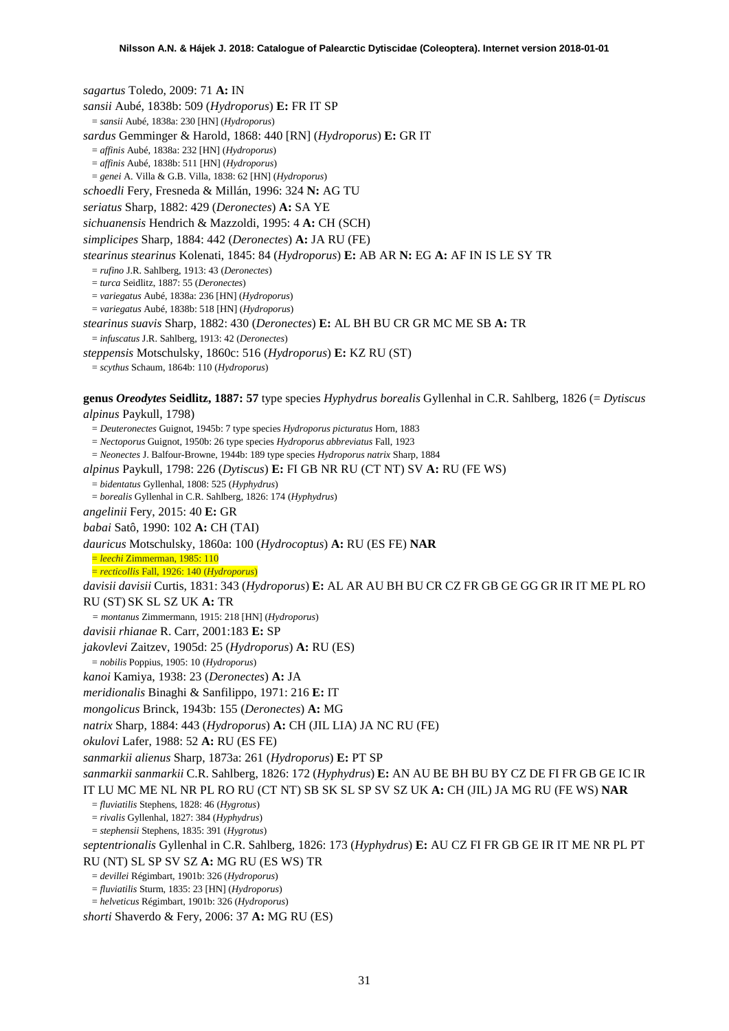*sagartus* Toledo, 2009: 71 **A:** IN

*sansii* Aubé, 1838b: 509 (*Hydroporus*) **E:** FR IT SP

= *sansii* Aubé, 1838a: 230 [HN] (*Hydroporus*)

*sardus* Gemminger & Harold, 1868: 440 [RN] (*Hydroporus*) **E:** GR IT

= *affinis* Aubé, 1838a: 232 [HN] (*Hydroporus*)

= *affinis* Aubé, 1838b: 511 [HN] (*Hydroporus*)

= *genei* A. Villa & G.B. Villa, 1838: 62 [HN] (*Hydroporus*)

*schoedli* Fery, Fresneda & Millán, 1996: 324 **N:** AG TU

*seriatus* Sharp, 1882: 429 (*Deronectes*) **A:** SA YE

*sichuanensis* Hendrich & Mazzoldi, 1995: 4 **A:** CH (SCH)

*simplicipes* Sharp, 1884: 442 (*Deronectes*) **A:** JA RU (FE)

*stearinus stearinus* Kolenati, 1845: 84 (*Hydroporus*) **E:** AB AR **N:** EG **A:** AF IN IS LE SY TR

= *rufino* J.R. Sahlberg, 1913: 43 (*Deronectes*)

= *turca* Seidlitz, 1887: 55 (*Deronectes*)

= *variegatus* Aubé, 1838a: 236 [HN] (*Hydroporus*)

= *variegatus* Aubé, 1838b: 518 [HN] (*Hydroporus*)

*stearinus suavis* Sharp, 1882: 430 (*Deronectes*) **E:** AL BH BU CR GR MC ME SB **A:** TR

= *infuscatus* J.R. Sahlberg, 1913: 42 (*Deronectes*)

*steppensis* Motschulsky, 1860c: 516 (*Hydroporus*) **E:** KZ RU (ST)

= *scythus* Schaum, 1864b: 110 (*Hydroporus*)

**genus *Oreodytes* Seidlitz, 1887: 57** type species *Hyphydrus borealis* Gyllenhal in C.R. Sahlberg, 1826 (= *Dytiscus alpinus* Paykull, 1798)

= *Deuteronectes* Guignot, 1945b: 7 type species *Hydroporus picturatus* Horn, 1883

= *Nectoporus* Guignot, 1950b: 26 type species *Hydroporus abbreviatus* Fall, 1923

= *Neonectes* J. Balfour-Browne, 1944b: 189 type species *Hydroporus natrix* Sharp, 1884

*alpinus* Paykull, 1798: 226 (*Dytiscus*) **E:** FI GB NR RU (CT NT) SV **A:** RU (FE WS)

= *bidentatus* Gyllenhal, 1808: 525 (*Hyphydrus*)

= *borealis* Gyllenhal in C.R. Sahlberg, 1826: 174 (*Hyphydrus*)

*angelinii* Fery, 2015: 40 **E:** GR

*babai* Satô, 1990: 102 **A:** CH (TAI)

*dauricus* Motschulsky, 1860a: 100 (*Hydrocoptus*) **A:** RU (ES FE) **NAR**

= *leechi* Zimmerman, 1985: 110

= *recticollis* Fall, 1926: 140 (*Hydroporus*)

*davisii davisii* Curtis, 1831: 343 (*Hydroporus*) **E:** AL AR AU BH BU CR CZ FR GB GE GG GR IR IT ME PL RO RU (ST) SK SL SZ UK **A:** TR

= *montanus* Zimmermann, 1915: 218 [HN] (*Hydroporus*)

*davisii rhianae* R. Carr, 2001:183 **E:** SP

*jakovlevi* Zaitzev, 1905d: 25 (*Hydroporus*) **A:** RU (ES)

= *nobilis* Poppius, 1905: 10 (*Hydroporus*)

*kanoi* Kamiya, 1938: 23 (*Deronectes*) **A:** JA

*meridionalis* Binaghi & Sanfilippo, 1971: 216 **E:** IT

*mongolicus* Brinck, 1943b: 155 (*Deronectes*) **A:** MG

*natrix* Sharp, 1884: 443 (*Hydroporus*) **A:** CH (JIL LIA) JA NC RU (FE)

*okulovi* Lafer, 1988: 52 **A:** RU (ES FE)

*sanmarkii alienus* Sharp, 1873a: 261 (*Hydroporus*) **E:** PT SP

*sanmarkii sanmarkii* C.R. Sahlberg, 1826: 172 (*Hyphydrus*) **E:** AN AU BE BH BU BY CZ DE FI FR GB GE IC IR IT LU MC ME NL NR PL RO RU (CT NT) SB SK SL SP SV SZ UK **A:** CH (JIL) JA MG RU (FE WS) **NAR**

= *fluviatilis* Stephens, 1828: 46 (*Hygrotus*)

= *rivalis* Gyllenhal, 1827: 384 (*Hyphydrus*)

= *stephensii* Stephens, 1835: 391 (*Hygrotus*)

*septentrionalis* Gyllenhal in C.R. Sahlberg, 1826: 173 (*Hyphydrus*) **E:** AU CZ FI FR GB GE IR IT ME NR PL PT RU (NT) SL SP SV SZ **A:** MG RU (ES WS) TR

= *devillei* Régimbart, 1901b: 326 (*Hydroporus*)

= *fluviatilis* Sturm, 1835: 23 [HN] (*Hydroporus*)

= *helveticus* Régimbart, 1901b: 326 (*Hydroporus*)

*shorti* Shaverdo & Fery, 2006: 37 **A:** MG RU (ES)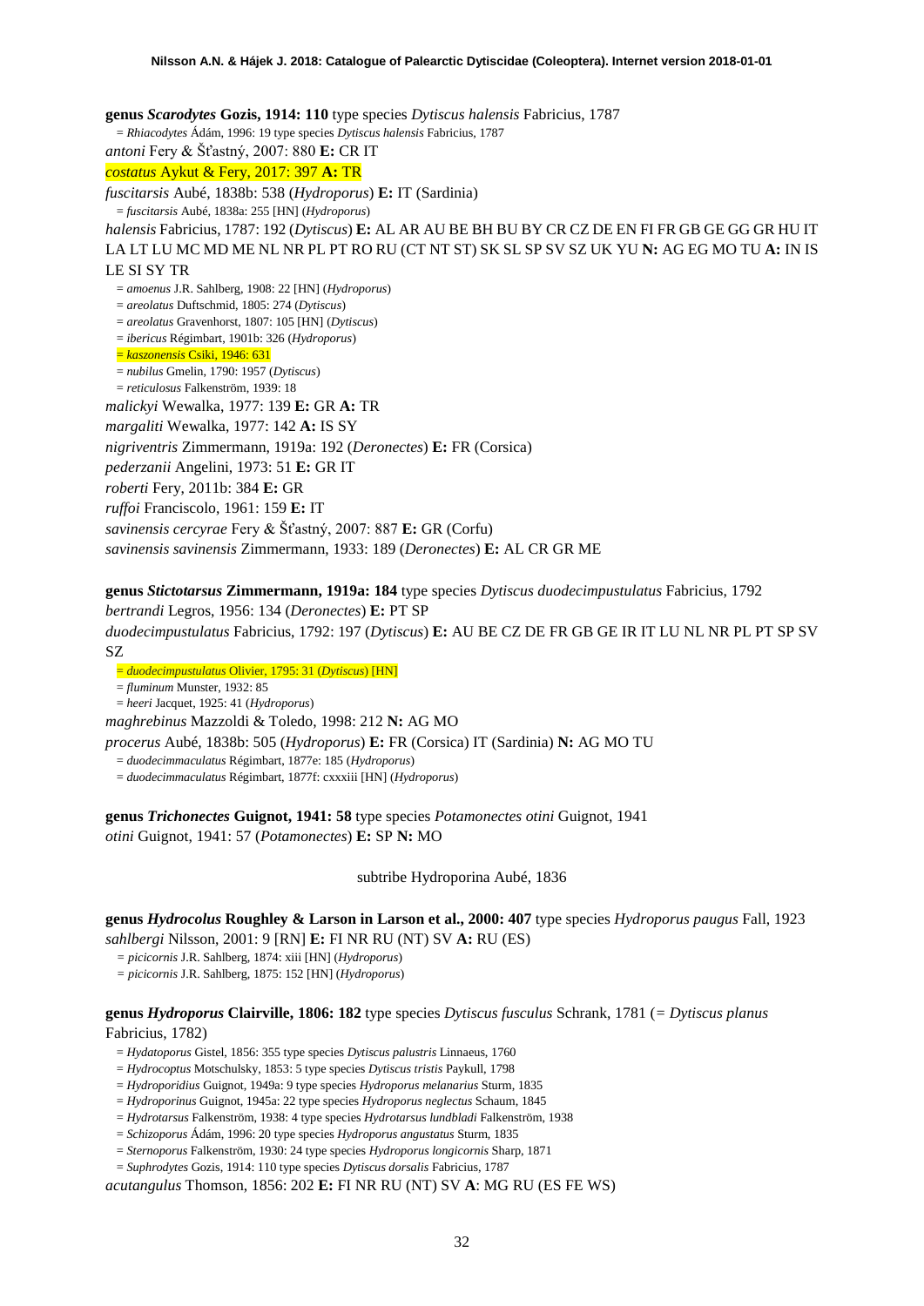**genus *Scarodytes* Gozis, 1914: 110** type species *Dytiscus halensis* Fabricius, 1787

= *Rhiacodytes* Ádám, 1996: 19 type species *Dytiscus halensis* Fabricius, 1787

*antoni* Fery & Šťastný, 2007: 880 **E:** CR IT

*costatus* Aykut & Fery, 2017: 397 **A:** TR

*fuscitarsis* Aubé, 1838b: 538 (*Hydroporus*) **E:** IT (Sardinia)

= *fuscitarsis* Aubé, 1838a: 255 [HN] (*Hydroporus*)

*halensis* Fabricius, 1787: 192 (*Dytiscus*) **E:** AL AR AU BE BH BU BY CR CZ DE EN FI FR GB GE GG GR HU IT LA LT LU MC MD ME NL NR PL PT RO RU (CT NT ST) SK SL SP SV SZ UK YU **N:** AG EG MO TU **A:** IN IS LE SI SY TR

= *amoenus* J.R. Sahlberg, 1908: 22 [HN] (*Hydroporus*)

= *areolatus* Duftschmid, 1805: 274 (*Dytiscus*)

= *areolatus* Gravenhorst, 1807: 105 [HN] (*Dytiscus*)

= *ibericus* Régimbart, 1901b: 326 (*Hydroporus*)

= *kaszonensis* Csiki, 1946: 631

= *nubilus* Gmelin, 1790: 1957 (*Dytiscus*)

= *reticulosus* Falkenström, 1939: 18

*malickyi* Wewalka, 1977: 139 **E:** GR **A:** TR

*margaliti* Wewalka, 1977: 142 **A:** IS SY

*nigriventris* Zimmermann, 1919a: 192 (*Deronectes*) **E:** FR (Corsica)

*pederzanii* Angelini, 1973: 51 **E:** GR IT

*roberti* Fery, 2011b: 384 **E:** GR

*ruffoi* Franciscolo, 1961: 159 **E:** IT

*savinensis cercyrae* Fery & Šťastný, 2007: 887 **E:** GR (Corfu)

*savinensis savinensis* Zimmermann, 1933: 189 (*Deronectes*) **E:** AL CR GR ME

**genus *Stictotarsus* Zimmermann, 1919a: 184** type species *Dytiscus duodecimpustulatus* Fabricius, 1792

*bertrandi* Legros, 1956: 134 (*Deronectes*) **E:** PT SP

*duodecimpustulatus* Fabricius, 1792: 197 (*Dytiscus*) **E:** AU BE CZ DE FR GB GE IR IT LU NL NR PL PT SP SV SZ

= *duodecimpustulatus* Olivier, 1795: 31 (*Dytiscus*) [HN]

= *fluminum* Munster, 1932: 85

= *heeri* Jacquet, 1925: 41 (*Hydroporus*)

*maghrebinus* Mazzoldi & Toledo, 1998: 212 **N:** AG MO

*procerus* Aubé, 1838b: 505 (*Hydroporus*) **E:** FR (Corsica) IT (Sardinia) **N:** AG MO TU

= *duodecimmaculatus* Régimbart, 1877e: 185 (*Hydroporus*)

= *duodecimmaculatus* Régimbart, 1877f: cxxxiii [HN] (*Hydroporus*)

**genus *Trichonectes* Guignot, 1941: 58** type species *Potamonectes otini* Guignot, 1941

*otini* Guignot, 1941: 57 (*Potamonectes*) **E:** SP **N:** MO

subtribe Hydroporina Aubé, 1836

**genus *Hydrocolus* Roughley & Larson in Larson et al., 2000: 407** type species *Hydroporus paugus* Fall, 1923

*sahlbergi* Nilsson, 2001: 9 [RN] **E:** FI NR RU (NT) SV **A:** RU (ES)

= *picicornis* J.R. Sahlberg, 1874: xiii [HN] (*Hydroporus*)

= *picicornis* J.R. Sahlberg, 1875: 152 [HN] (*Hydroporus*)

**genus *Hydroporus* Clairville, 1806: 182** type species *Dytiscus fusculus* Schrank, 1781 (= *Dytiscus planus* Fabricius, 1782)

= *Hydatoporus* Gistel, 1856: 355 type species *Dytiscus palustris* Linnaeus, 1760

= *Hydrocoptus* Motschulsky, 1853: 5 type species *Dytiscus tristis* Paykull, 1798

= *Hydroporidius* Guignot, 1949a: 9 type species *Hydroporus melanarius* Sturm, 1835

= *Hydroporinus* Guignot, 1945a: 22 type species *Hydroporus neglectus* Schaum, 1845

= *Hydrotarsus* Falkenström, 1938: 4 type species *Hydrotarsus lundbladi* Falkenström, 1938

= *Schizoporus* Ádám, 1996: 20 type species *Hydroporus angustatus* Sturm, 1835

= *Sternoporus* Falkenström, 1930: 24 type species *Hydroporus longicornis* Sharp, 1871

= *Suphrodytes* Gozis, 1914: 110 type species *Dytiscus dorsalis* Fabricius, 1787

*acutangulus* Thomson, 1856: 202 **E:** FI NR RU (NT) SV **A**: MG RU (ES FE WS)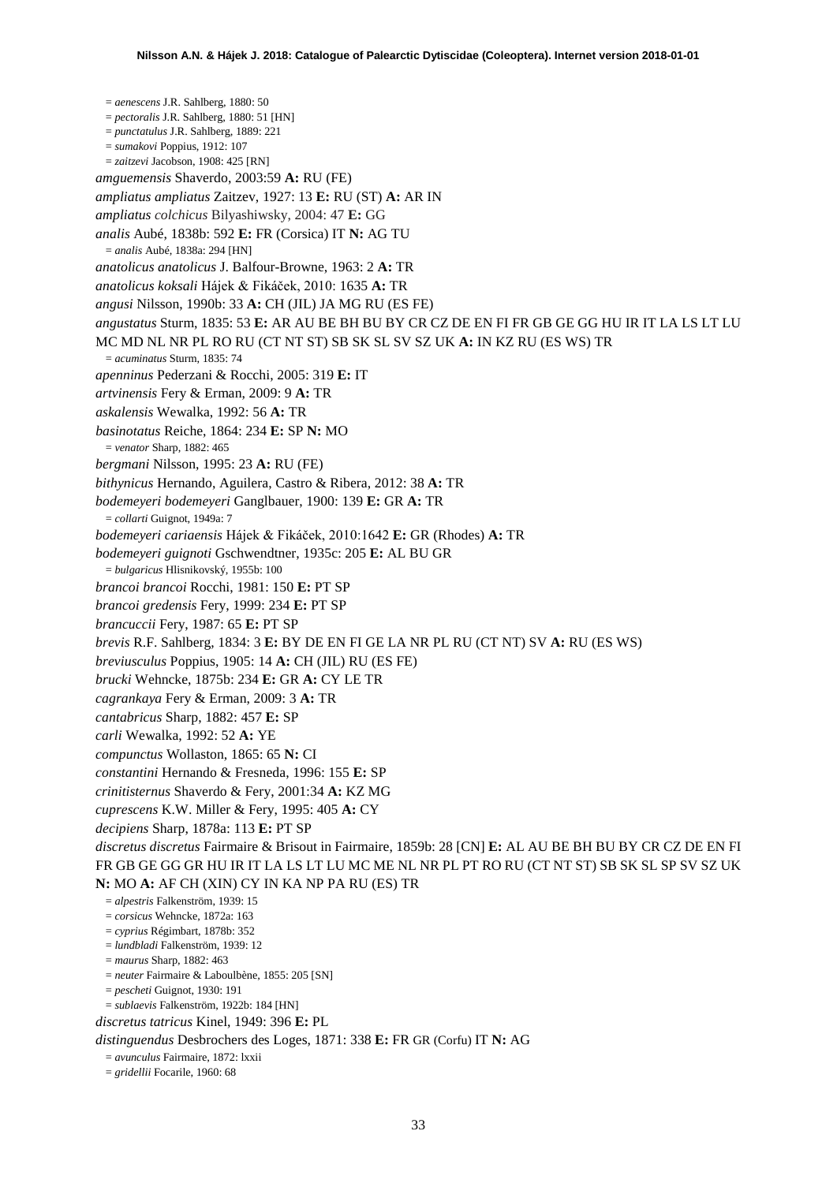= *aenescens* J.R. Sahlberg, 1880: 50
= *pectoralis* J.R. Sahlberg, 1880: 51 [HN]
= *punctatulus* J.R. Sahlberg, 1889: 221
= *sumakovi* Poppius, 1912: 107
= *zaitzevi* Jacobson, 1908: 425 [RN]

*amguemensis* Shaverdo, 2003:59 **A:** RU (FE)

*ampliatus ampliatus* Zaitzev, 1927: 13 **E:** RU (ST) **A:** AR IN

*ampliatus colchicus* Bilyashiwsky, 2004: 47 **E:** GG

*analis* Aubé, 1838b: 592 **E:** FR (Corsica) IT **N:** AG TU
= *analis* Aubé, 1838a: 294 [HN]

*anatolicus anatolicus* J. Balfour-Browne, 1963: 2 **A:** TR

*anatolicus koksali* Hájek & Fikáček, 2010: 1635 **A:** TR

*angusi* Nilsson, 1990b: 33 **A:** CH (JIL) JA MG RU (ES FE)

*angustatus* Sturm, 1835: 53 **E:** AR AU BE BH BU BY CR CZ DE EN FI FR GB GE GG HU IR IT LA LS LT LU MC MD NL NR PL RO RU (CT NT ST) SB SK SL SV SZ UK **A:** IN KZ RU (ES WS) TR
= *acuminatus* Sturm, 1835: 74

*apenninus* Pederzani & Rocchi, 2005: 319 **E:** IT

*artvinensis* Fery & Erman, 2009: 9 **A:** TR

*askalensis* Wewalka, 1992: 56 **A:** TR

*basinotatus* Reiche, 1864: 234 **E:** SP **N:** MO
= *venator* Sharp, 1882: 465

*bergmani* Nilsson, 1995: 23 **A:** RU (FE)

*bithynicus* Hernando, Aguilera, Castro & Ribera, 2012: 38 **A:** TR

*bodemeyeri bodemeyeri* Ganglbauer, 1900: 139 **E:** GR **A:** TR
= *collarti* Guignot, 1949a: 7

*bodemeyeri cariaensis* Hájek & Fikáček, 2010:1642 **E:** GR (Rhodes) **A:** TR

*bodemeyeri guignoti* Gschwendtner, 1935c: 205 **E:** AL BU GR
= *bulgaricus* Hlisnikovský, 1955b: 100

*brancoi brancoi* Rocchi, 1981: 150 **E:** PT SP

*brancoi gredensis* Fery, 1999: 234 **E:** PT SP

*brancuccii* Fery, 1987: 65 **E:** PT SP

*brevis* R.F. Sahlberg, 1834: 3 **E:** BY DE EN FI GE LA NR PL RU (CT NT) SV **A:** RU (ES WS)

*breviusculus* Poppius, 1905: 14 **A:** CH (JIL) RU (ES FE)

*brucki* Wehncke, 1875b: 234 **E:** GR **A:** CY LE TR

*cagrankaya* Fery & Erman, 2009: 3 **A:** TR

*cantabricus* Sharp, 1882: 457 **E:** SP

*carli* Wewalka, 1992: 52 **A:** YE

*compunctus* Wollaston, 1865: 65 **N:** CI

*constantini* Hernando & Fresneda, 1996: 155 **E:** SP

*crinitisternus* Shaverdo & Fery, 2001:34 **A:** KZ MG

*cuprescens* K.W. Miller & Fery, 1995: 405 **A:** CY

*decipiens* Sharp, 1878a: 113 **E:** PT SP

*discretus discretus* Fairmaire & Brisout in Fairmaire, 1859b: 28 [CN] **E:** AL AU BE BH BU BY CR CZ DE EN FI FR GB GE GG GR HU IR IT LA LS LT LU MC ME NL NR PL PT RO RU (CT NT ST) SB SK SL SP SV SZ UK **N:** MO **A:** AF CH (XIN) CY IN KA NP PA RU (ES) TR
= *alpestris* Falkenström, 1939: 15
= *corsicus* Wehncke, 1872a: 163
= *cyprius* Régimbart, 1878b: 352
= *lundbladi* Falkenström, 1939: 12
= *maurus* Sharp, 1882: 463
= *neuter* Fairmaire & Laboulbène, 1855: 205 [SN]
= *pescheti* Guignot, 1930: 191
= *sublaevis* Falkenström, 1922b: 184 [HN]

*discretus tatricus* Kinel, 1949: 396 **E:** PL

*distinguendus* Desbrochers des Loges, 1871: 338 **E:** FR GR (Corfu) IT **N:** AG
= *avunculus* Fairmaire, 1872: lxxii
= *gridellii* Focarile, 1960: 68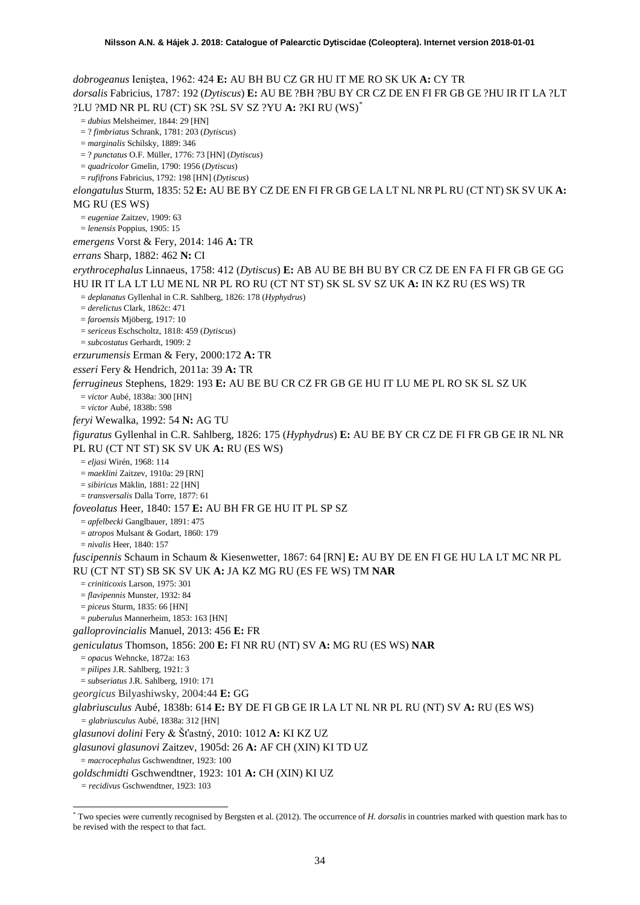*dobrogeanus* Ieniştea, 1962: 424 **E:** AU BH BU CZ GR HU IT ME RO SK UK **A:** CY TR

*dorsalis* Fabricius, 1787: 192 (*Dytiscus*) **E:** AU BE ?BH ?BU BY CR CZ DE EN FI FR GB GE ?HU IR IT LA ?LT ?LU ?MD NR PL RU (CT) SK ?SL SV SZ ?YU **A:** ?KI RU (WS)*

= *dubius* Melsheimer, 1844: 29 [HN]
= ? *fimbriatus* Schrank, 1781: 203 (*Dytiscus*)
= *marginalis* Schilsky, 1889: 346
= ? *punctatus* O.F. Müller, 1776: 73 [HN] (*Dytiscus*)
= *quadricolor* Gmelin, 1790: 1956 (*Dytiscus*)
= *rufifrons* Fabricius, 1792: 198 [HN] (*Dytiscus*)

*elongatulus* Sturm, 1835: 52 **E:** AU BE BY CZ DE EN FI FR GB GE LA LT NL NR PL RU (CT NT) SK SV UK **A:** MG RU (ES WS)

= *eugeniae* Zaitzev, 1909: 63
= *lenensis* Poppius, 1905: 15

*emergens* Vorst & Fery, 2014: 146 **A:** TR

*errans* Sharp, 1882: 462 **N:** CI

*erythrocephalus* Linnaeus, 1758: 412 (*Dytiscus*) **E:** AB AU BE BH BU BY CR CZ DE EN FA FI FR GB GE GG HU IR IT LA LT LU ME NL NR PL RO RU (CT NT ST) SK SL SV SZ UK **A:** IN KZ RU (ES WS) TR

= *deplanatus* Gyllenhal in C.R. Sahlberg, 1826: 178 (*Hyphydrus*)
= *derelictus* Clark, 1862c: 471
= *faroensis* Mjöberg, 1917: 10
= *sericeus* Eschscholtz, 1818: 459 (*Dytiscus*)
= *subcostatus* Gerhardt, 1909: 2

*erzurumensis* Erman & Fery, 2000:172 **A:** TR

*esseri* Fery & Hendrich, 2011a: 39 **A:** TR

*ferrugineus* Stephens, 1829: 193 **E:** AU BE BU CR CZ FR GB GE HU IT LU ME PL RO SK SL SZ UK

= *victor* Aubé, 1838a: 300 [HN]
= *victor* Aubé, 1838b: 598

*feryi* Wewalka, 1992: 54 **N:** AG TU

*figuratus* Gyllenhal in C.R. Sahlberg, 1826: 175 (*Hyphydrus*) **E:** AU BE BY CR CZ DE FI FR GB GE IR NL NR PL RU (CT NT ST) SK SV UK **A:** RU (ES WS)

= *eljasi* Wirén, 1968: 114
= *maeklini* Zaitzev, 1910a: 29 [RN]
= *sibiricus* Mäklin, 1881: 22 [HN]
= *transversalis* Dalla Torre, 1877: 61

*foveolatus* Heer, 1840: 157 **E:** AU BH FR GE HU IT PL SP SZ

= *apfelbecki* Ganglbauer, 1891: 475
= *atropos* Mulsant & Godart, 1860: 179
= *nivalis* Heer, 1840: 157

*fuscipennis* Schaum in Schaum & Kiesenwetter, 1867: 64 [RN] **E:** AU BY DE EN FI GE HU LA LT MC NR PL RU (CT NT ST) SB SK SV UK **A:** JA KZ MG RU (ES FE WS) TM **NAR**

= *criniticoxis* Larson, 1975: 301
= *flavipennis* Munster, 1932: 84
= *piceus* Sturm, 1835: 66 [HN]
= *puberulus* Mannerheim, 1853: 163 [HN]

*galloprovincialis* Manuel, 2013: 456 **E:** FR

*geniculatus* Thomson, 1856: 200 **E:** FI NR RU (NT) SV **A:** MG RU (ES WS) **NAR**

= *opacus* Wehncke, 1872a: 163
= *pilipes* J.R. Sahlberg, 1921: 3
= *subseriatus* J.R. Sahlberg, 1910: 171

*georgicus* Bilyashiwsky, 2004:44 **E:** GG

*glabriusculus* Aubé, 1838b: 614 **E:** BY DE FI GB GE IR LA LT NL NR PL RU (NT) SV **A:** RU (ES WS)

= *glabriusculus* Aubé, 1838a: 312 [HN]

*glasunovi dolini* Fery & Šťastný, 2010: 1012 **A:** KI KZ UZ

*glasunovi glasunovi* Zaitzev, 1905d: 26 **A:** AF CH (XIN) KI TD UZ

= *macrocephalus* Gschwendtner, 1923: 100

*goldschmidti* Gschwendtner, 1923: 101 **A:** CH (XIN) KI UZ

= *recidivus* Gschwendtner, 1923: 103

---

* Two species were currently recognised by Bergsten et al. (2012). The occurrence of *H. dorsalis* in countries marked with question mark has to be revised with the respect to that fact.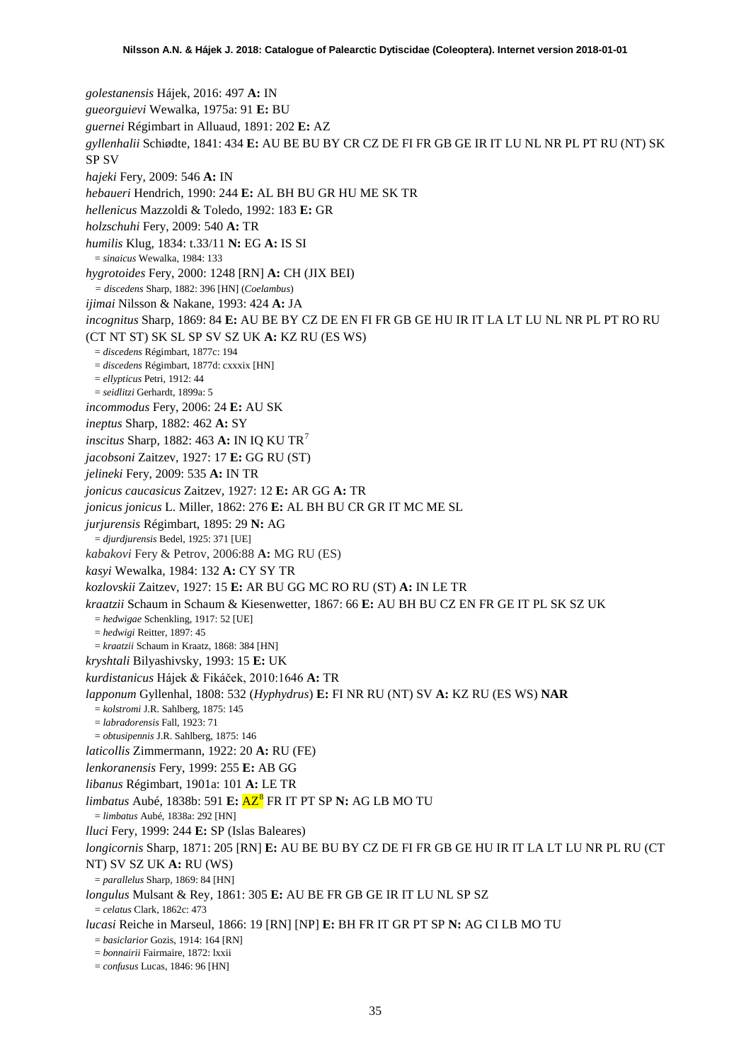*golestanensis* Hájek, 2016: 497 **A:** IN

*gueorguievi* Wewalka, 1975a: 91 **E:** BU

*guernei* Régimbart in Alluaud, 1891: 202 **E:** AZ

*gyllenhalii* Schiødte, 1841: 434 **E:** AU BE BU BY CR CZ DE FI FR GB GE IR IT LU NL NR PL PT RU (NT) SK SP SV

*hajeki* Fery, 2009: 546 **A:** IN

*hebaueri* Hendrich, 1990: 244 **E:** AL BH BU GR HU ME SK TR

*hellenicus* Mazzoldi & Toledo, 1992: 183 **E:** GR

*holzschuhi* Fery, 2009: 540 **A:** TR

*humilis* Klug, 1834: t.33/11 **N:** EG **A:** IS SI
 = *sinaicus* Wewalka, 1984: 133

*hygrotoides* Fery, 2000: 1248 [RN] **A:** CH (JIX BEI)
 = *discedens* Sharp, 1882: 396 [HN] (*Coelambus*)

*ijimai* Nilsson & Nakane, 1993: 424 **A:** JA

*incognitus* Sharp, 1869: 84 **E:** AU BE BY CZ DE EN FI FR GB GE HU IR IT LA LT LU NL NR PL PT RO RU (CT NT ST) SK SL SP SV SZ UK **A:** KZ RU (ES WS)
 = *discedens* Régimbart, 1877c: 194
 = *discedens* Régimbart, 1877d: cxxxix [HN]
 = *ellypticus* Petri, 1912: 44
 = *seidlitzi* Gerhardt, 1899a: 5

*incommodus* Fery, 2006: 24 **E:** AU SK

*ineptus* Sharp, 1882: 462 **A:** SY

*inscitus* Sharp, 1882: 463 **A:** IN IQ KU TR[7]

*jacobsoni* Zaitzev, 1927: 17 **E:** GG RU (ST)

*jelineki* Fery, 2009: 535 **A:** IN TR

*jonicus caucasicus* Zaitzev, 1927: 12 **E:** AR GG **A:** TR

*jonicus jonicus* L. Miller, 1862: 276 **E:** AL BH BU CR GR IT MC ME SL

*jurjurensis* Régimbart, 1895: 29 **N:** AG
 = *djurdjurensis* Bedel, 1925: 371 [UE]

*kabakovi* Fery & Petrov, 2006:88 **A:** MG RU (ES)

*kasyi* Wewalka, 1984: 132 **A:** CY SY TR

*kozlovskii* Zaitzev, 1927: 15 **E:** AR BU GG MC RO RU (ST) **A:** IN LE TR

*kraatzii* Schaum in Schaum & Kiesenwetter, 1867: 66 **E:** AU BH BU CZ EN FR GE IT PL SK SZ UK
 = *hedwigae* Schenkling, 1917: 52 [UE]
 = *hedwigi* Reitter, 1897: 45
 = *kraatzii* Schaum in Kraatz, 1868: 384 [HN]

*kryshtali* Bilyashivsky, 1993: 15 **E:** UK

*kurdistanicus* Hájek & Fikáček, 2010:1646 **A:** TR

*lapponum* Gyllenhal, 1808: 532 (*Hyphydrus*) **E:** FI NR RU (NT) SV **A:** KZ RU (ES WS) **NAR**
 = *kolstromi* J.R. Sahlberg, 1875: 145
 = *labradorensis* Fall, 1923: 71
 = *obtusipennis* J.R. Sahlberg, 1875: 146

*laticollis* Zimmermann, 1922: 20 **A:** RU (FE)

*lenkoranensis* Fery, 1999: 255 **E:** AB GG

*libanus* Régimbart, 1901a: 101 **A:** LE TR

*limbatus* Aubé, 1838b: 591 **E:** AZ[8] FR IT PT SP **N:** AG LB MO TU
 = *limbatus* Aubé, 1838a: 292 [HN]

*lluci* Fery, 1999: 244 **E:** SP (Islas Baleares)

*longicornis* Sharp, 1871: 205 [RN] **E:** AU BE BU BY CZ DE FI FR GB GE HU IR IT LA LT LU NR PL RU (CT NT) SV SZ UK **A:** RU (WS)
 = *parallelus* Sharp, 1869: 84 [HN]

*longulus* Mulsant & Rey, 1861: 305 **E:** AU BE FR GB GE IR IT LU NL SP SZ
 = *celatus* Clark, 1862c: 473

*lucasi* Reiche in Marseul, 1866: 19 [RN] [NP] **E:** BH FR IT GR PT SP **N:** AG CI LB MO TU
 = *basiclarior* Gozis, 1914: 164 [RN]
 = *bonnairii* Fairmaire, 1872: lxxii
 = *confusus* Lucas, 1846: 96 [HN]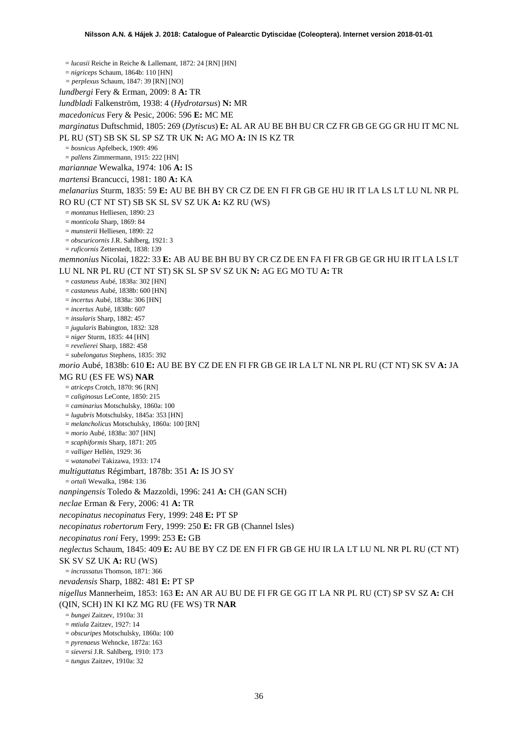= *lucasii* Reiche in Reiche & Lallemant, 1872: 24 [RN] [HN]
= *nigriceps* Schaum, 1864b: 110 [HN]
= *perplexus* Schaum, 1847: 39 [RN] [NO]

*lundbergi* Fery & Erman, 2009: 8 **A:** TR

*lundbladi* Falkenström, 1938: 4 (*Hydrotarsus*) **N:** MR

*macedonicus* Fery & Pesic, 2006: 596 **E:** MC ME

*marginatus* Duftschmid, 1805: 269 (*Dytiscus*) **E:** AL AR AU BE BH BU CR CZ FR GB GE GG GR HU IT MC NL PL RU (ST) SB SK SL SP SZ TR UK **N:** AG MO **A:** IN IS KZ TR
= *bosnicus* Apfelbeck, 1909: 496
= *pallens* Zimmermann, 1915: 222 [HN]

*mariannae* Wewalka, 1974: 106 **A:** IS

*martensi* Brancucci, 1981: 180 **A:** KA

*melanarius* Sturm, 1835: 59 **E:** AU BE BH BY CR CZ DE EN FI FR GB GE HU IR IT LA LS LT LU NL NR PL RO RU (CT NT ST) SB SK SL SV SZ UK **A:** KZ RU (WS)
= *montanus* Helliesen, 1890: 23
= *monticola* Sharp, 1869: 84
= *munsterii* Helliesen, 1890: 22
= *obscuricornis* J.R. Sahlberg, 1921: 3
= *ruficornis* Zetterstedt, 1838: 139

*memnonius* Nicolai, 1822: 33 **E:** AB AU BE BH BU BY CR CZ DE EN FA FI FR GB GE GR HU IR IT LA LS LT LU NL NR PL RU (CT NT ST) SK SL SP SV SZ UK **N:** AG EG MO TU **A:** TR
= *castaneus* Aubé, 1838a: 302 [HN]
= *castaneus* Aubé, 1838b: 600 [HN]
= *incertus* Aubé, 1838a: 306 [HN]
= *incertus* Aubé, 1838b: 607
= *insularis* Sharp, 1882: 457
= *jugularis* Babington, 1832: 328
= *niger* Sturm, 1835: 44 [HN]
= *revelierei* Sharp, 1882: 458
= *subelongatus* Stephens, 1835: 392

*morio* Aubé, 1838b: 610 **E:** AU BE BY CZ DE EN FI FR GB GE IR LA LT NL NR PL RU (CT NT) SK SV **A:** JA MG RU (ES FE WS) **NAR**
= *atriceps* Crotch, 1870: 96 [RN]
= *caliginosus* LeConte, 1850: 215
= *caminarius* Motschulsky, 1860a: 100
= *lugubris* Motschulsky, 1845a: 353 [HN]
= *melancholicus* Motschulsky, 1860a: 100 [RN]
= *morio* Aubé, 1838a: 307 [HN]
= *scaphiformis* Sharp, 1871: 205
= *valliger* Hellén, 1929: 36
= *watanabei* Takizawa, 1933: 174

*multiguttatus* Régimbart, 1878b: 351 **A:** IS JO SY
= *ortali* Wewalka, 1984: 136

*nanpingensis* Toledo & Mazzoldi, 1996: 241 **A:** CH (GAN SCH)

*neclae* Erman & Fery, 2006: 41 **A:** TR

*necopinatus necopinatus* Fery, 1999: 248 **E:** PT SP

*necopinatus robertorum* Fery, 1999: 250 **E:** FR GB (Channel Isles)

*necopinatus roni* Fery, 1999: 253 **E:** GB

*neglectus* Schaum, 1845: 409 **E:** AU BE BY CZ DE EN FI FR GB GE HU IR LA LT LU NL NR PL RU (CT NT) SK SV SZ UK **A:** RU (WS)
= *incrassatus* Thomson, 1871: 366

*nevadensis* Sharp, 1882: 481 **E:** PT SP

*nigellus* Mannerheim, 1853: 163 **E:** AN AR AU BU DE FI FR GE GG IT LA NR PL RU (CT) SP SV SZ **A:** CH (QIN, SCH) IN KI KZ MG RU (FE WS) TR **NAR**
= *bungei* Zaitzev, 1910a: 31
= *mtiula* Zaitzev, 1927: 14
= *obscuripes* Motschulsky, 1860a: 100
= *pyrenaeus* Wehncke, 1872a: 163
= *sieversi* J.R. Sahlberg, 1910: 173
= *tungus* Zaitzev, 1910a: 32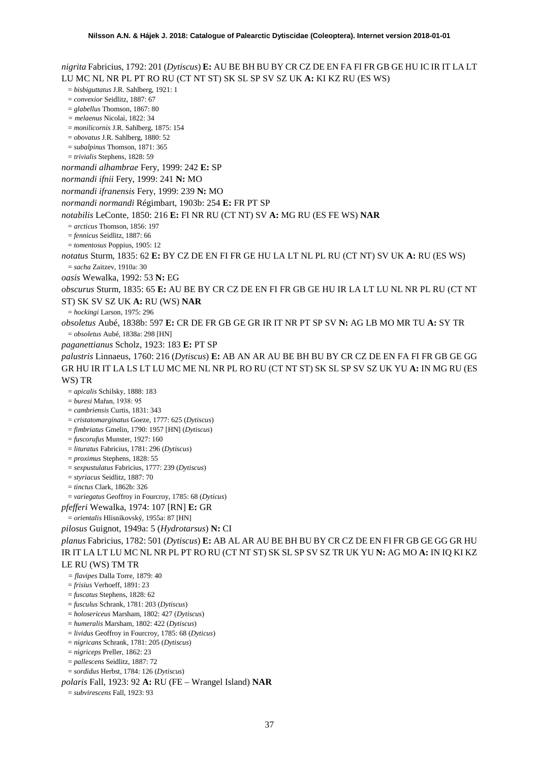*nigrita* Fabricius, 1792: 201 (*Dytiscus*) **E:** AU BE BH BU BY CR CZ DE EN FA FI FR GB GE HU IC IR IT LA LT LU MC NL NR PL PT RO RU (CT NT ST) SK SL SP SV SZ UK **A:** KI KZ RU (ES WS)

= *bisbiguttatus* J.R. Sahlberg, 1921: 1
= *convexior* Seidlitz, 1887: 67
= *glabellus* Thomson, 1867: 80
= *melaenus* Nicolai, 1822: 34
= *monilicornis* J.R. Sahlberg, 1875: 154
= *obovatus* J.R. Sahlberg, 1880: 52
= *subalpinus* Thomson, 1871: 365
= *trivialis* Stephens, 1828: 59

*normandi alhambrae* Fery, 1999: 242 **E:** SP

*normandi ifnii* Fery, 1999: 241 **N:** MO

*normandi ifranensis* Fery, 1999: 239 **N:** MO

*normandi normandi* Régimbart, 1903b: 254 **E:** FR PT SP

*notabilis* LeConte, 1850: 216 **E:** FI NR RU (CT NT) SV **A:** MG RU (ES FE WS) **NAR**

= *arcticus* Thomson, 1856: 197
= *fennicus* Seidlitz, 1887: 66
= *tomentosus* Poppius, 1905: 12

*notatus* Sturm, 1835: 62 **E:** BY CZ DE EN FI FR GE HU LA LT NL PL RU (CT NT) SV UK **A:** RU (ES WS)

= *sacha* Zaitzev, 1910a: 30

*oasis* Wewalka, 1992: 53 **N:** EG

*obscurus* Sturm, 1835: 65 **E:** AU BE BY CR CZ DE EN FI FR GB GE HU IR LA LT LU NL NR PL RU (CT NT ST) SK SV SZ UK **A:** RU (WS) **NAR**

= *hockingi* Larson, 1975: 296

*obsoletus* Aubé, 1838b: 597 **E:** CR DE FR GB GE GR IR IT NR PT SP SV **N:** AG LB MO MR TU **A:** SY TR

= *obsoletus* Aubé, 1838a: 298 [HN]

*paganettianus* Scholz, 1923: 183 **E:** PT SP

*palustris* Linnaeus, 1760: 216 (*Dytiscus*) **E:** AB AN AR AU BE BH BU BY CR CZ DE EN FA FI FR GB GE GG GR HU IR IT LA LS LT LU MC ME NL NR PL RO RU (CT NT ST) SK SL SP SV SZ UK YU **A:** IN MG RU (ES WS) TR

= *apicalis* Schilsky, 1888: 183
= *buresi* Mařan, 1938: 95
= *cambriensis* Curtis, 1831: 343
= *cristatomarginatus* Goeze, 1777: 625 (*Dytiscus*)
= *fimbriatus* Gmelin, 1790: 1957 [HN] (*Dytiscus*)
= *fuscorufus* Munster, 1927: 160
= *lituratus* Fabricius, 1781: 296 (*Dytiscus*)
= *proximus* Stephens, 1828: 55
= *sexpustulatus* Fabricius, 1777: 239 (*Dytiscus*)
= *styriacus* Seidlitz, 1887: 70
= *tinctus* Clark, 1862b: 326
= *variegatus* Geoffroy in Fourcroy, 1785: 68 (*Dyticus*)

*pfefferi* Wewalka, 1974: 107 [RN] **E:** GR

= *orientalis* Hlisnikovský, 1955a: 87 [HN]

*pilosus* Guignot, 1949a: 5 (*Hydrotarsus*) **N:** CI

*planus* Fabricius, 1782: 501 (*Dytiscus*) **E:** AB AL AR AU BE BH BU BY CR CZ DE EN FI FR GB GE GG GR HU IR IT LA LT LU MC NL NR PL PT RO RU (CT NT ST) SK SL SP SV SZ TR UK YU **N:** AG MO **A:** IN IQ KI KZ LE RU (WS) TM TR

= *flavipes* Dalla Torre, 1879: 40
= *frisius* Verhoeff, 1891: 23
= *fuscatus* Stephens, 1828: 62
= *fusculus* Schrank, 1781: 203 (*Dytiscus*)
= *holosericeus* Marsham, 1802: 427 (*Dytiscus*)
= *humeralis* Marsham, 1802: 422 (*Dytiscus*)
= *lividus* Geoffroy in Fourcroy, 1785: 68 (*Dyticus*)
= *nigricans* Schrank, 1781: 205 (*Dytiscus*)
= *nigriceps* Preller, 1862: 23
= *pallescens* Seidlitz, 1887: 72
= *sordidus* Herbst, 1784: 126 (*Dytiscus*)

*polaris* Fall, 1923: 92 **A:** RU (FE – Wrangel Island) **NAR**

= *subvirescens* Fall, 1923: 93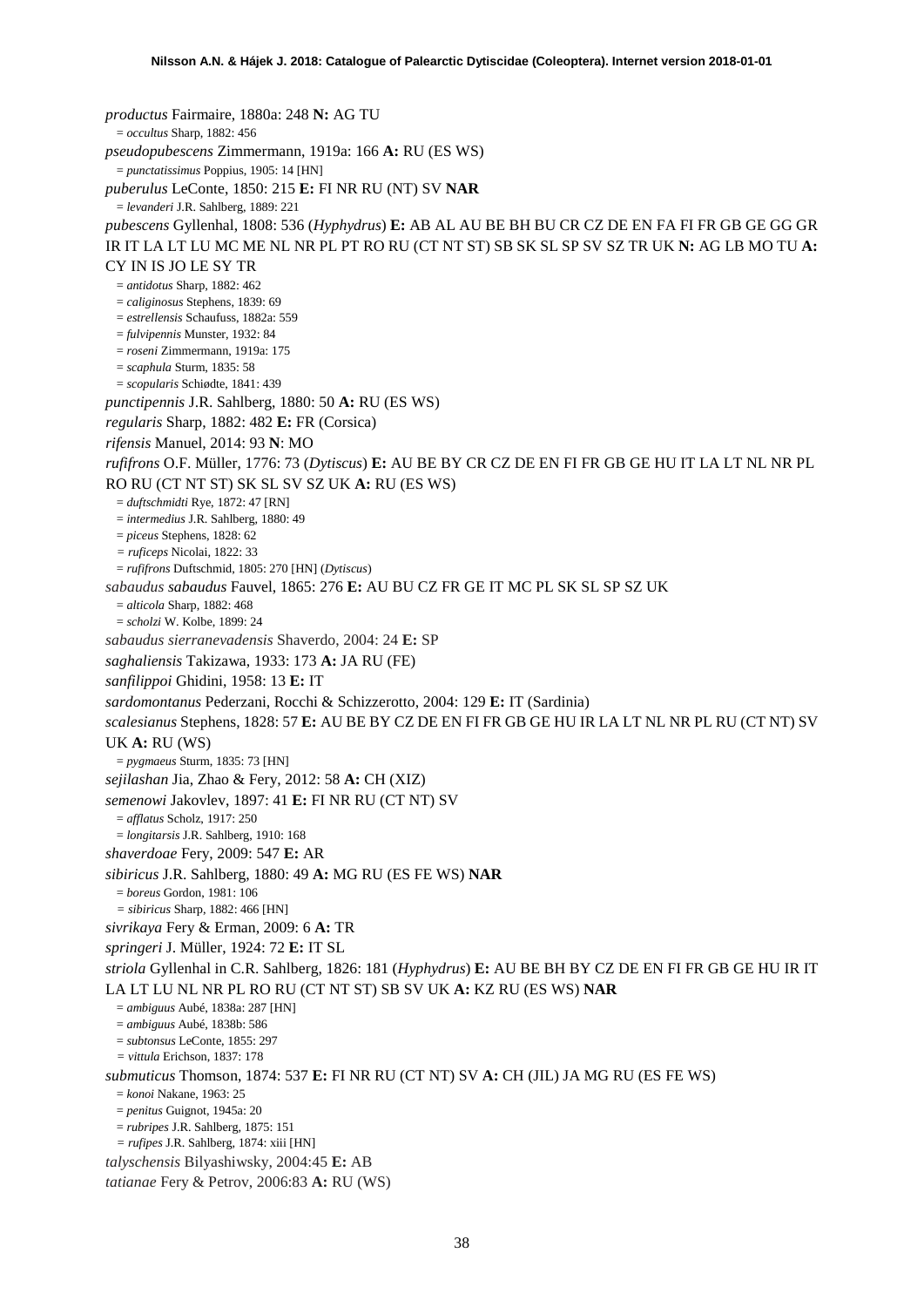*productus* Fairmaire, 1880a: 248 **N:** AG TU

= *occultus* Sharp, 1882: 456

*pseudopubescens* Zimmermann, 1919a: 166 **A:** RU (ES WS)

= *punctatissimus* Poppius, 1905: 14 [HN]

*puberulus* LeConte, 1850: 215 **E:** FI NR RU (NT) SV **NAR**

= *levanderi* J.R. Sahlberg, 1889: 221

*pubescens* Gyllenhal, 1808: 536 (*Hyphydrus*) **E:** AB AL AU BE BH BU CR CZ DE EN FA FI FR GB GE GG GR IR IT LA LT LU MC ME NL NR PL PT RO RU (CT NT ST) SB SK SL SP SV SZ TR UK **N:** AG LB MO TU **A:** CY IN IS JO LE SY TR

= *antidotus* Sharp, 1882: 462

= *caliginosus* Stephens, 1839: 69

= *estrellensis* Schaufuss, 1882a: 559

= *fulvipennis* Munster, 1932: 84

= *roseni* Zimmermann, 1919a: 175

= *scaphula* Sturm, 1835: 58

= *scopularis* Schiødte, 1841: 439

*punctipennis* J.R. Sahlberg, 1880: 50 **A:** RU (ES WS)

*regularis* Sharp, 1882: 482 **E:** FR (Corsica)

*rifensis* Manuel, 2014: 93 **N**: MO

*rufifrons* O.F. Müller, 1776: 73 (*Dytiscus*) **E:** AU BE BY CR CZ DE EN FI FR GB GE HU IT LA LT NL NR PL RO RU (CT NT ST) SK SL SV SZ UK **A:** RU (ES WS)

= *duftschmidti* Rye, 1872: 47 [RN]

= *intermedius* J.R. Sahlberg, 1880: 49

= *piceus* Stephens, 1828: 62

= *ruficeps* Nicolai, 1822: 33

= *rufifrons* Duftschmid, 1805: 270 [HN] (*Dytiscus*)

*sabaudus sabaudus* Fauvel, 1865: 276 **E:** AU BU CZ FR GE IT MC PL SK SL SP SZ UK

= *alticola* Sharp, 1882: 468

= *scholzi* W. Kolbe, 1899: 24

*sabaudus sierranevadensis* Shaverdo, 2004: 24 **E:** SP

*saghaliensis* Takizawa, 1933: 173 **A:** JA RU (FE)

*sanfilippoi* Ghidini, 1958: 13 **E:** IT

*sardomontanus* Pederzani, Rocchi & Schizzerotto, 2004: 129 **E:** IT (Sardinia)

*scalesianus* Stephens, 1828: 57 **E:** AU BE BY CZ DE EN FI FR GB GE HU IR LA LT NL NR PL RU (CT NT) SV UK **A:** RU (WS)

= *pygmaeus* Sturm, 1835: 73 [HN]

*sejilashan* Jia, Zhao & Fery, 2012: 58 **A:** CH (XIZ)

*semenowi* Jakovlev, 1897: 41 **E:** FI NR RU (CT NT) SV

= *afflatus* Scholz, 1917: 250

= *longitarsis* J.R. Sahlberg, 1910: 168

*shaverdoae* Fery, 2009: 547 **E:** AR

*sibiricus* J.R. Sahlberg, 1880: 49 **A:** MG RU (ES FE WS) **NAR**

= *boreus* Gordon, 1981: 106

= *sibiricus* Sharp, 1882: 466 [HN]

*sivrikaya* Fery & Erman, 2009: 6 **A:** TR

*springeri* J. Müller, 1924: 72 **E:** IT SL

*striola* Gyllenhal in C.R. Sahlberg, 1826: 181 (*Hyphydrus*) **E:** AU BE BH BY CZ DE EN FI FR GB GE HU IR IT LA LT LU NL NR PL RO RU (CT NT ST) SB SV UK **A:** KZ RU (ES WS) **NAR**

= *ambiguus* Aubé, 1838a: 287 [HN]

= *ambiguus* Aubé, 1838b: 586

= *subtonsus* LeConte, 1855: 297

= *vittula* Erichson, 1837: 178

*submuticus* Thomson, 1874: 537 **E:** FI NR RU (CT NT) SV **A:** CH (JIL) JA MG RU (ES FE WS)

= *konoi* Nakane, 1963: 25

= *penitus* Guignot, 1945a: 20

= *rubripes* J.R. Sahlberg, 1875: 151

= *rufipes* J.R. Sahlberg, 1874: xiii [HN]

*talyschensis* Bilyashiwsky, 2004:45 **E:** AB

*tatianae* Fery & Petrov, 2006:83 **A:** RU (WS)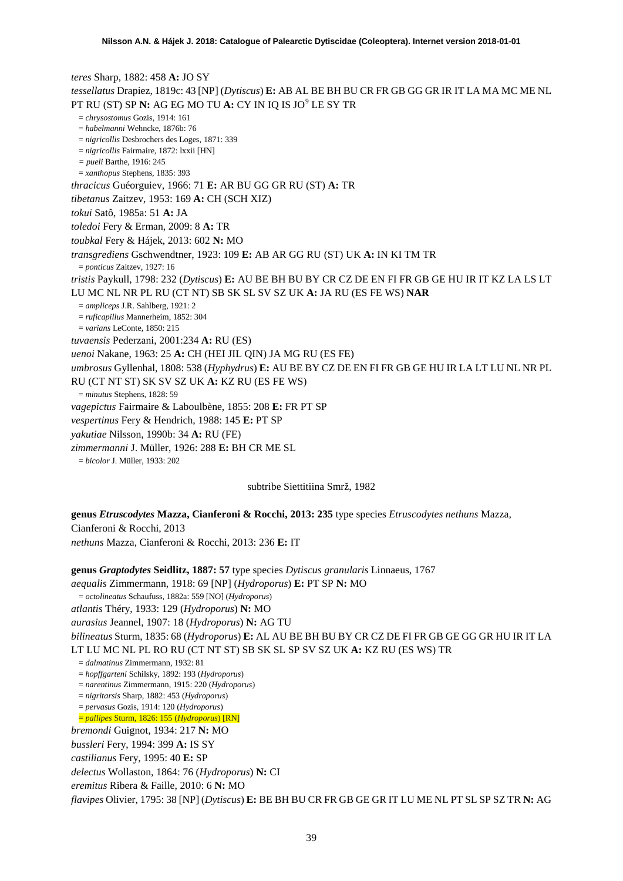*teres* Sharp, 1882: 458 **A:** JO SY

*tessellatus* Drapiez, 1819c: 43 [NP] (*Dytiscus*) **E:** AB AL BE BH BU CR FR GB GG GR IR IT LA MA MC ME NL PT RU (ST) SP **N:** AG EG MO TU **A:** CY IN IQ IS JO[9] LE SY TR

= *chrysostomus* Gozis, 1914: 161
= *habelmanni* Wehncke, 1876b: 76
= *nigricollis* Desbrochers des Loges, 1871: 339
= *nigricollis* Fairmaire, 1872: lxxii [HN]
= *pueli* Barthe, 1916: 245
= *xanthopus* Stephens, 1835: 393

*thracicus* Guéorguiev, 1966: 71 **E:** AR BU GG GR RU (ST) **A:** TR

*tibetanus* Zaitzev, 1953: 169 **A:** CH (SCH XIZ)

*tokui* Satô, 1985a: 51 **A:** JA

*toledoi* Fery & Erman, 2009: 8 **A:** TR

*toubkal* Fery & Hájek, 2013: 602 **N:** MO

*transgrediens* Gschwendtner, 1923: 109 **E:** AB AR GG RU (ST) UK **A:** IN KI TM TR

= *ponticus* Zaitzev, 1927: 16

*tristis* Paykull, 1798: 232 (*Dytiscus*) **E:** AU BE BH BU BY CR CZ DE EN FI FR GB GE HU IR IT KZ LA LS LT LU MC NL NR PL RU (CT NT) SB SK SL SV SZ UK **A:** JA RU (ES FE WS) **NAR**

= *ampliceps* J.R. Sahlberg, 1921: 2
= *ruficapillus* Mannerheim, 1852: 304
= *varians* LeConte, 1850: 215

*tuvaensis* Pederzani, 2001:234 **A:** RU (ES)

*uenoi* Nakane, 1963: 25 **A:** CH (HEI JIL QIN) JA MG RU (ES FE)

*umbrosus* Gyllenhal, 1808: 538 (*Hyphydrus*) **E:** AU BE BY CZ DE EN FI FR GB GE HU IR LA LT LU NL NR PL RU (CT NT ST) SK SV SZ UK **A:** KZ RU (ES FE WS)

= *minutus* Stephens, 1828: 59

*vagepictus* Fairmaire & Laboulbène, 1855: 208 **E:** FR PT SP

*vespertinus* Fery & Hendrich, 1988: 145 **E:** PT SP

*yakutiae* Nilsson, 1990b: 34 **A:** RU (FE)

*zimmermanni* J. Müller, 1926: 288 **E:** BH CR ME SL

= *bicolor* J. Müller, 1933: 202

subtribe Siettitiina Smrž, 1982

**genus *Etruscodytes* Mazza, Cianferoni & Rocchi, 2013: 235** type species *Etruscodytes nethuns* Mazza, Cianferoni & Rocchi, 2013

*nethuns* Mazza, Cianferoni & Rocchi, 2013: 236 **E:** IT

**genus *Graptodytes* Seidlitz, 1887: 57** type species *Dytiscus granularis* Linnaeus, 1767

*aequalis* Zimmermann, 1918: 69 [NP] (*Hydroporus*) **E:** PT SP **N:** MO

= *octolineatus* Schaufuss, 1882a: 559 [NO] (*Hydroporus*)

*atlantis* Théry, 1933: 129 (*Hydroporus*) **N:** MO

*aurasius* Jeannel, 1907: 18 (*Hydroporus*) **N:** AG TU

*bilineatus* Sturm, 1835: 68 (*Hydroporus*) **E:** AL AU BE BH BU BY CR CZ DE FI FR GB GE GG GR HU IR IT LA LT LU MC NL PL RO RU (CT NT ST) SB SK SL SP SV SZ UK **A:** KZ RU (ES WS) TR

= *dalmatinus* Zimmermann, 1932: 81
= *hopffgarteni* Schilsky, 1892: 193 (*Hydroporus*)
= *narentinus* Zimmermann, 1915: 220 (*Hydroporus*)
= *nigritarsis* Sharp, 1882: 453 (*Hydroporus*)
= *pervasus* Gozis, 1914: 120 (*Hydroporus*)
= *pallipes* Sturm, 1826: 155 (*Hydroporus*) [RN]

*bremondi* Guignot, 1934: 217 **N:** MO

*bussleri* Fery, 1994: 399 **A:** IS SY

*castilianus* Fery, 1995: 40 **E:** SP

*delectus* Wollaston, 1864: 76 (*Hydroporus*) **N:** CI

*eremitus* Ribera & Faille, 2010: 6 **N:** MO

*flavipes* Olivier, 1795: 38 [NP] (*Dytiscus*) **E:** BE BH BU CR FR GB GE GR IT LU ME NL PT SL SP SZ TR **N:** AG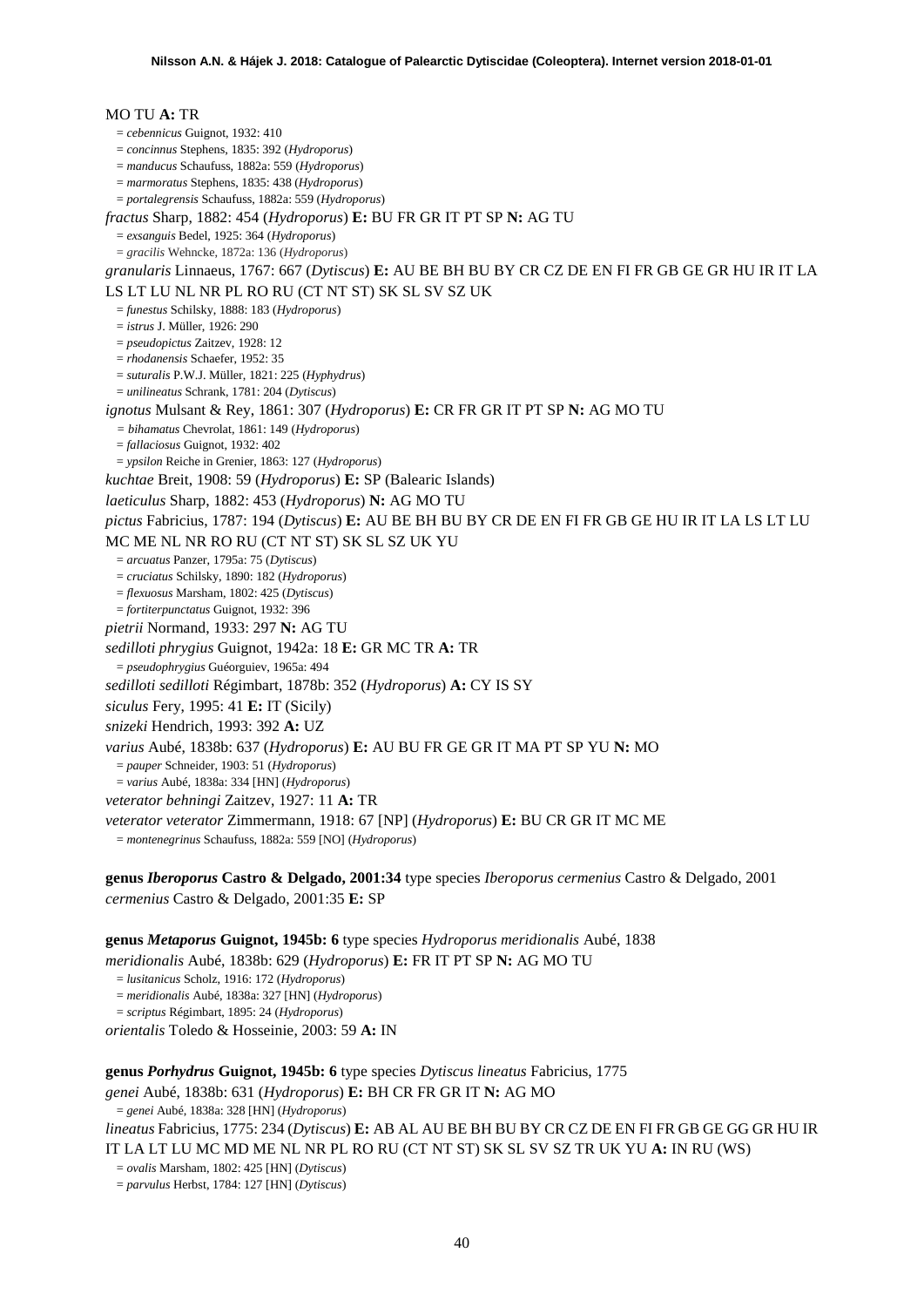MO TU **A:** TR

= *cebennicus* Guignot, 1932: 410
= *concinnus* Stephens, 1835: 392 (*Hydroporus*)
= *manducus* Schaufuss, 1882a: 559 (*Hydroporus*)
= *marmoratus* Stephens, 1835: 438 (*Hydroporus*)
= *portalegrensis* Schaufuss, 1882a: 559 (*Hydroporus*)

*fractus* Sharp, 1882: 454 (*Hydroporus*) **E:** BU FR GR IT PT SP **N:** AG TU

= *exsanguis* Bedel, 1925: 364 (*Hydroporus*)
= *gracilis* Wehncke, 1872a: 136 (*Hydroporus*)

*granularis* Linnaeus, 1767: 667 (*Dytiscus*) **E:** AU BE BH BU BY CR CZ DE EN FI FR GB GE GR HU IR IT LA LS LT LU NL NR PL RO RU (CT NT ST) SK SL SV SZ UK

= *funestus* Schilsky, 1888: 183 (*Hydroporus*)
= *istrus* J. Müller, 1926: 290
= *pseudopictus* Zaitzev, 1928: 12
= *rhodanensis* Schaefer, 1952: 35
= *suturalis* P.W.J. Müller, 1821: 225 (*Hyphydrus*)
= *unilineatus* Schrank, 1781: 204 (*Dytiscus*)

*ignotus* Mulsant & Rey, 1861: 307 (*Hydroporus*) **E:** CR FR GR IT PT SP **N:** AG MO TU

= *bihamatus* Chevrolat, 1861: 149 (*Hydroporus*)
= *fallaciosus* Guignot, 1932: 402
= *ypsilon* Reiche in Grenier, 1863: 127 (*Hydroporus*)

*kuchtae* Breit, 1908: 59 (*Hydroporus*) **E:** SP (Balearic Islands)

*laeticulus* Sharp, 1882: 453 (*Hydroporus*) **N:** AG MO TU

*pictus* Fabricius, 1787: 194 (*Dytiscus*) **E:** AU BE BH BU BY CR DE EN FI FR GB GE HU IR IT LA LS LT LU MC ME NL NR RO RU (CT NT ST) SK SL SZ UK YU

= *arcuatus* Panzer, 1795a: 75 (*Dytiscus*)
= *cruciatus* Schilsky, 1890: 182 (*Hydroporus*)
= *flexuosus* Marsham, 1802: 425 (*Dytiscus*)
= *fortiterpunctatus* Guignot, 1932: 396

*pietrii* Normand, 1933: 297 **N:** AG TU

*sedilloti phrygius* Guignot, 1942a: 18 **E:** GR MC TR **A:** TR

= *pseudophrygius* Guéorguiev, 1965a: 494

*sedilloti sedilloti* Régimbart, 1878b: 352 (*Hydroporus*) **A:** CY IS SY

*siculus* Fery, 1995: 41 **E:** IT (Sicily)

*snizeki* Hendrich, 1993: 392 **A:** UZ

*varius* Aubé, 1838b: 637 (*Hydroporus*) **E:** AU BU FR GE GR IT MA PT SP YU **N:** MO

= *pauper* Schneider, 1903: 51 (*Hydroporus*)
= *varius* Aubé, 1838a: 334 [HN] (*Hydroporus*)

*veterator behningi* Zaitzev, 1927: 11 **A:** TR

*veterator veterator* Zimmermann, 1918: 67 [NP] (*Hydroporus*) **E:** BU CR GR IT MC ME

= *montenegrinus* Schaufuss, 1882a: 559 [NO] (*Hydroporus*)

**genus *Iberoporus* Castro & Delgado, 2001:34** type species *Iberoporus cermenius* Castro & Delgado, 2001

*cermenius* Castro & Delgado, 2001:35 **E:** SP

**genus *Metaporus* Guignot, 1945b: 6** type species *Hydroporus meridionalis* Aubé, 1838

*meridionalis* Aubé, 1838b: 629 (*Hydroporus*) **E:** FR IT PT SP **N:** AG MO TU

= *lusitanicus* Scholz, 1916: 172 (*Hydroporus*)
= *meridionalis* Aubé, 1838a: 327 [HN] (*Hydroporus*)
= *scriptus* Régimbart, 1895: 24 (*Hydroporus*)

*orientalis* Toledo & Hosseinie, 2003: 59 **A:** IN

**genus *Porhydrus* Guignot, 1945b: 6** type species *Dytiscus lineatus* Fabricius, 1775

*genei* Aubé, 1838b: 631 (*Hydroporus*) **E:** BH CR FR GR IT **N:** AG MO

= *genei* Aubé, 1838a: 328 [HN] (*Hydroporus*)

*lineatus* Fabricius, 1775: 234 (*Dytiscus*) **E:** AB AL AU BE BH BU BY CR CZ DE EN FI FR GB GE GG GR HU IR IT LA LT LU MC MD ME NL NR PL RO RU (CT NT ST) SK SL SV SZ TR UK YU **A:** IN RU (WS)

= *ovalis* Marsham, 1802: 425 [HN] (*Dytiscus*)
= *parvulus* Herbst, 1784: 127 [HN] (*Dytiscus*)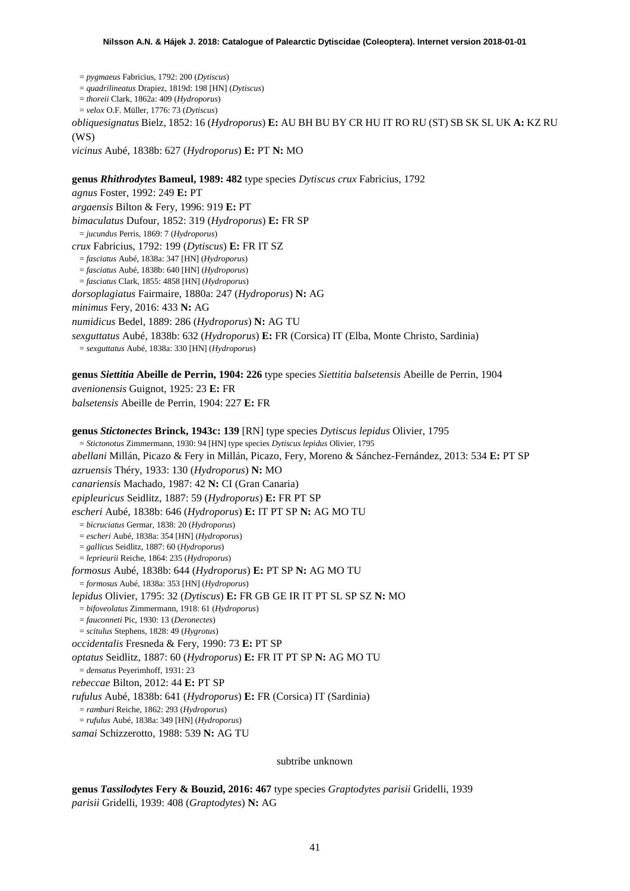= *pygmaeus* Fabricius, 1792: 200 (*Dytiscus*)
= *quadrilineatus* Drapiez, 1819d: 198 [HN] (*Dytiscus*)
= *thoreii* Clark, 1862a: 409 (*Hydroporus*)
= *velox* O.F. Müller, 1776: 73 (*Dytiscus*)

*obliquesignatus* Bielz, 1852: 16 (*Hydroporus*) **E:** AU BH BU BY CR HU IT RO RU (ST) SB SK SL UK **A:** KZ RU (WS)

*vicinus* Aubé, 1838b: 627 (*Hydroporus*) **E:** PT **N:** MO

**genus *Rhithrodytes* Bameul, 1989: 482** type species *Dytiscus crux* Fabricius, 1792

*agnus* Foster, 1992: 249 **E:** PT

*argaensis* Bilton & Fery, 1996: 919 **E:** PT

*bimaculatus* Dufour, 1852: 319 (*Hydroporus*) **E:** FR SP
= *jucundus* Perris, 1869: 7 (*Hydroporus*)

*crux* Fabricius, 1792: 199 (*Dytiscus*) **E:** FR IT SZ
= *fasciatus* Aubé, 1838a: 347 [HN] (*Hydroporus*)
= *fasciatus* Aubé, 1838b: 640 [HN] (*Hydroporus*)
= *fasciatus* Clark, 1855: 4858 [HN] (*Hydroporus*)

*dorsoplagiatus* Fairmaire, 1880a: 247 (*Hydroporus*) **N:** AG

*minimus* Fery, 2016: 433 **N:** AG

*numidicus* Bedel, 1889: 286 (*Hydroporus*) **N:** AG TU

*sexguttatus* Aubé, 1838b: 632 (*Hydroporus*) **E:** FR (Corsica) IT (Elba, Monte Christo, Sardinia)
= *sexguttatus* Aubé, 1838a: 330 [HN] (*Hydroporus*)

**genus *Siettitia* Abeille de Perrin, 1904: 226** type species *Siettitia balsetensis* Abeille de Perrin, 1904

*avenionensis* Guignot, 1925: 23 **E:** FR

*balsetensis* Abeille de Perrin, 1904: 227 **E:** FR

**genus *Stictonectes* Brinck, 1943c: 139** [RN] type species *Dytiscus lepidus* Olivier, 1795
= *Stictonotus* Zimmermann, 1930: 94 [HN] type species *Dytiscus lepidus* Olivier, 1795

*abellani* Millán, Picazo & Fery in Millán, Picazo, Fery, Moreno & Sánchez-Fernández, 2013: 534 **E:** PT SP

*azruensis* Théry, 1933: 130 (*Hydroporus*) **N:** MO

*canariensis* Machado, 1987: 42 **N:** CI (Gran Canaria)

*epipleuricus* Seidlitz, 1887: 59 (*Hydroporus*) **E:** FR PT SP

*escheri* Aubé, 1838b: 646 (*Hydroporus*) **E:** IT PT SP **N:** AG MO TU
= *bicruciatus* Germar, 1838: 20 (*Hydroporus*)
= *escheri* Aubé, 1838a: 354 [HN] (*Hydroporus*)
= *gallicus* Seidlitz, 1887: 60 (*Hydroporus*)
= *leprieurii* Reiche, 1864: 235 (*Hydroporus*)

*formosus* Aubé, 1838b: 644 (*Hydroporus*) **E:** PT SP **N:** AG MO TU
= *formosus* Aubé, 1838a: 353 [HN] (*Hydroporus*)

*lepidus* Olivier, 1795: 32 (*Dytiscus*) **E:** FR GB GE IR IT PT SL SP SZ **N:** MO
= *bifoveolatus* Zimmermann, 1918: 61 (*Hydroporus*)
= *fauconneti* Pic, 1930: 13 (*Deronectes*)
= *scitulus* Stephens, 1828: 49 (*Hygrotus*)

*occidentalis* Fresneda & Fery, 1990: 73 **E:** PT SP

*optatus* Seidlitz, 1887: 60 (*Hydroporus*) **E:** FR IT PT SP **N:** AG MO TU
= *densatus* Peyerimhoff, 1931: 23

*rebeccae* Bilton, 2012: 44 **E:** PT SP

*rufulus* Aubé, 1838b: 641 (*Hydroporus*) **E:** FR (Corsica) IT (Sardinia)
= *ramburi* Reiche, 1862: 293 (*Hydroporus*)
= *rufulus* Aubé, 1838a: 349 [HN] (*Hydroporus*)

*samai* Schizzerotto, 1988: 539 **N:** AG TU

subtribe unknown

**genus *Tassilodytes* Fery & Bouzid, 2016: 467** type species *Graptodytes parisii* Gridelli, 1939

*parisii* Gridelli, 1939: 408 (*Graptodytes*) **N:** AG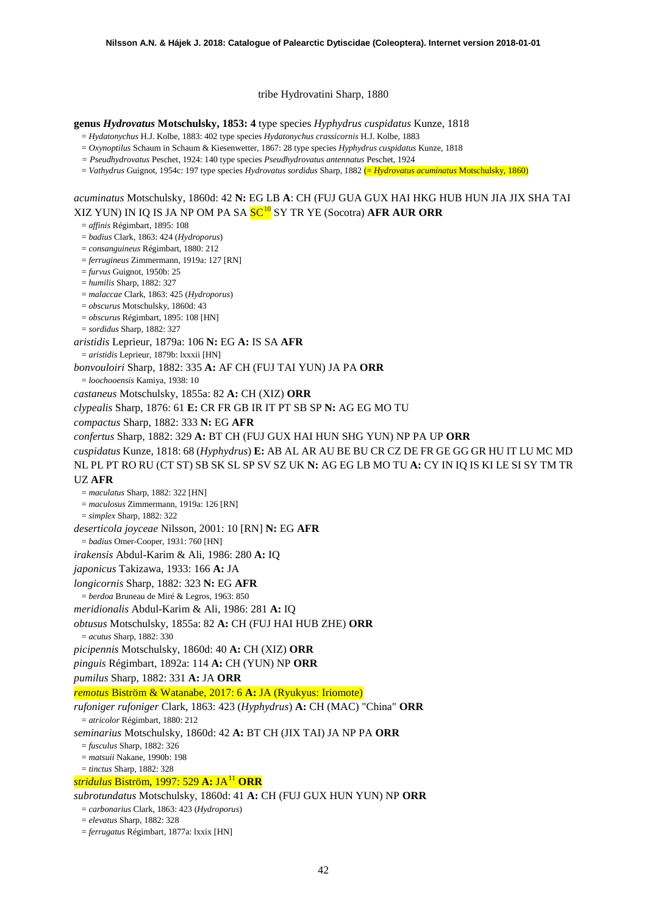tribe Hydrovatini Sharp, 1880

**genus *Hydrovatus* Motschulsky, 1853: 4** type species *Hyphydrus cuspidatus* Kunze, 1818

= *Hydatonychus* H.J. Kolbe, 1883: 402 type species *Hydatonychus crassicornis* H.J. Kolbe, 1883
= *Oxynoptilus* Schaum in Schaum & Kiesenwetter, 1867: 28 type species *Hyphydrus cuspidatus* Kunze, 1818
= *Pseudhydrovatus* Peschet, 1924: 140 type species *Pseudhydrovatus antennatus* Peschet, 1924
= *Vathydrus* Guignot, 1954c: 197 type species *Hydrovatus sordidus* Sharp, 1882 (= *Hydrovatus acuminatus* Motschulsky, 1860)

*acuminatus* Motschulsky, 1860d: 42 **N:** EG LB **A**: CH (FUJ GUA GUX HAI HKG HUB HUN JIA JIX SHA TAI XIZ YUN) IN IQ IS JA NP OM PA SA SC[10] SY TR YE (Socotra) **AFR AUR ORR**

= *affinis* Régimbart, 1895: 108
= *badius* Clark, 1863: 424 (*Hydroporus*)
= *consanguineus* Régimbart, 1880: 212
= *ferrugineus* Zimmermann, 1919a: 127 [RN]
= *furvus* Guignot, 1950b: 25
= *humilis* Sharp, 1882: 327
= *malaccae* Clark, 1863: 425 (*Hydroporus*)
= *obscurus* Motschulsky, 1860d: 43
= *obscurus* Régimbart, 1895: 108 [HN]
= *sordidus* Sharp, 1882: 327

*aristidis* Leprieur, 1879a: 106 **N:** EG **A:** IS SA **AFR**

= *aristidis* Leprieur, 1879b: lxxxii [HN]

*bonvouloiri* Sharp, 1882: 335 **A:** AF CH (FUJ TAI YUN) JA PA **ORR**

= *loochooensis* Kamiya, 1938: 10

*castaneus* Motschulsky, 1855a: 82 **A:** CH (XIZ) **ORR**

*clypealis* Sharp, 1876: 61 **E:** CR FR GB IR IT PT SB SP **N:** AG EG MO TU

*compactus* Sharp, 1882: 333 **N:** EG **AFR**

*confertus* Sharp, 1882: 329 **A:** BT CH (FUJ GUX HAI HUN SHG YUN) NP PA UP **ORR**

*cuspidatus* Kunze, 1818: 68 (*Hyphydrus*) **E:** AB AL AR AU BE BU CR CZ DE FR GE GG GR HU IT LU MC MD NL PL PT RO RU (CT ST) SB SK SL SP SV SZ UK **N:** AG EG LB MO TU **A:** CY IN IQ IS KI LE SI SY TM TR UZ **AFR**

= *maculatus* Sharp, 1882: 322 [HN]
= *maculosus* Zimmermann, 1919a: 126 [RN]
= *simplex* Sharp, 1882: 322

*deserticola joyceae* Nilsson, 2001: 10 [RN] **N:** EG **AFR**

= *badius* Omer-Cooper, 1931: 760 [HN]

*irakensis* Abdul-Karim & Ali, 1986: 280 **A:** IQ

*japonicus* Takizawa, 1933: 166 **A:** JA

*longicornis* Sharp, 1882: 323 **N:** EG **AFR**

= *berdoa* Bruneau de Miré & Legros, 1963: 850

*meridionalis* Abdul-Karim & Ali, 1986: 281 **A:** IQ

*obtusus* Motschulsky, 1855a: 82 **A:** CH (FUJ HAI HUB ZHE) **ORR**

= *acutus* Sharp, 1882: 330

*picipennis* Motschulsky, 1860d: 40 **A:** CH (XIZ) **ORR**

*pinguis* Régimbart, 1892a: 114 **A:** CH (YUN) NP **ORR**

*pumilus* Sharp, 1882: 331 **A:** JA **ORR**

*remotus* Biström & Watanabe, 2017: 6 **A:** JA (Ryukyus: Iriomote)

*rufoniger rufoniger* Clark, 1863: 423 (*Hyphydrus*) **A:** CH (MAC) "China" **ORR**

= *atricolor* Régimbart, 1880: 212

*seminarius* Motschulsky, 1860d: 42 **A:** BT CH (JIX TAI) JA NP PA **ORR**

= *fusculus* Sharp, 1882: 326
= *matsuii* Nakane, 1990b: 198
= *tinctus* Sharp, 1882: 328

*stridulus* Biström, 1997: 529 **A:** JA[11] **ORR**

*subrotundatus* Motschulsky, 1860d: 41 **A:** CH (FUJ GUX HUN YUN) NP **ORR**

= *carbonarius* Clark, 1863: 423 (*Hydroporus*)
= *elevatus* Sharp, 1882: 328
= *ferrugatus* Régimbart, 1877a: lxxix [HN]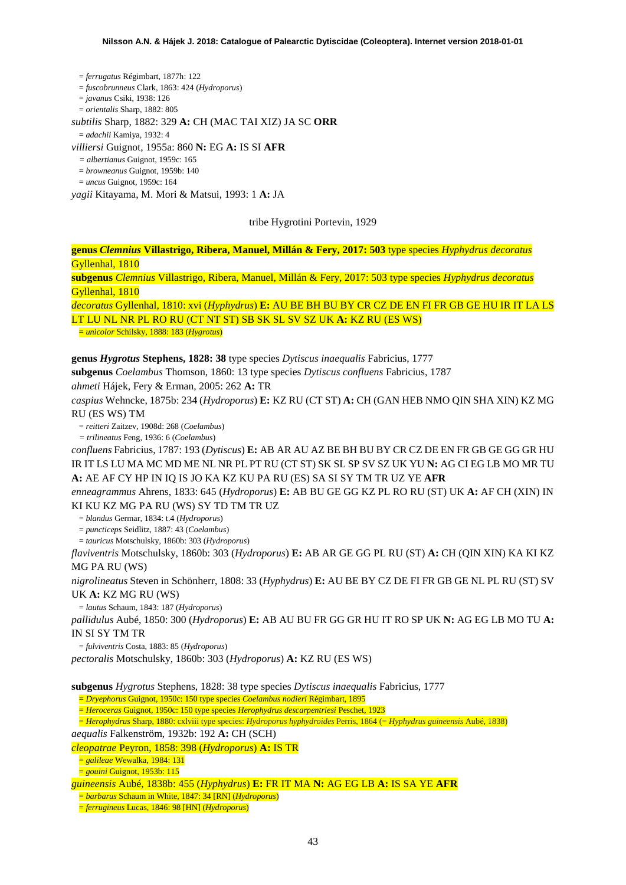= *ferrugatus* Régimbart, 1877h: 122

= *fuscobrunneus* Clark, 1863: 424 (*Hydroporus*)

= *javanus* Csiki, 1938: 126

= *orientalis* Sharp, 1882: 805

*subtilis* Sharp, 1882: 329 **A:** CH (MAC TAI XIZ) JA SC **ORR**

= *adachii* Kamiya, 1932: 4

*villiersi* Guignot, 1955a: 860 **N:** EG **A:** IS SI **AFR**

= *albertianus* Guignot, 1959c: 165

= *browneanus* Guignot, 1959b: 140

= *uncus* Guignot, 1959c: 164

*yagii* Kitayama, M. Mori & Matsui, 1993: 1 **A:** JA

tribe Hygrotini Portevin, 1929

**genus *Clemnius* Villastrigo, Ribera, Manuel, Millán & Fery, 2017: 503** type species *Hyphydrus decoratus* Gyllenhal, 1810

**subgenus** *Clemnius* Villastrigo, Ribera, Manuel, Millán & Fery, 2017: 503 type species *Hyphydrus decoratus* Gyllenhal, 1810

*decoratus* Gyllenhal, 1810: xvi (*Hyphydrus*) **E:** AU BE BH BU BY CR CZ DE EN FI FR GB GE HU IR IT LA LS LT LU NL NR PL RO RU (CT NT ST) SB SK SL SV SZ UK **A:** KZ RU (ES WS)

= *unicolor* Schilsky, 1888: 183 (*Hygrotus*)

**genus *Hygrotus* Stephens, 1828: 38** type species *Dytiscus inaequalis* Fabricius, 1777

**subgenus** *Coelambus* Thomson, 1860: 13 type species *Dytiscus confluens* Fabricius, 1787

*ahmeti* Hájek, Fery & Erman, 2005: 262 **A:** TR

*caspius* Wehncke, 1875b: 234 (*Hydroporus*) **E:** KZ RU (CT ST) **A:** CH (GAN HEB NMO QIN SHA XIN) KZ MG RU (ES WS) TM

= *reitteri* Zaitzev, 1908d: 268 (*Coelambus*)

= *trilineatus* Feng, 1936: 6 (*Coelambus*)

*confluens* Fabricius, 1787: 193 (*Dytiscus*) **E:** AB AR AU AZ BE BH BU BY CR CZ DE EN FR GB GE GG GR HU IR IT LS LU MA MC MD ME NL NR PL PT RU (CT ST) SK SL SP SV SZ UK YU **N:** AG CI EG LB MO MR TU **A:** AE AF CY HP IN IQ IS JO KA KZ KU PA RU (ES) SA SI SY TM TR UZ YE **AFR**

*enneagrammus* Ahrens, 1833: 645 (*Hydroporus*) **E:** AB BU GE GG KZ PL RO RU (ST) UK **A:** AF CH (XIN) IN KI KU KZ MG PA RU (WS) SY TD TM TR UZ

= *blandus* Germar, 1834: t.4 (*Hydroporus*)

= *puncticeps* Seidlitz, 1887: 43 (*Coelambus*)

= *tauricus* Motschulsky, 1860b: 303 (*Hydroporus*)

*flaviventris* Motschulsky, 1860b: 303 (*Hydroporus*) **E:** AB AR GE GG PL RU (ST) **A:** CH (QIN XIN) KA KI KZ MG PA RU (WS)

*nigrolineatus* Steven in Schönherr, 1808: 33 (*Hyphydrus*) **E:** AU BE BY CZ DE FI FR GB GE NL PL RU (ST) SV UK **A:** KZ MG RU (WS)

= *lautus* Schaum, 1843: 187 (*Hydroporus*)

*pallidulus* Aubé, 1850: 300 (*Hydroporus*) **E:** AB AU BU FR GG GR HU IT RO SP UK **N:** AG EG LB MO TU **A:** IN SI SY TM TR

= *fulviventris* Costa, 1883: 85 (*Hydroporus*)

*pectoralis* Motschulsky, 1860b: 303 (*Hydroporus*) **A:** KZ RU (ES WS)

**subgenus** *Hygrotus* Stephens, 1828: 38 type species *Dytiscus inaequalis* Fabricius, 1777

= *Dryephorus* Guignot, 1950c: 150 type species *Coelambus nodieri* Régimbart, 1895

= *Heroceras* Guignot, 1950c: 150 type species *Herophydrus descarpentriesi* Peschet, 1923

= *Herophydrus* Sharp, 1880: cxlviii type species: *Hydroporus hyphydroides* Perris, 1864 (= *Hyphydrus guineensis* Aubé, 1838)

*aequalis* Falkenström, 1932b: 192 **A:** CH (SCH)

*cleopatrae* Peyron, 1858: 398 (*Hydroporus*) **A:** IS TR

= *galileae* Wewalka, 1984: 131

= *gouini* Guignot, 1953b: 115

*guineensis* Aubé, 1838b: 455 (*Hyphydrus*) **E:** FR IT MA **N:** AG EG LB **A:** IS SA YE **AFR**

= *barbarus* Schaum in White, 1847: 34 [RN] (*Hydroporus*)

= *ferrugineus* Lucas, 1846: 98 [HN] (*Hydroporus*)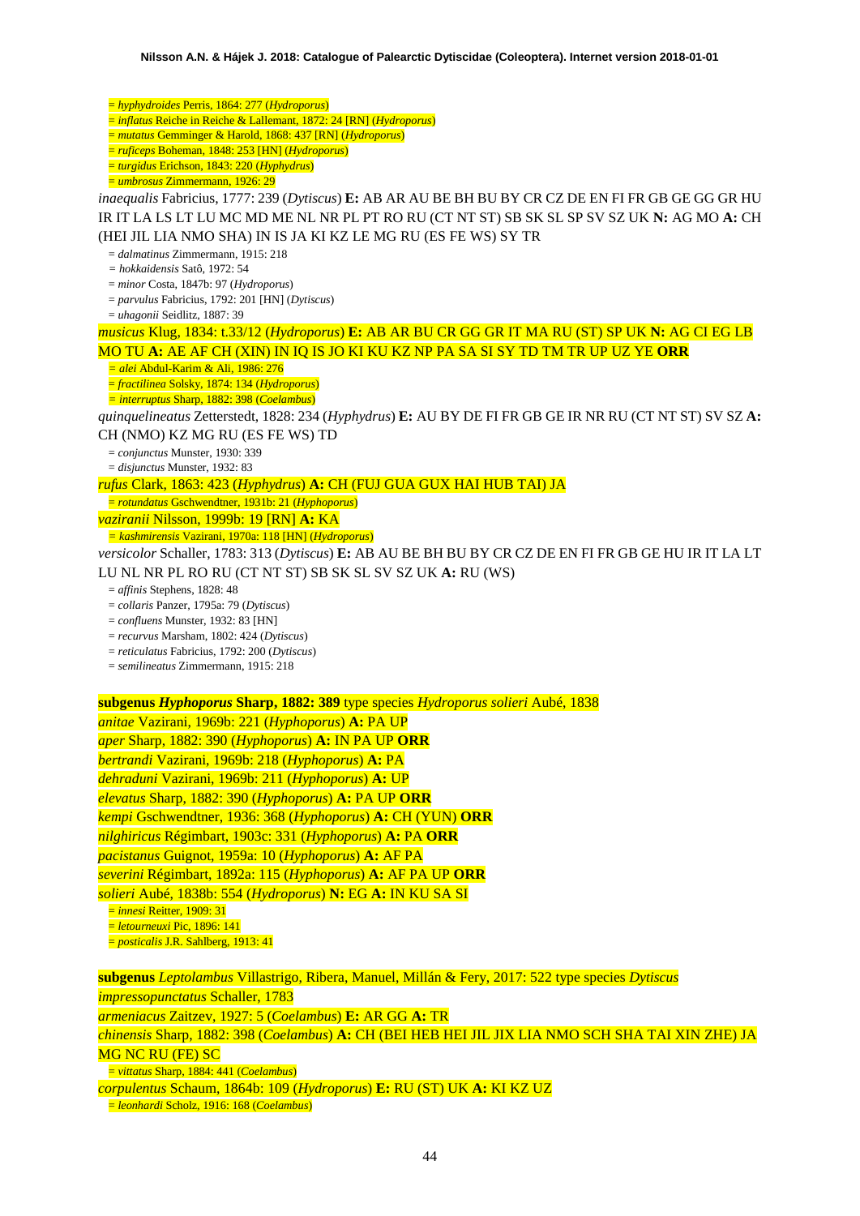= *hyphydroides* Perris, 1864: 277 (*Hydroporus*)
= *inflatus* Reiche in Reiche & Lallemant, 1872: 24 [RN] (*Hydroporus*)
= *mutatus* Gemminger & Harold, 1868: 437 [RN] (*Hydroporus*)
= *ruficeps* Boheman, 1848: 253 [HN] (*Hydroporus*)
= *turgidus* Erichson, 1843: 220 (*Hyphydrus*)
= *umbrosus* Zimmermann, 1926: 29

*inaequalis* Fabricius, 1777: 239 (*Dytiscus*) **E:** AB AR AU BE BH BU BY CR CZ DE EN FI FR GB GE GG GR HU IR IT LA LS LT LU MC MD ME NL NR PL PT RO RU (CT NT ST) SB SK SL SP SV SZ UK **N:** AG MO **A:** CH (HEI JIL LIA NMO SHA) IN IS JA KI KZ LE MG RU (ES FE WS) SY TR
= *dalmatinus* Zimmermann, 1915: 218
= *hokkaidensis* Satô, 1972: 54
= *minor* Costa, 1847b: 97 (*Hydroporus*)
= *parvulus* Fabricius, 1792: 201 [HN] (*Dytiscus*)
= *uhagonii* Seidlitz, 1887: 39

*musicus* Klug, 1834: t.33/12 (*Hydroporus*) **E:** AB AR BU CR GG GR IT MA RU (ST) SP UK **N:** AG CI EG LB MO TU **A:** AE AF CH (XIN) IN IQ IS JO KI KU KZ NP PA SA SI SY TD TM TR UP UZ YE **ORR**
= *alei* Abdul-Karim & Ali, 1986: 276
= *fractilinea* Solsky, 1874: 134 (*Hydroporus*)
= *interruptus* Sharp, 1882: 398 (*Coelambus*)

*quinquelineatus* Zetterstedt, 1828: 234 (*Hyphydrus*) **E:** AU BY DE FI FR GB GE IR NR RU (CT NT ST) SV SZ **A:** CH (NMO) KZ MG RU (ES FE WS) TD
= *conjunctus* Munster, 1930: 339
= *disjunctus* Munster, 1932: 83

*rufus* Clark, 1863: 423 (*Hyphydrus*) **A:** CH (FUJ GUA GUX HAI HUB TAI) JA
= *rotundatus* Gschwendtner, 1931b: 21 (*Hyphoporus*)

*vaziranii* Nilsson, 1999b: 19 [RN] **A:** KA
= *kashmirensis* Vazirani, 1970a: 118 [HN] (*Hydroporus*)

*versicolor* Schaller, 1783: 313 (*Dytiscus*) **E:** AB AU BE BH BU BY CR CZ DE EN FI FR GB GE HU IR IT LA LT LU NL NR PL RO RU (CT NT ST) SB SK SL SV SZ UK **A:** RU (WS)
= *affinis* Stephens, 1828: 48
= *collaris* Panzer, 1795a: 79 (*Dytiscus*)
= *confluens* Munster, 1932: 83 [HN]
= *recurvus* Marsham, 1802: 424 (*Dytiscus*)
= *reticulatus* Fabricius, 1792: 200 (*Dytiscus*)
= *semilineatus* Zimmermann, 1915: 218

**subgenus *Hyphoporus* Sharp, 1882: 389** type species *Hydroporus solieri* Aubé, 1838

*anitae* Vazirani, 1969b: 221 (*Hyphoporus*) **A:** PA UP

*aper* Sharp, 1882: 390 (*Hyphoporus*) **A:** IN PA UP **ORR**

*bertrandi* Vazirani, 1969b: 218 (*Hyphoporus*) **A:** PA

*dehraduni* Vazirani, 1969b: 211 (*Hyphoporus*) **A:** UP

*elevatus* Sharp, 1882: 390 (*Hyphoporus*) **A:** PA UP **ORR**

*kempi* Gschwendtner, 1936: 368 (*Hyphoporus*) **A:** CH (YUN) **ORR**

*nilghiricus* Régimbart, 1903c: 331 (*Hyphoporus*) **A:** PA **ORR**

*pacistanus* Guignot, 1959a: 10 (*Hyphoporus*) **A:** AF PA

*severini* Régimbart, 1892a: 115 (*Hyphoporus*) **A:** AF PA UP **ORR**

*solieri* Aubé, 1838b: 554 (*Hydroporus*) **N:** EG **A:** IN KU SA SI
= *innesi* Reitter, 1909: 31
= *letourneuxi* Pic, 1896: 141
= *posticalis* J.R. Sahlberg, 1913: 41

**subgenus *Leptolambus* Villastrigo, Ribera, Manuel, Millán & Fery, 2017: 522** type species *Dytiscus impressopunctatus* Schaller, 1783

*armeniacus* Zaitzev, 1927: 5 (*Coelambus*) **E:** AR GG **A:** TR

*chinensis* Sharp, 1882: 398 (*Coelambus*) **A:** CH (BEI HEB HEI JIL JIX LIA NMO SCH SHA TAI XIN ZHE) JA MG NC RU (FE) SC
= *vittatus* Sharp, 1884: 441 (*Coelambus*)

*corpulentus* Schaum, 1864b: 109 (*Hydroporus*) **E:** RU (ST) UK **A:** KI KZ UZ
= *leonhardi* Scholz, 1916: 168 (*Coelambus*)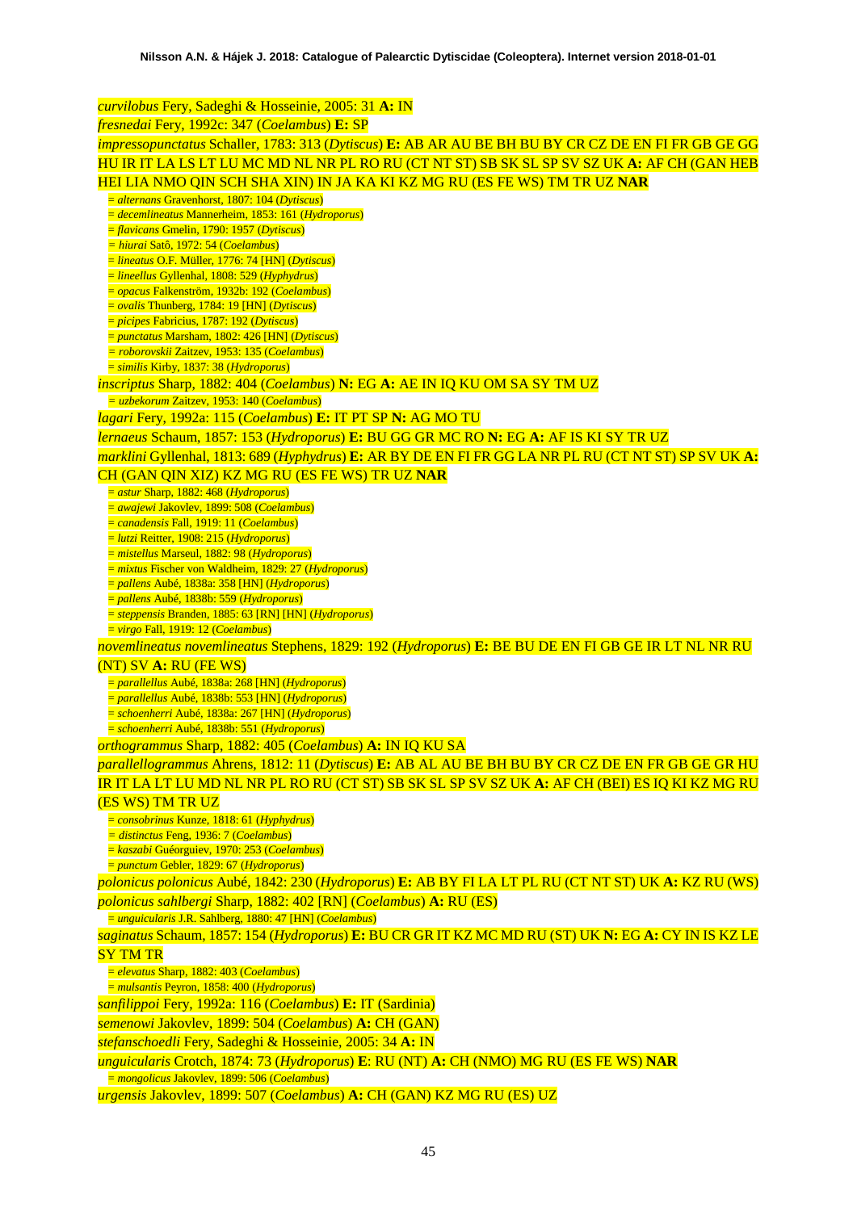*curvilobus* Fery, Sadeghi & Hosseinie, 2005: 31 **A:** IN

*fresnedai* Fery, 1992c: 347 (*Coelambus*) **E:** SP

*impressopunctatus* Schaller, 1783: 313 (*Dytiscus*) **E:** AB AR AU BE BH BU BY CR CZ DE EN FI FR GB GE GG HU IR IT LA LS LT LU MC MD NL NR PL RO RU (CT NT ST) SB SK SL SP SV SZ UK **A:** AF CH (GAN HEB HEI LIA NMO QIN SCH SHA XIN) IN JA KA KI KZ MG RU (ES FE WS) TM TR UZ **NAR**

= *alternans* Gravenhorst, 1807: 104 (*Dytiscus*)
= *decemlineatus* Mannerheim, 1853: 161 (*Hydroporus*)
= *flavicans* Gmelin, 1790: 1957 (*Dytiscus*)
= *hiurai* Satô, 1972: 54 (*Coelambus*)
= *lineatus* O.F. Müller, 1776: 74 [HN] (*Dytiscus*)
= *lineellus* Gyllenhal, 1808: 529 (*Hyphydrus*)
= *opacus* Falkenström, 1932b: 192 (*Coelambus*)
= *ovalis* Thunberg, 1784: 19 [HN] (*Dytiscus*)
= *picipes* Fabricius, 1787: 192 (*Dytiscus*)
= *punctatus* Marsham, 1802: 426 [HN] (*Dytiscus*)
= *roborovskii* Zaitzev, 1953: 135 (*Coelambus*)
= *similis* Kirby, 1837: 38 (*Hydroporus*)

*inscriptus* Sharp, 1882: 404 (*Coelambus*) **N:** EG **A:** AE IN IQ KU OM SA SY TM UZ

= *uzbekorum* Zaitzev, 1953: 140 (*Coelambus*)

*lagari* Fery, 1992a: 115 (*Coelambus*) **E:** IT PT SP **N:** AG MO TU

*lernaeus* Schaum, 1857: 153 (*Hydroporus*) **E:** BU GG GR MC RO **N:** EG **A:** AF IS KI SY TR UZ

*marklini* Gyllenhal, 1813: 689 (*Hyphydrus*) **E:** AR BY DE EN FI FR GG LA NR PL RU (CT NT ST) SP SV UK **A:** CH (GAN QIN XIZ) KZ MG RU (ES FE WS) TR UZ **NAR**

= *astur* Sharp, 1882: 468 (*Hydroporus*)
= *awajewi* Jakovlev, 1899: 508 (*Coelambus*)
= *canadensis* Fall, 1919: 11 (*Coelambus*)
= *lutzi* Reitter, 1908: 215 (*Hydroporus*)
= *mistellus* Marseul, 1882: 98 (*Hydroporus*)
= *mixtus* Fischer von Waldheim, 1829: 27 (*Hydroporus*)
= *pallens* Aubé, 1838a: 358 [HN] (*Hydroporus*)
= *pallens* Aubé, 1838b: 559 (*Hydroporus*)
= *steppensis* Branden, 1885: 63 [RN] [HN] (*Hydroporus*)
= *virgo* Fall, 1919: 12 (*Coelambus*)

*novemlineatus novemlineatus* Stephens, 1829: 192 (*Hydroporus*) **E:** BE BU DE EN FI GB GE IR LT NL NR RU (NT) SV **A:** RU (FE WS)

= *parallellus* Aubé, 1838a: 268 [HN] (*Hydroporus*)
= *parallellus* Aubé, 1838b: 553 [HN] (*Hydroporus*)
= *schoenherri* Aubé, 1838a: 267 [HN] (*Hydroporus*)
= *schoenherri* Aubé, 1838b: 551 (*Hydroporus*)

*orthogrammus* Sharp, 1882: 405 (*Coelambus*) **A:** IN IQ KU SA

*parallellogrammus* Ahrens, 1812: 11 (*Dytiscus*) **E:** AB AL AU BE BH BU BY CR CZ DE EN FR GB GE GR HU IR IT LA LT LU MD NL NR PL RO RU (CT ST) SB SK SL SP SV SZ UK **A:** AF CH (BEI) ES IQ KI KZ MG RU (ES WS) TM TR UZ

= *consobrinus* Kunze, 1818: 61 (*Hyphydrus*)
= *distinctus* Feng, 1936: 7 (*Coelambus*)
= *kaszabi* Guéorguiev, 1970: 253 (*Coelambus*)
= *punctum* Gebler, 1829: 67 (*Hydroporus*)

*polonicus polonicus* Aubé, 1842: 230 (*Hydroporus*) **E:** AB BY FI LA LT PL RU (CT NT ST) UK **A:** KZ RU (WS)

*polonicus sahlbergi* Sharp, 1882: 402 [RN] (*Coelambus*) **A:** RU (ES)

= *unguicularis* J.R. Sahlberg, 1880: 47 [HN] (*Coelambus*)

*saginatus* Schaum, 1857: 154 (*Hydroporus*) **E:** BU CR GR IT KZ MC MD RU (ST) UK **N:** EG **A:** CY IN IS KZ LE SY TM TR

= *elevatus* Sharp, 1882: 403 (*Coelambus*)
= *mulsantis* Peyron, 1858: 400 (*Hydroporus*)

*sanfilippoi* Fery, 1992a: 116 (*Coelambus*) **E:** IT (Sardinia)

*semenowi* Jakovlev, 1899: 504 (*Coelambus*) **A:** CH (GAN)

*stefanschoedli* Fery, Sadeghi & Hosseinie, 2005: 34 **A:** IN

*unguicularis* Crotch, 1874: 73 (*Hydroporus*) **E**: RU (NT) **A:** CH (NMO) MG RU (ES FE WS) **NAR**

= *mongolicus* Jakovlev, 1899: 506 (*Coelambus*)

*urgensis* Jakovlev, 1899: 507 (*Coelambus*) **A:** CH (GAN) KZ MG RU (ES) UZ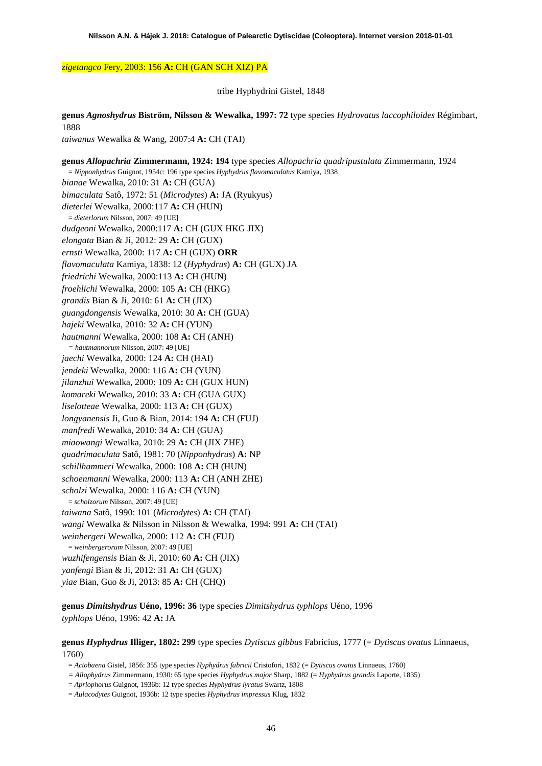*zigetangco* Fery, 2003: 156 **A:** CH (GAN SCH XIZ) PA

tribe Hyphydrini Gistel, 1848

**genus *Agnoshydrus* Biström, Nilsson & Wewalka, 1997: 72** type species *Hydrovatus laccophiloides* Régimbart, 1888
*taiwanus* Wewalka & Wang, 2007:4 **A:** CH (TAI)

**genus *Allopachria* Zimmermann, 1924: 194** type species *Allopachria quadripustulata* Zimmermann, 1924
= *Nipponhydrus* Guignot, 1954c: 196 type species *Hyphydrus flavomaculatus* Kamiya, 1938
*bianae* Wewalka, 2010: 31 **A:** CH (GUA)
*bimaculata* Satô, 1972: 51 (*Microdytes*) **A:** JA (Ryukyus)
*dieterlei* Wewalka, 2000:117 **A:** CH (HUN)
= *dieterlorum* Nilsson, 2007: 49 [UE]
*dudgeoni* Wewalka, 2000:117 **A:** CH (GUX HKG JIX)
*elongata* Bian & Ji, 2012: 29 **A:** CH (GUX)
*ernsti* Wewalka, 2000: 117 **A:** CH (GUX) **ORR**
*flavomaculata* Kamiya, 1838: 12 (*Hyphydrus*) **A:** CH (GUX) JA
*friedrichi* Wewalka, 2000:113 **A:** CH (HUN)
*froehlichi* Wewalka, 2000: 105 **A:** CH (HKG)
*grandis* Bian & Ji, 2010: 61 **A:** CH (JIX)
*guangdongensis* Wewalka, 2010: 30 **A:** CH (GUA)
*hajeki* Wewalka, 2010: 32 **A:** CH (YUN)
*hautmanni* Wewalka, 2000: 108 **A:** CH (ANH)
= *hautmannorum* Nilsson, 2007: 49 [UE]
*jaechi* Wewalka, 2000: 124 **A:** CH (HAI)
*jendeki* Wewalka, 2000: 116 **A:** CH (YUN)
*jilanzhui* Wewalka, 2000: 109 **A:** CH (GUX HUN)
*komareki* Wewalka, 2010: 33 **A:** CH (GUA GUX)
*liselotteae* Wewalka, 2000: 113 **A:** CH (GUX)
*longyanensis* Ji, Guo & Bian, 2014: 194 **A:** CH (FUJ)
*manfredi* Wewalka, 2010: 34 **A:** CH (GUA)
*miaowangi* Wewalka, 2010: 29 **A:** CH (JIX ZHE)
*quadrimaculata* Satô, 1981: 70 (*Nipponhydrus*) **A:** NP
*schillhammeri* Wewalka, 2000: 108 **A:** CH (HUN)
*schoenmanni* Wewalka, 2000: 113 **A:** CH (ANH ZHE)
*scholzi* Wewalka, 2000: 116 **A:** CH (YUN)
= *scholzorum* Nilsson, 2007: 49 [UE]
*taiwana* Satô, 1990: 101 (*Microdytes*) **A:** CH (TAI)
*wangi* Wewalka & Nilsson in Nilsson & Wewalka, 1994: 991 **A:** CH (TAI)
*weinbergeri* Wewalka, 2000: 112 **A:** CH (FUJ)
= *weinbergerorum* Nilsson, 2007: 49 [UE]
*wuzhifengensis* Bian & Ji, 2010: 60 **A:** CH (JIX)
*yanfengi* Bian & Ji, 2012: 31 **A:** CH (GUX)
*yiae* Bian, Guo & Ji, 2013: 85 **A:** CH (CHQ)

**genus *Dimitshydrus* Uéno, 1996: 36** type species *Dimitshydrus typhlops* Uéno, 1996
*typhlops* Uéno, 1996: 42 **A:** JA

**genus *Hyphydrus* Illiger, 1802: 299** type species *Dytiscus gibbus* Fabricius, 1777 (= *Dytiscus ovatus* Linnaeus, 1760)
= *Actobaena* Gistel, 1856: 355 type species *Hyphydrus fabricii* Cristofori, 1832 (= *Dytiscus ovatus* Linnaeus, 1760)
= *Allophydrus* Zimmermann, 1930: 65 type species *Hyphydrus major* Sharp, 1882 (= *Hyphydrus grandis* Laporte, 1835)
= *Apriophorus* Guignot, 1936b: 12 type species *Hyphydrus lyratus* Swartz, 1808
= *Aulacodytes* Guignot, 1936b: 12 type species *Hyphydrus impressus* Klug, 1832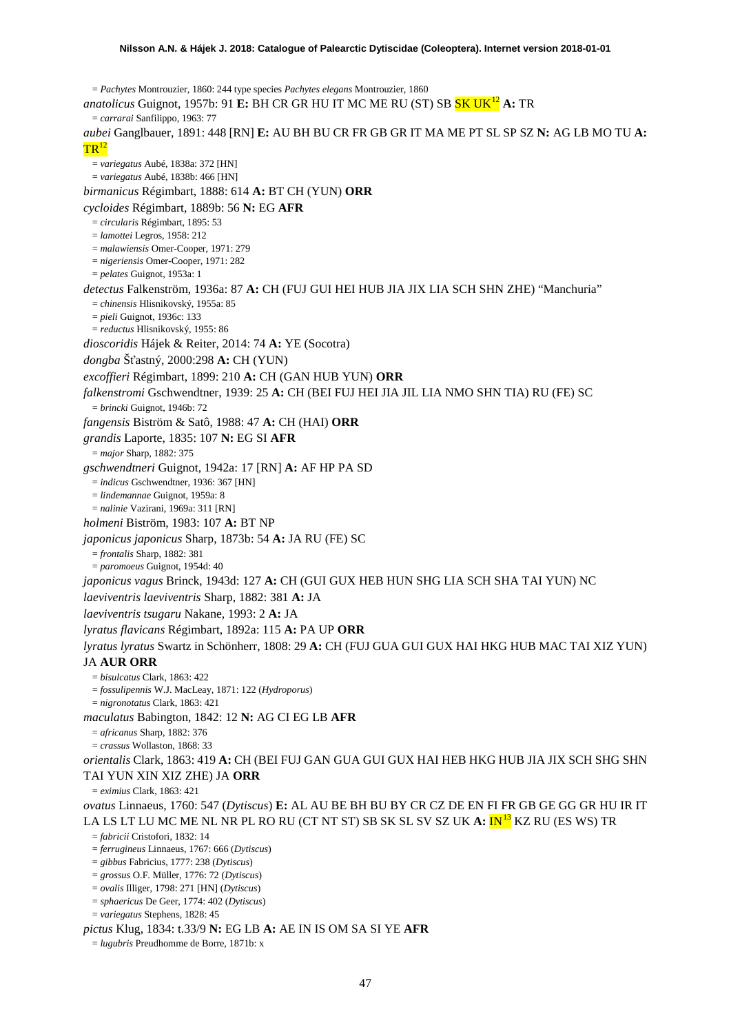= *Pachytes* Montrouzier, 1860: 244 type species *Pachytes elegans* Montrouzier, 1860

*anatolicus* Guignot, 1957b: 91 **E:** BH CR GR HU IT MC ME RU (ST) SB SK UK[12] **A:** TR

= *carrarai* Sanfilippo, 1963: 77

*aubei* Ganglbauer, 1891: 448 [RN] **E:** AU BH BU CR FR GB GR IT MA ME PT SL SP SZ **N:** AG LB MO TU **A:** TR[12]

= *variegatus* Aubé, 1838a: 372 [HN]

= *variegatus* Aubé, 1838b: 466 [HN]

*birmanicus* Régimbart, 1888: 614 **A:** BT CH (YUN) **ORR**

*cycloides* Régimbart, 1889b: 56 **N:** EG **AFR**

= *circularis* Régimbart, 1895: 53

= *lamottei* Legros, 1958: 212

= *malawiensis* Omer-Cooper, 1971: 279

= *nigeriensis* Omer-Cooper, 1971: 282

= *pelates* Guignot, 1953a: 1

*detectus* Falkenström, 1936a: 87 **A:** CH (FUJ GUI HEI HUB JIA JIX LIA SCH SHN ZHE) "Manchuria"

= *chinensis* Hlisnikovský, 1955a: 85

= *pieli* Guignot, 1936c: 133

= *reductus* Hlisnikovský, 1955: 86

*dioscoridis* Hájek & Reiter, 2014: 74 **A:** YE (Socotra)

*dongba* Šťastný, 2000:298 **A:** CH (YUN)

*excoffieri* Régimbart, 1899: 210 **A:** CH (GAN HUB YUN) **ORR**

*falkenstromi* Gschwendtner, 1939: 25 **A:** CH (BEI FUJ HEI JIA JIL LIA NMO SHN TIA) RU (FE) SC

= *brincki* Guignot, 1946b: 72

*fangensis* Biström & Satô, 1988: 47 **A:** CH (HAI) **ORR**

*grandis* Laporte, 1835: 107 **N:** EG SI **AFR**

= *major* Sharp, 1882: 375

*gschwendtneri* Guignot, 1942a: 17 [RN] **A:** AF HP PA SD

= *indicus* Gschwendtner, 1936: 367 [HN]

= *lindemannae* Guignot, 1959a: 8

= *nalinie* Vazirani, 1969a: 311 [RN]

*holmeni* Biström, 1983: 107 **A:** BT NP

*japonicus japonicus* Sharp, 1873b: 54 **A:** JA RU (FE) SC

= *frontalis* Sharp, 1882: 381

= *paromoeus* Guignot, 1954d: 40

*japonicus vagus* Brinck, 1943d: 127 **A:** CH (GUI GUX HEB HUN SHG LIA SCH SHA TAI YUN) NC

*laeviventris laeviventris* Sharp, 1882: 381 **A:** JA

*laeviventris tsugaru* Nakane, 1993: 2 **A:** JA

*lyratus flavicans* Régimbart, 1892a: 115 **A:** PA UP **ORR**

*lyratus lyratus* Swartz in Schönherr, 1808: 29 **A:** CH (FUJ GUA GUI GUX HAI HKG HUB MAC TAI XIZ YUN) JA **AUR ORR**

= *bisulcatus* Clark, 1863: 422

= *fossulipennis* W.J. MacLeay, 1871: 122 (*Hydroporus*)

= *nigronotatus* Clark, 1863: 421

*maculatus* Babington, 1842: 12 **N:** AG CI EG LB **AFR**

= *africanus* Sharp, 1882: 376

= *crassus* Wollaston, 1868: 33

*orientalis* Clark, 1863: 419 **A:** CH (BEI FUJ GAN GUA GUI GUX HAI HEB HKG HUB JIA JIX SCH SHG SHN TAI YUN XIN XIZ ZHE) JA **ORR**

= *eximius* Clark, 1863: 421

*ovatus* Linnaeus, 1760: 547 (*Dytiscus*) **E:** AL AU BE BH BU BY CR CZ DE EN FI FR GB GE GG GR HU IR IT LA LS LT LU MC ME NL NR PL RO RU (CT NT ST) SB SK SL SV SZ UK **A:** IN[13] KZ RU (ES WS) TR

= *fabricii* Cristofori, 1832: 14

= *ferrugineus* Linnaeus, 1767: 666 (*Dytiscus*)

= *gibbus* Fabricius, 1777: 238 (*Dytiscus*)

= *grossus* O.F. Müller, 1776: 72 (*Dytiscus*)

= *ovalis* Illiger, 1798: 271 [HN] (*Dytiscus*)

= *sphaericus* De Geer, 1774: 402 (*Dytiscus*)

= *variegatus* Stephens, 1828: 45

*pictus* Klug, 1834: t.33/9 **N:** EG LB **A:** AE IN IS OM SA SI YE **AFR**

= *lugubris* Preudhomme de Borre, 1871b: x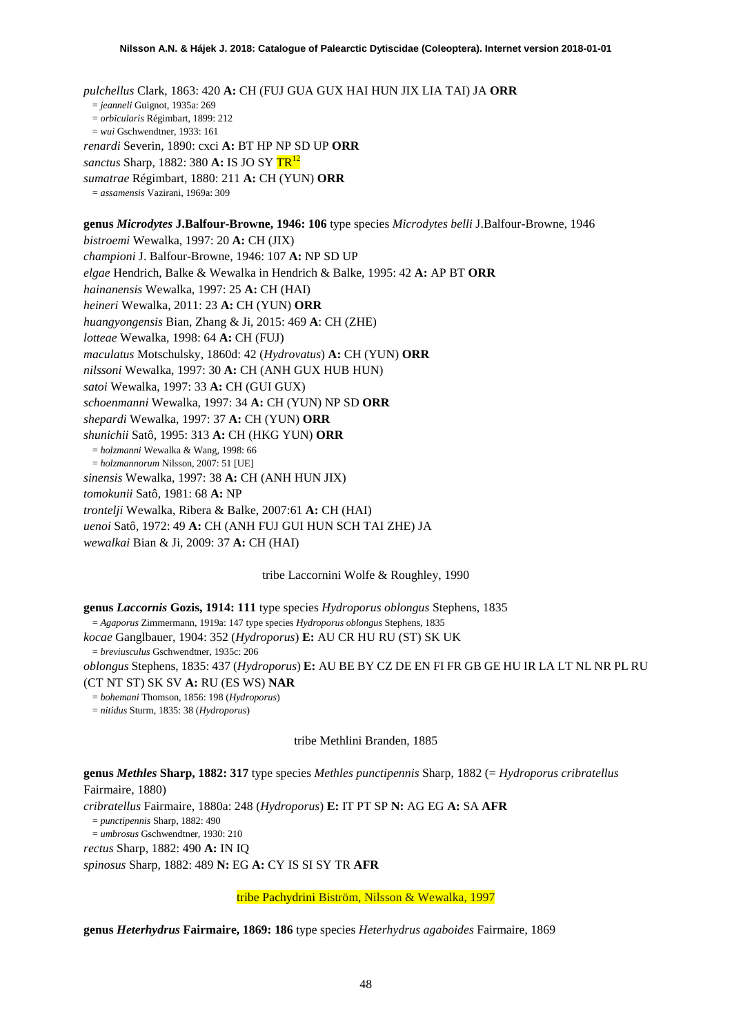*pulchellus* Clark, 1863: 420 **A:** CH (FUJ GUA GUX HAI HUN JIX LIA TAI) JA **ORR**

= *jeanneli* Guignot, 1935a: 269

= *orbicularis* Régimbart, 1899: 212

= *wui* Gschwendtner, 1933: 161

*renardi* Severin, 1890: cxci **A:** BT HP NP SD UP **ORR**

*sanctus* Sharp, 1882: 380 **A:** IS JO SY TR[12]

*sumatrae* Régimbart, 1880: 211 **A:** CH (YUN) **ORR**

= *assamensis* Vazirani, 1969a: 309

**genus *Microdytes* J.Balfour-Browne, 1946: 106** type species *Microdytes belli* J.Balfour-Browne, 1946

*bistroemi* Wewalka, 1997: 20 **A:** CH (JIX)

*championi* J. Balfour-Browne, 1946: 107 **A:** NP SD UP

*elgae* Hendrich, Balke & Wewalka in Hendrich & Balke, 1995: 42 **A:** AP BT **ORR**

*hainanensis* Wewalka, 1997: 25 **A:** CH (HAI)

*heineri* Wewalka, 2011: 23 **A:** CH (YUN) **ORR**

*huangyongensis* Bian, Zhang & Ji, 2015: 469 **A**: CH (ZHE)

*lotteae* Wewalka, 1998: 64 **A:** CH (FUJ)

*maculatus* Motschulsky, 1860d: 42 (*Hydrovatus*) **A:** CH (YUN) **ORR**

*nilssoni* Wewalka, 1997: 30 **A:** CH (ANH GUX HUB HUN)

*satoi* Wewalka, 1997: 33 **A:** CH (GUI GUX)

*schoenmanni* Wewalka, 1997: 34 **A:** CH (YUN) NP SD **ORR**

*shepardi* Wewalka, 1997: 37 **A:** CH (YUN) **ORR**

*shunichii* Satô, 1995: 313 **A:** CH (HKG YUN) **ORR**

= *holzmanni* Wewalka & Wang, 1998: 66

= *holzmannorum* Nilsson, 2007: 51 [UE]

*sinensis* Wewalka, 1997: 38 **A:** CH (ANH HUN JIX)

*tomokunii* Satô, 1981: 68 **A:** NP

*trontelji* Wewalka, Ribera & Balke, 2007:61 **A:** CH (HAI)

*uenoi* Satô, 1972: 49 **A:** CH (ANH FUJ GUI HUN SCH TAI ZHE) JA

*wewalkai* Bian & Ji, 2009: 37 **A:** CH (HAI)

tribe Laccornini Wolfe & Roughley, 1990

**genus *Laccornis* Gozis, 1914: 111** type species *Hydroporus oblongus* Stephens, 1835

= *Agaporus* Zimmermann, 1919a: 147 type species *Hydroporus oblongus* Stephens, 1835

*kocae* Ganglbauer, 1904: 352 (*Hydroporus*) **E:** AU CR HU RU (ST) SK UK

= *breviusculus* Gschwendtner, 1935c: 206

*oblongus* Stephens, 1835: 437 (*Hydroporus*) **E:** AU BE BY CZ DE EN FI FR GB GE HU IR LA LT NL NR PL RU (CT NT ST) SK SV **A:** RU (ES WS) **NAR**

= *bohemani* Thomson, 1856: 198 (*Hydroporus*)

= *nitidus* Sturm, 1835: 38 (*Hydroporus*)

tribe Methlini Branden, 1885

**genus *Methles* Sharp, 1882: 317** type species *Methles punctipennis* Sharp, 1882 (= *Hydroporus cribratellus* Fairmaire, 1880)

*cribratellus* Fairmaire, 1880a: 248 (*Hydroporus*) **E:** IT PT SP **N:** AG EG **A:** SA **AFR**

= *punctipennis* Sharp, 1882: 490

= *umbrosus* Gschwendtner, 1930: 210

*rectus* Sharp, 1882: 490 **A:** IN IQ

*spinosus* Sharp, 1882: 489 **N:** EG **A:** CY IS SI SY TR **AFR**

tribe Pachydrini Biström, Nilsson & Wewalka, 1997

**genus *Heterhydrus* Fairmaire, 1869: 186** type species *Heterhydrus agaboides* Fairmaire, 1869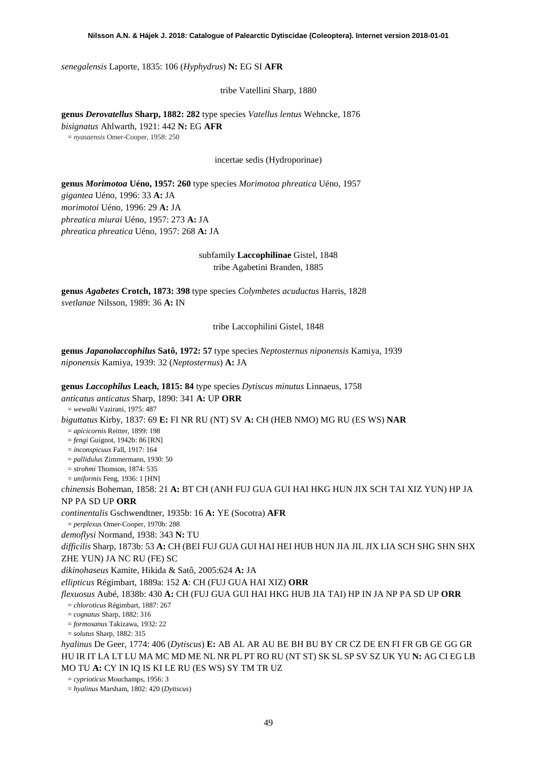*senegalensis* Laporte, 1835: 106 (*Hyphydrus*) **N:** EG SI **AFR**

tribe Vatellini Sharp, 1880

**genus *Derovatellus* Sharp, 1882: 282** type species *Vatellus lentus* Wehncke, 1876

*bisignatus* Ahlwarth, 1921: 442 **N:** EG **AFR**

= *nyasaensis* Omer-Cooper, 1958: 250

incertae sedis (Hydroporinae)

**genus *Morimotoa* Uéno, 1957: 260** type species *Morimotoa phreatica* Uéno, 1957

*gigantea* Uéno, 1996: 33 **A:** JA

*morimotoi* Uéno, 1996: 29 **A:** JA

*phreatica miurai* Uéno, 1957: 273 **A:** JA

*phreatica phreatica* Uéno, 1957: 268 **A:** JA

subfamily **Laccophilinae** Gistel, 1848

tribe Agabetini Branden, 1885

**genus *Agabetes* Crotch, 1873: 398** type species *Colymbetes acuductus* Harris, 1828

*svetlanae* Nilsson, 1989: 36 **A:** IN

tribe Laccophilini Gistel, 1848

**genus *Japanolaccophilus* Satô, 1972: 57** type species *Neptosternus niponensis* Kamiya, 1939

*niponensis* Kamiya, 1939: 32 (*Neptosternus*) **A:** JA

**genus *Laccophilus* Leach, 1815: 84** type species *Dytiscus minutus* Linnaeus, 1758

*anticatus anticatus* Sharp, 1890: 341 **A:** UP **ORR**

= *wewalki* Vazirani, 1975: 487

*biguttatus* Kirby, 1837: 69 **E:** FI NR RU (NT) SV **A:** CH (HEB NMO) MG RU (ES WS) **NAR**

= *apicicornis* Reitter, 1899: 198

= *fengi* Guignot, 1942b: 86 [RN]

= *inconspicuus* Fall, 1917: 164

= *pallidulus* Zimmermann, 1930: 50

= *strohmi* Thomson, 1874: 535

= *uniformis* Feng, 1936: 1 [HN]

*chinensis* Boheman, 1858: 21 **A:** BT CH (ANH FUJ GUA GUI HAI HKG HUN JIX SCH TAI XIZ YUN) HP JA NP PA SD UP **ORR**

*continentalis* Gschwendtner, 1935b: 16 **A:** YE (Socotra) **AFR**

= *perplexus* Omer-Cooper, 1970b: 288

*demoflysi* Normand, 1938: 343 **N:** TU

*difficilis* Sharp, 1873b: 53 **A:** CH (BEI FUJ GUA GUI HAI HEI HUB HUN JIA JIL JIX LIA SCH SHG SHN SHX ZHE YUN) JA NC RU (FE) SC

*dikinohaseus* Kamite, Hikida & Satô, 2005:624 **A:** JA

*ellipticus* Régimbart, 1889a: 152 **A**: CH (FUJ GUA HAI XIZ) **ORR**

*flexuosus* Aubé, 1838b: 430 **A:** CH (FUJ GUA GUI HAI HKG HUB JIA TAI) HP IN JA NP PA SD UP **ORR**

= *chloroticus* Régimbart, 1887: 267

= *cognatus* Sharp, 1882: 316

= *formosanus* Takizawa, 1932: 22

= *solutus* Sharp, 1882: 315

*hyalinus* De Geer, 1774: 406 (*Dytiscus*) **E:** AB AL AR AU BE BH BU BY CR CZ DE EN FI FR GB GE GG GR HU IR IT LA LT LU MA MC MD ME NL NR PL PT RO RU (NT ST) SK SL SP SV SZ UK YU **N:** AG CI EG LB MO TU **A:** CY IN IQ IS KI LE RU (ES WS) SY TM TR UZ

= *cyprioticus* Mouchamps, 1956: 3

= *hyalinus* Marsham, 1802: 420 (*Dytiscus*)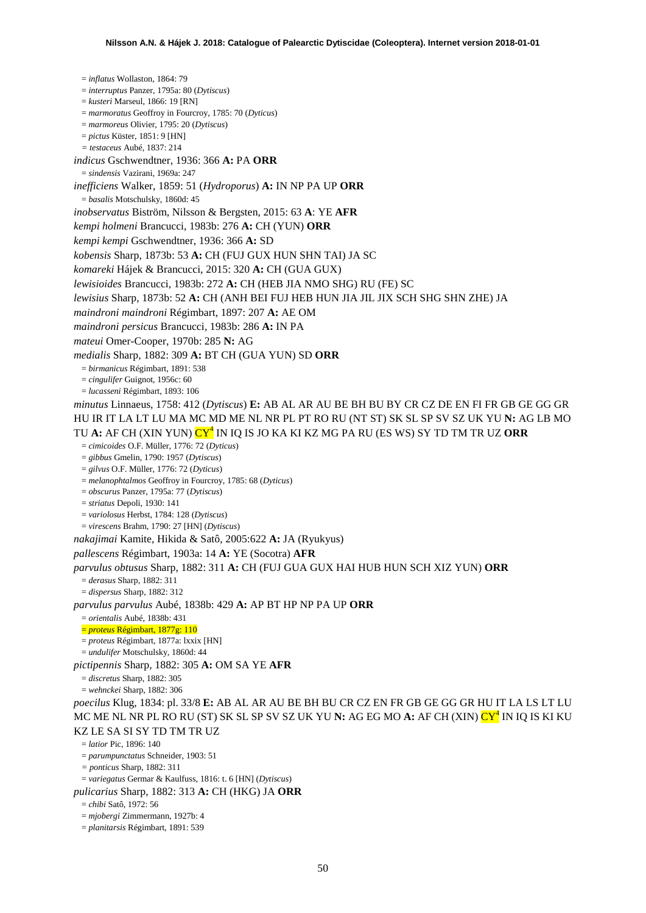= *inflatus* Wollaston, 1864: 79
= *interruptus* Panzer, 1795a: 80 (*Dytiscus*)
= *kusteri* Marseul, 1866: 19 [RN]
= *marmoratus* Geoffroy in Fourcroy, 1785: 70 (*Dyticus*)
= *marmoreus* Olivier, 1795: 20 (*Dytiscus*)
= *pictus* Küster, 1851: 9 [HN]
= *testaceus* Aubé, 1837: 214

*indicus* Gschwendtner, 1936: 366 **A:** PA **ORR**
= *sindensis* Vazirani, 1969a: 247

*inefficiens* Walker, 1859: 51 (*Hydroporus*) **A:** IN NP PA UP **ORR**
= *basalis* Motschulsky, 1860d: 45

*inobservatus* Biström, Nilsson & Bergsten, 2015: 63 **A**: YE **AFR**

*kempi holmeni* Brancucci, 1983b: 276 **A:** CH (YUN) **ORR**

*kempi kempi* Gschwendtner, 1936: 366 **A:** SD

*kobensis* Sharp, 1873b: 53 **A:** CH (FUJ GUX HUN SHN TAI) JA SC

*komareki* Hájek & Brancucci, 2015: 320 **A:** CH (GUA GUX)

*lewisioides* Brancucci, 1983b: 272 **A:** CH (HEB JIA NMO SHG) RU (FE) SC

*lewisius* Sharp, 1873b: 52 **A:** CH (ANH BEI FUJ HEB HUN JIA JIL JIX SCH SHG SHN ZHE) JA

*maindroni maindroni* Régimbart, 1897: 207 **A:** AE OM

*maindroni persicus* Brancucci, 1983b: 286 **A:** IN PA

*mateui* Omer-Cooper, 1970b: 285 **N:** AG

*medialis* Sharp, 1882: 309 **A:** BT CH (GUA YUN) SD **ORR**
= *birmanicus* Régimbart, 1891: 538
= *cingulifer* Guignot, 1956c: 60
= *lucasseni* Régimbart, 1893: 106

*minutus* Linnaeus, 1758: 412 (*Dytiscus*) **E:** AB AL AR AU BE BH BU BY CR CZ DE EN FI FR GB GE GG GR HU IR IT LA LT LU MA MC MD ME NL NR PL PT RO RU (NT ST) SK SL SP SV SZ UK YU **N:** AG LB MO TU **A:** AF CH (XIN YUN) CY[4] IN IQ IS JO KA KI KZ MG PA RU (ES WS) SY TD TM TR UZ **ORR**
= *cimicoides* O.F. Müller, 1776: 72 (*Dyticus*)
= *gibbus* Gmelin, 1790: 1957 (*Dytiscus*)
= *gilvus* O.F. Müller, 1776: 72 (*Dyticus*)
= *melanophtalmos* Geoffroy in Fourcroy, 1785: 68 (*Dyticus*)
= *obscurus* Panzer, 1795a: 77 (*Dytiscus*)
= *striatus* Depoli, 1930: 141
= *variolosus* Herbst, 1784: 128 (*Dytiscus*)
= *virescens* Brahm, 1790: 27 [HN] (*Dytiscus*)

*nakajimai* Kamite, Hikida & Satô, 2005:622 **A:** JA (Ryukyus)

*pallescens* Régimbart, 1903a: 14 **A:** YE (Socotra) **AFR**

*parvulus obtusus* Sharp, 1882: 311 **A:** CH (FUJ GUA GUX HAI HUB HUN SCH XIZ YUN) **ORR**
= *derasus* Sharp, 1882: 311
= *dispersus* Sharp, 1882: 312

*parvulus parvulus* Aubé, 1838b: 429 **A:** AP BT HP NP PA UP **ORR**
= *orientalis* Aubé, 1838b: 431
= *proteus* Régimbart, 1877g: 110
= *proteus* Régimbart, 1877a: lxxix [HN]
= *undulifer* Motschulsky, 1860d: 44

*pictipennis* Sharp, 1882: 305 **A:** OM SA YE **AFR**
= *discretus* Sharp, 1882: 305
= *wehnckei* Sharp, 1882: 306

*poecilus* Klug, 1834: pl. 33/8 **E:** AB AL AR AU BE BH BU CR CZ EN FR GB GE GG GR HU IT LA LS LT LU MC ME NL NR PL RO RU (ST) SK SL SP SV SZ UK YU **N:** AG EG MO **A:** AF CH (XIN) CY[4] IN IQ IS KI KU KZ LE SA SI SY TD TM TR UZ
= *latior* Pic, 1896: 140
= *parumpunctatus* Schneider, 1903: 51
= *ponticus* Sharp, 1882: 311
= *variegatus* Germar & Kaulfuss, 1816: t. 6 [HN] (*Dytiscus*)

*pulicarius* Sharp, 1882: 313 **A:** CH (HKG) JA **ORR**
= *chibi* Satô, 1972: 56
= *mjobergi* Zimmermann, 1927b: 4
= *planitarsis* Régimbart, 1891: 539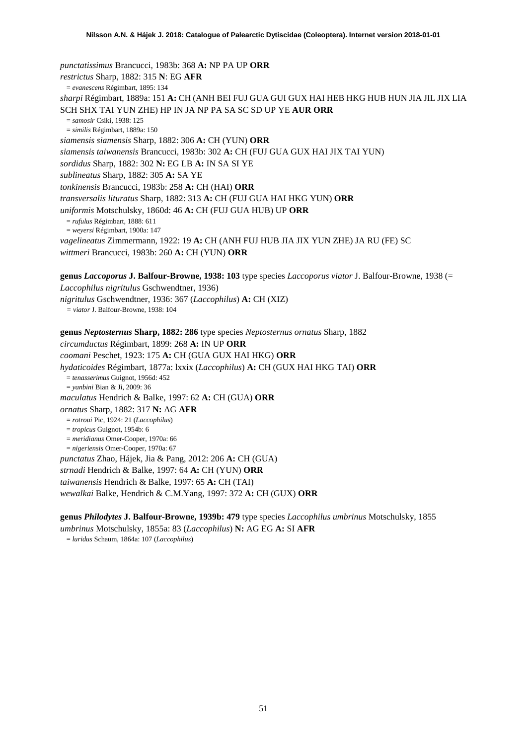*punctatissimus* Brancucci, 1983b: 368 **A:** NP PA UP **ORR**
*restrictus* Sharp, 1882: 315 **N**: EG **AFR**
= *evanescens* Régimbart, 1895: 134
*sharpi* Régimbart, 1889a: 151 **A:** CH (ANH BEI FUJ GUA GUI GUX HAI HEB HKG HUB HUN JIA JIL JIX LIA SCH SHX TAI YUN ZHE) HP IN JA NP PA SA SC SD UP YE **AUR ORR**
= *samosir* Csiki, 1938: 125
= *similis* Régimbart, 1889a: 150
*siamensis siamensis* Sharp, 1882: 306 **A:** CH (YUN) **ORR**
*siamensis taiwanensis* Brancucci, 1983b: 302 **A:** CH (FUJ GUA GUX HAI JIX TAI YUN)
*sordidus* Sharp, 1882: 302 **N:** EG LB **A:** IN SA SI YE
*sublineatus* Sharp, 1882: 305 **A:** SA YE
*tonkinensis* Brancucci, 1983b: 258 **A:** CH (HAI) **ORR**
*transversalis lituratus* Sharp, 1882: 313 **A:** CH (FUJ GUA HAI HKG YUN) **ORR**
*uniformis* Motschulsky, 1860d: 46 **A:** CH (FUJ GUA HUB) UP **ORR**
= *rufulus* Régimbart, 1888: 611
= *weyersi* Régimbart, 1900a: 147
*vagelineatus* Zimmermann, 1922: 19 **A:** CH (ANH FUJ HUB JIA JIX YUN ZHE) JA RU (FE) SC
*wittmeri* Brancucci, 1983b: 260 **A:** CH (YUN) **ORR**

**genus *Laccoporus* J. Balfour-Browne, 1938: 103** type species *Laccoporus viator* J. Balfour-Browne, 1938 (= *Laccophilus nigritulus* Gschwendtner, 1936)
*nigritulus* Gschwendtner, 1936: 367 (*Laccophilus*) **A:** CH (XIZ)
= *viator* J. Balfour-Browne, 1938: 104

**genus *Neptosternus* Sharp, 1882: 286** type species *Neptosternus ornatus* Sharp, 1882
*circumductus* Régimbart, 1899: 268 **A:** IN UP **ORR**
*coomani* Peschet, 1923: 175 **A:** CH (GUA GUX HAI HKG) **ORR**
*hydaticoides* Régimbart, 1877a: lxxix (*Laccophilus*) **A:** CH (GUX HAI HKG TAI) **ORR**
= *tenasserimus* Guignot, 1956d: 452
= *yanbini* Bian & Ji, 2009: 36
*maculatus* Hendrich & Balke, 1997: 62 **A:** CH (GUA) **ORR**
*ornatus* Sharp, 1882: 317 **N:** AG **AFR**
= *rotroui* Pic, 1924: 21 (*Laccophilus*)
= *tropicus* Guignot, 1954b: 6
= *meridianus* Omer-Cooper, 1970a: 66
= *nigeriensis* Omer-Cooper, 1970a: 67
*punctatus* Zhao, Hájek, Jia & Pang, 2012: 206 **A:** CH (GUA)
*strnadi* Hendrich & Balke, 1997: 64 **A:** CH (YUN) **ORR**
*taiwanensis* Hendrich & Balke, 1997: 65 **A:** CH (TAI)
*wewalkai* Balke, Hendrich & C.M.Yang, 1997: 372 **A:** CH (GUX) **ORR**

**genus *Philodytes* J. Balfour-Browne, 1939b: 479** type species *Laccophilus umbrinus* Motschulsky, 1855
*umbrinus* Motschulsky, 1855a: 83 (*Laccophilus*) **N:** AG EG **A:** SI **AFR**
= *luridus* Schaum, 1864a: 107 (*Laccophilus*)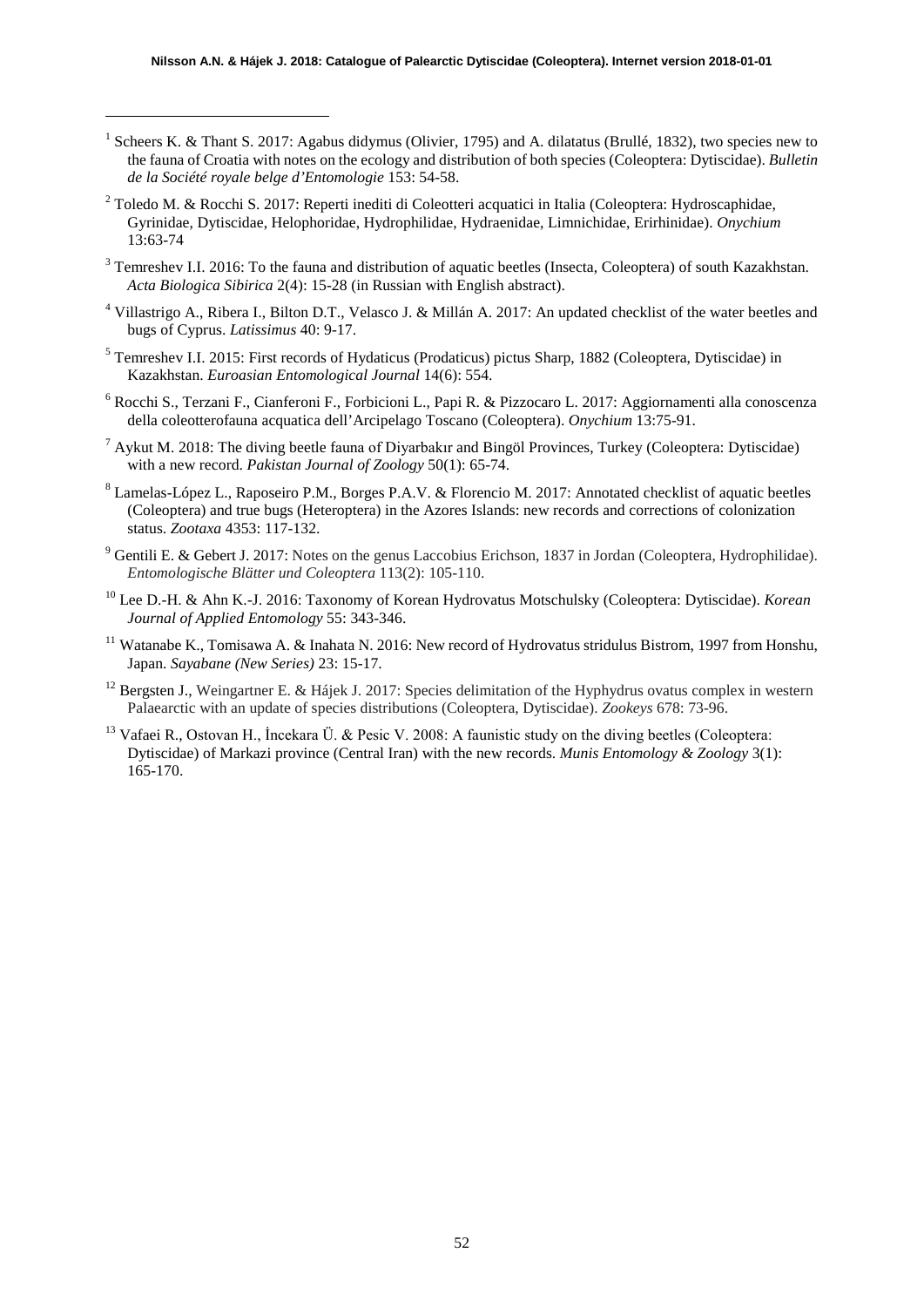[1] Scheers K. & Thant S. 2017: Agabus didymus (Olivier, 1795) and A. dilatatus (Brullé, 1832), two species new to the fauna of Croatia with notes on the ecology and distribution of both species (Coleoptera: Dytiscidae). *Bulletin de la Société royale belge d'Entomologie* 153: 54-58.

[2] Toledo M. & Rocchi S. 2017: Reperti inediti di Coleotteri acquatici in Italia (Coleoptera: Hydroscaphidae, Gyrinidae, Dytiscidae, Helophoridae, Hydrophilidae, Hydraenidae, Limnichidae, Erirhinidae). *Onychium* 13:63-74

[3] Temreshev I.I. 2016: To the fauna and distribution of aquatic beetles (Insecta, Coleoptera) of south Kazakhstan. *Acta Biologica Sibirica* 2(4): 15-28 (in Russian with English abstract).

[4] Villastrigo A., Ribera I., Bilton D.T., Velasco J. & Millán A. 2017: An updated checklist of the water beetles and bugs of Cyprus. *Latissimus* 40: 9-17.

[5] Temreshev I.I. 2015: First records of Hydaticus (Prodaticus) pictus Sharp, 1882 (Coleoptera, Dytiscidae) in Kazakhstan. *Euroasian Entomological Journal* 14(6): 554.

[6] Rocchi S., Terzani F., Cianferoni F., Forbicioni L., Papi R. & Pizzocaro L. 2017: Aggiornamenti alla conoscenza della coleotterofauna acquatica dell'Arcipelago Toscano (Coleoptera). *Onychium* 13:75-91.

[7] Aykut M. 2018: The diving beetle fauna of Diyarbakır and Bingöl Provinces, Turkey (Coleoptera: Dytiscidae) with a new record. *Pakistan Journal of Zoology* 50(1): 65-74.

[8] Lamelas-López L., Raposeiro P.M., Borges P.A.V. & Florencio M. 2017: Annotated checklist of aquatic beetles (Coleoptera) and true bugs (Heteroptera) in the Azores Islands: new records and corrections of colonization status. *Zootaxa* 4353: 117-132.

[9] Gentili E. & Gebert J. 2017: Notes on the genus Laccobius Erichson, 1837 in Jordan (Coleoptera, Hydrophilidae). *Entomologische Blätter und Coleoptera* 113(2): 105-110.

[10] Lee D.-H. & Ahn K.-J. 2016: Taxonomy of Korean Hydrovatus Motschulsky (Coleoptera: Dytiscidae). *Korean Journal of Applied Entomology* 55: 343-346.

[11] Watanabe K., Tomisawa A. & Inahata N. 2016: New record of Hydrovatus stridulus Bistrom, 1997 from Honshu, Japan. *Sayabane (New Series)* 23: 15-17.

[12] Bergsten J., Weingartner E. & Hájek J. 2017: Species delimitation of the Hyphydrus ovatus complex in western Palaearctic with an update of species distributions (Coleoptera, Dytiscidae). *Zookeys* 678: 73-96.

[13] Vafaei R., Ostovan H., İncekara Ü. & Pesic V. 2008: A faunistic study on the diving beetles (Coleoptera: Dytiscidae) of Markazi province (Central Iran) with the new records. *Munis Entomology & Zoology* 3(1): 165-170.